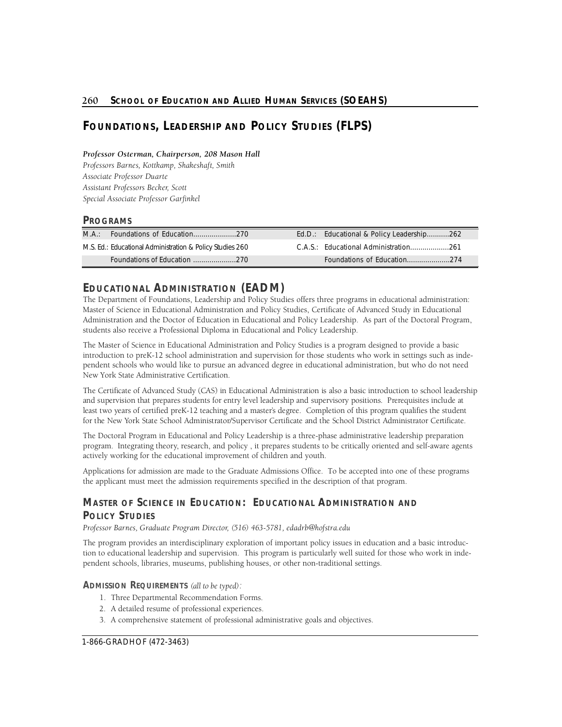# FOUNDATIONS, LEADERSHIP AND POLICY STUDIES (FLPS)

***Professor Osterman, Chairperson, 208 Mason Hall***
*Professors Barnes, Kottkamp, Shakeshaft, Smith*
*Associate Professor Duarte*
*Assistant Professors Becker, Scott*
*Special Associate Professor Garfinkel*

## PROGRAMS

| | | | |
|---|---|---|---|
| M.A.: | Foundations of Education.....................270 | Ed.D.: | Educational & Policy Leadership...........262 |
| M.S. Ed.: | Educational Administration & Policy Studies 260 | C.A.S.: | Educational Administration...................261 |
| | Foundations of Education .....................270 | | Foundations of Education.....................274 |

## EDUCATIONAL ADMINISTRATION (EADM)

The Department of Foundations, Leadership and Policy Studies offers three programs in educational administration: Master of Science in Educational Administration and Policy Studies, Certificate of Advanced Study in Educational Administration and the Doctor of Education in Educational and Policy Leadership. As part of the Doctoral Program, students also receive a Professional Diploma in Educational and Policy Leadership.

The Master of Science in Educational Administration and Policy Studies is a program designed to provide a basic introduction to preK-12 school administration and supervision for those students who work in settings such as independent schools who would like to pursue an advanced degree in educational administration, but who do not need New York State Administrative Certification.

The Certificate of Advanced Study (CAS) in Educational Administration is also a basic introduction to school leadership and supervision that prepares students for entry level leadership and supervisory positions. Prerequisites include at least two years of certified preK-12 teaching and a master's degree. Completion of this program qualifies the student for the New York State School Administrator/Supervisor Certificate and the School District Administrator Certificate.

The Doctoral Program in Educational and Policy Leadership is a three-phase administrative leadership preparation program. Integrating theory, research, and policy , it prepares students to be critically oriented and self-aware agents actively working for the educational improvement of children and youth.

Applications for admission are made to the Graduate Admissions Office. To be accepted into one of these programs the applicant must meet the admission requirements specified in the description of that program.

## MASTER OF SCIENCE IN EDUCATION: EDUCATIONAL ADMINISTRATION AND POLICY STUDIES

*Professor Barnes, Graduate Program Director, (516) 463-5781, edadrb@hofstra.edu*

The program provides an interdisciplinary exploration of important policy issues in education and a basic introduction to educational leadership and supervision. This program is particularly well suited for those who work in independent schools, libraries, museums, publishing houses, or other non-traditional settings.

### ADMISSION REQUIREMENTS *(all to be typed):*

1. Three Departmental Recommendation Forms.
2. A detailed resume of professional experiences.
3. A comprehensive statement of professional administrative goals and objectives.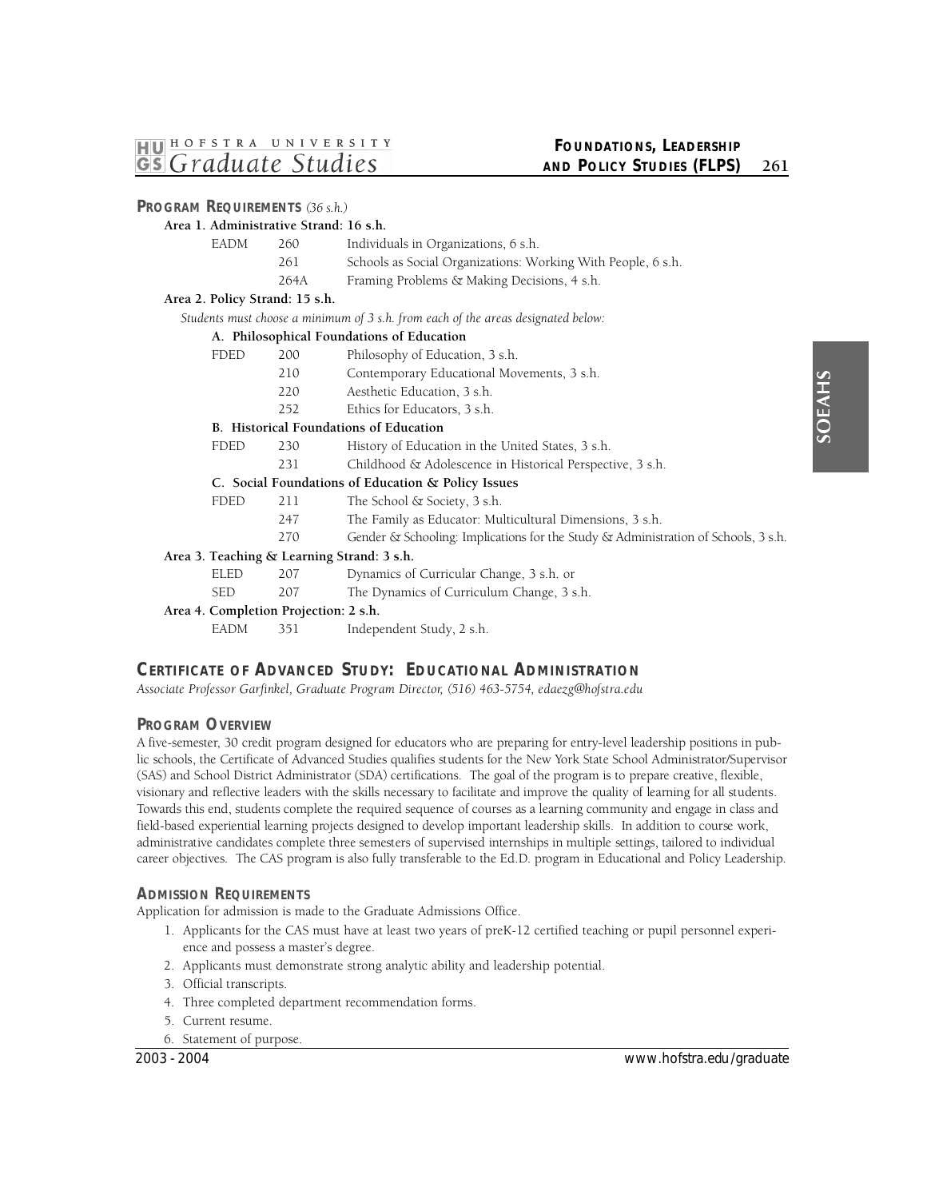### PROGRAM REQUIREMENTS *(36 s.h.)*

**Area 1. Administrative Strand: 16 s.h.**

| | | |
|---|---|---|
| EADM | 260 | Individuals in Organizations, 6 s.h. |
| | 261 | Schools as Social Organizations: Working With People, 6 s.h. |
| | 264A | Framing Problems & Making Decisions, 4 s.h. |

**Area 2. Policy Strand: 15 s.h.**

*Students must choose a minimum of 3 s.h. from each of the areas designated below:*

**A. Philosophical Foundations of Education**

| | | |
|---|---|---|
| FDED | 200 | Philosophy of Education, 3 s.h. |
| | 210 | Contemporary Educational Movements, 3 s.h. |
| | 220 | Aesthetic Education, 3 s.h. |
| | 252 | Ethics for Educators, 3 s.h. |

**B. Historical Foundations of Education**

| | | |
|---|---|---|
| FDED | 230 | History of Education in the United States, 3 s.h. |
| | 231 | Childhood & Adolescence in Historical Perspective, 3 s.h. |

**C. Social Foundations of Education & Policy Issues**

| | | |
|---|---|---|
| FDED | 211 | The School & Society, 3 s.h. |
| | 247 | The Family as Educator: Multicultural Dimensions, 3 s.h. |
| | 270 | Gender & Schooling: Implications for the Study & Administration of Schools, 3 s.h. |

**Area 3. Teaching & Learning Strand: 3 s.h.**

| | | |
|---|---|---|
| ELED | 207 | Dynamics of Curricular Change, 3 s.h. or |
| SED | 207 | The Dynamics of Curriculum Change, 3 s.h. |

**Area 4. Completion Projection: 2 s.h.**

| | | |
|---|---|---|
| EADM | 351 | Independent Study, 2 s.h. |

## CERTIFICATE OF ADVANCED STUDY: EDUCATIONAL ADMINISTRATION

*Associate Professor Garfinkel, Graduate Program Director, (516) 463-5754, edaezg@hofstra.edu*

### PROGRAM OVERVIEW

A five-semester, 30 credit program designed for educators who are preparing for entry-level leadership positions in public schools, the Certificate of Advanced Studies qualifies students for the New York State School Administrator/Supervisor (SAS) and School District Administrator (SDA) certifications. The goal of the program is to prepare creative, flexible, visionary and reflective leaders with the skills necessary to facilitate and improve the quality of learning for all students. Towards this end, students complete the required sequence of courses as a learning community and engage in class and field-based experiential learning projects designed to develop important leadership skills. In addition to course work, administrative candidates complete three semesters of supervised internships in multiple settings, tailored to individual career objectives. The CAS program is also fully transferable to the Ed.D. program in Educational and Policy Leadership.

### ADMISSION REQUIREMENTS

Application for admission is made to the Graduate Admissions Office.

1. Applicants for the CAS must have at least two years of preK-12 certified teaching or pupil personnel experience and possess a master's degree.
2. Applicants must demonstrate strong analytic ability and leadership potential.
3. Official transcripts.
4. Three completed department recommendation forms.
5. Current resume.
6. Statement of purpose.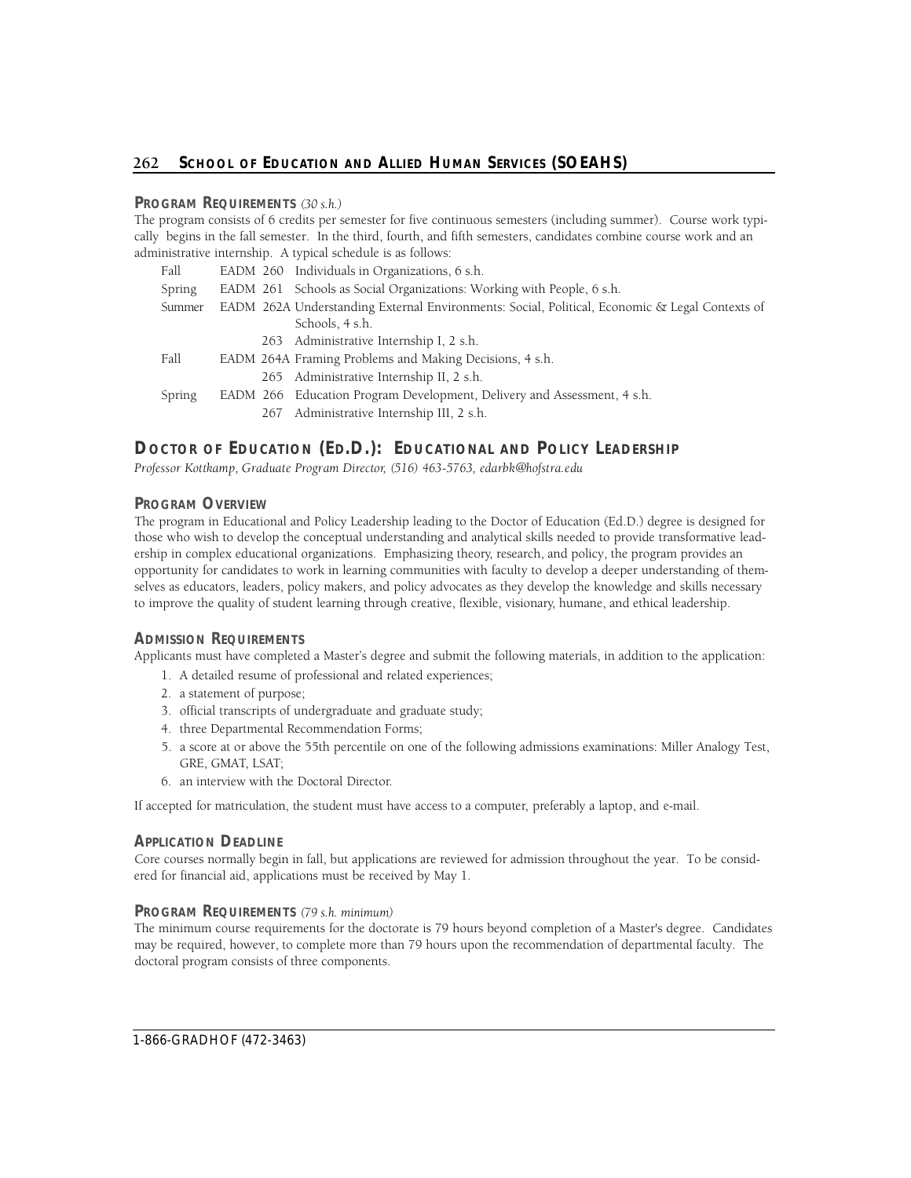### PROGRAM REQUIREMENTS *(30 s.h.)*

The program consists of 6 credits per semester for five continuous semesters (including summer). Course work typically begins in the fall semester. In the third, fourth, and fifth semesters, candidates combine course work and an administrative internship. A typical schedule is as follows:

| | | |
|---|---|---|
| Fall | EADM 260 | Individuals in Organizations, 6 s.h. |
| Spring | EADM 261 | Schools as Social Organizations: Working with People, 6 s.h. |
| Summer | EADM 262A | Understanding External Environments: Social, Political, Economic & Legal Contexts of Schools, 4 s.h. |
| | 263 | Administrative Internship I, 2 s.h. |
| Fall | EADM 264A | Framing Problems and Making Decisions, 4 s.h. |
| | 265 | Administrative Internship II, 2 s.h. |
| Spring | EADM 266 | Education Program Development, Delivery and Assessment, 4 s.h. |
| | 267 | Administrative Internship III, 2 s.h. |

## DOCTOR OF EDUCATION (ED.D.): EDUCATIONAL AND POLICY LEADERSHIP

*Professor Kottkamp, Graduate Program Director, (516) 463-5763, edarbk@hofstra.edu*

### PROGRAM OVERVIEW

The program in Educational and Policy Leadership leading to the Doctor of Education (Ed.D.) degree is designed for those who wish to develop the conceptual understanding and analytical skills needed to provide transformative leadership in complex educational organizations. Emphasizing theory, research, and policy, the program provides an opportunity for candidates to work in learning communities with faculty to develop a deeper understanding of themselves as educators, leaders, policy makers, and policy advocates as they develop the knowledge and skills necessary to improve the quality of student learning through creative, flexible, visionary, humane, and ethical leadership.

### ADMISSION REQUIREMENTS

Applicants must have completed a Master's degree and submit the following materials, in addition to the application:

1. A detailed resume of professional and related experiences;
2. a statement of purpose;
3. official transcripts of undergraduate and graduate study;
4. three Departmental Recommendation Forms;
5. a score at or above the 55th percentile on one of the following admissions examinations: Miller Analogy Test, GRE, GMAT, LSAT;
6. an interview with the Doctoral Director.

If accepted for matriculation, the student must have access to a computer, preferably a laptop, and e-mail.

### APPLICATION DEADLINE

Core courses normally begin in fall, but applications are reviewed for admission throughout the year. To be considered for financial aid, applications must be received by May 1.

### PROGRAM REQUIREMENTS *(79 s.h. minimum)*

The minimum course requirements for the doctorate is 79 hours beyond completion of a Master's degree. Candidates may be required, however, to complete more than 79 hours upon the recommendation of departmental faculty. The doctoral program consists of three components.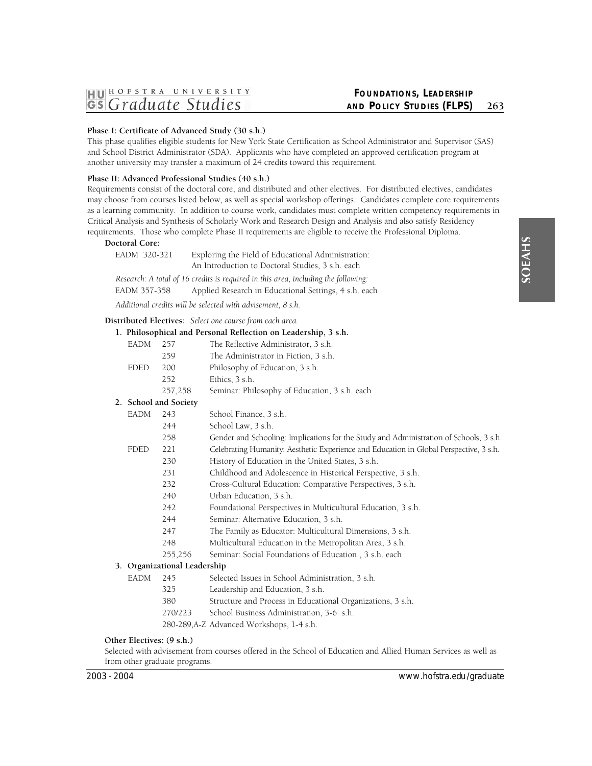**Phase I: Certificate of Advanced Study (30 s.h.)**

This phase qualifies eligible students for New York State Certification as School Administrator and Supervisor (SAS) and School District Administrator (SDA). Applicants who have completed an approved certification program at another university may transfer a maximum of 24 credits toward this requirement.

**Phase II: Advanced Professional Studies (40 s.h.)**

Requirements consist of the doctoral core, and distributed and other electives. For distributed electives, candidates may choose from courses listed below, as well as special workshop offerings. Candidates complete core requirements as a learning community. In addition to course work, candidates must complete written competency requirements in Critical Analysis and Synthesis of Scholarly Work and Research Design and Analysis and also satisfy Residency requirements. Those who complete Phase II requirements are eligible to receive the Professional Diploma.

**Doctoral Core:**

EADM 320-321 Exploring the Field of Educational Administration: An Introduction to Doctoral Studies, 3 s.h. each

*Research: A total of 16 credits is required in this area, including the following:*

EADM 357-358 Applied Research in Educational Settings, 4 s.h. each

*Additional credits will be selected with advisement, 8 s.h.*

**Distributed Electives:** *Select one course from each area.*

**1. Philosophical and Personal Reflection on Leadership, 3 s.h.**

| | | |
|---|---|---|
| EADM | 257 | The Reflective Administrator, 3 s.h. |
| | 259 | The Administrator in Fiction, 3 s.h. |
| FDED | 200 | Philosophy of Education, 3 s.h. |
| | 252 | Ethics, 3 s.h. |
| | 257,258 | Seminar: Philosophy of Education, 3 s.h. each |

**2. School and Society**

| | | |
|---|---|---|
| EADM | 243 | School Finance, 3 s.h. |
| | 244 | School Law, 3 s.h. |
| | 258 | Gender and Schooling: Implications for the Study and Administration of Schools, 3 s.h. |
| FDED | 221 | Celebrating Humanity: Aesthetic Experience and Education in Global Perspective, 3 s.h. |
| | 230 | History of Education in the United States, 3 s.h. |
| | 231 | Childhood and Adolescence in Historical Perspective, 3 s.h. |
| | 232 | Cross-Cultural Education: Comparative Perspectives, 3 s.h. |
| | 240 | Urban Education, 3 s.h. |
| | 242 | Foundational Perspectives in Multicultural Education, 3 s.h. |
| | 244 | Seminar: Alternative Education, 3 s.h. |
| | 247 | The Family as Educator: Multicultural Dimensions, 3 s.h. |
| | 248 | Multicultural Education in the Metropolitan Area, 3 s.h. |
| | 255,256 | Seminar: Social Foundations of Education , 3 s.h. each |

**3. Organizational Leadership**

| | | |
|---|---|---|
| EADM | 245 | Selected Issues in School Administration, 3 s.h. |
| | 325 | Leadership and Education, 3 s.h. |
| | 380 | Structure and Process in Educational Organizations, 3 s.h. |
| | 270/223 | School Business Administration, 3-6 s.h. |
| | 280-289,A-Z | Advanced Workshops, 1-4 s.h. |

**Other Electives: (9 s.h.)**

Selected with advisement from courses offered in the School of Education and Allied Human Services as well as from other graduate programs.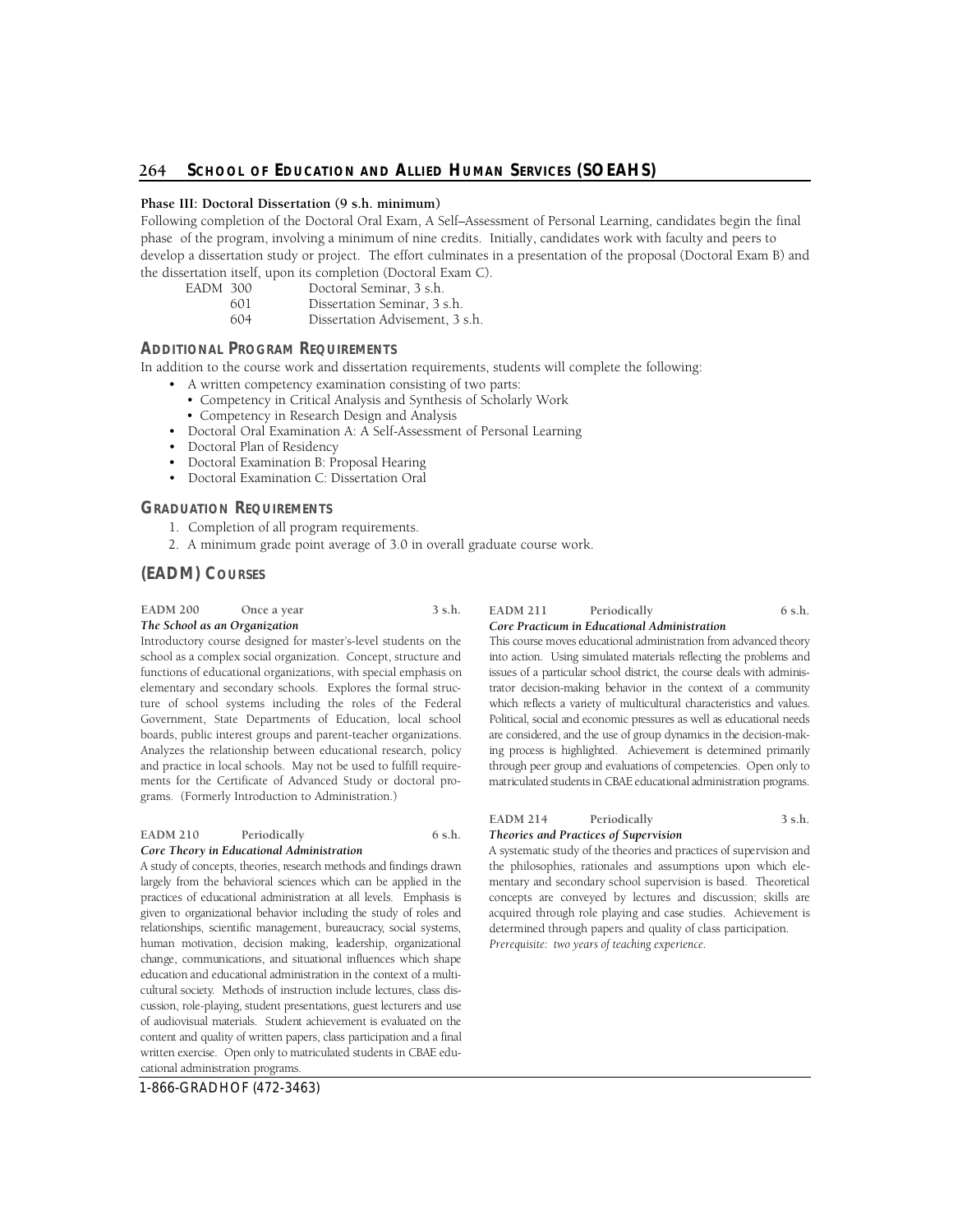**Phase III: Doctoral Dissertation (9 s.h. minimum)**

Following completion of the Doctoral Oral Exam, A Self–Assessment of Personal Learning, candidates begin the final phase of the program, involving a minimum of nine credits. Initially, candidates work with faculty and peers to develop a dissertation study or project. The effort culminates in a presentation of the proposal (Doctoral Exam B) and the dissertation itself, upon its completion (Doctoral Exam C).

| | | |
|---|---|---|
| EADM | 300 | Doctoral Seminar, 3 s.h. |
| | 601 | Dissertation Seminar, 3 s.h. |
| | 604 | Dissertation Advisement, 3 s.h. |

## ADDITIONAL PROGRAM REQUIREMENTS

In addition to the course work and dissertation requirements, students will complete the following:

- A written competency examination consisting of two parts:
  - Competency in Critical Analysis and Synthesis of Scholarly Work
  - Competency in Research Design and Analysis
- Doctoral Oral Examination A: A Self-Assessment of Personal Learning
- Doctoral Plan of Residency
- Doctoral Examination B: Proposal Hearing
- Doctoral Examination C: Dissertation Oral

## GRADUATION REQUIREMENTS

1. Completion of all program requirements.
2. A minimum grade point average of 3.0 in overall graduate course work.

## (EADM) COURSES

**EADM 200 Once a year 3 s.h.**
***The School as an Organization***

Introductory course designed for master's-level students on the school as a complex social organization. Concept, structure and functions of educational organizations, with special emphasis on elementary and secondary schools. Explores the formal structure of school systems including the roles of the Federal Government, State Departments of Education, local school boards, public interest groups and parent-teacher organizations. Analyzes the relationship between educational research, policy and practice in local schools. May not be used to fulfill requirements for the Certificate of Advanced Study or doctoral programs. (Formerly Introduction to Administration.)

**EADM 210 Periodically 6 s.h.**
***Core Theory in Educational Administration***

A study of concepts, theories, research methods and findings drawn largely from the behavioral sciences which can be applied in the practices of educational administration at all levels. Emphasis is given to organizational behavior including the study of roles and relationships, scientific management, bureaucracy, social systems, human motivation, decision making, leadership, organizational change, communications, and situational influences which shape education and educational administration in the context of a multicultural society. Methods of instruction include lectures, class discussion, role-playing, student presentations, guest lecturers and use of audiovisual materials. Student achievement is evaluated on the content and quality of written papers, class participation and a final written exercise. Open only to matriculated students in CBAE educational administration programs.

**EADM 211 Periodically 6 s.h.**
***Core Practicum in Educational Administration***

This course moves educational administration from advanced theory into action. Using simulated materials reflecting the problems and issues of a particular school district, the course deals with administrator decision-making behavior in the context of a community which reflects a variety of multicultural characteristics and values. Political, social and economic pressures as well as educational needs are considered, and the use of group dynamics in the decision-making process is highlighted. Achievement is determined primarily through peer group and evaluations of competencies. Open only to matriculated students in CBAE educational administration programs.

**EADM 214 Periodically 3 s.h.**
***Theories and Practices of Supervision***

A systematic study of the theories and practices of supervision and the philosophies, rationales and assumptions upon which elementary and secondary school supervision is based. Theoretical concepts are conveyed by lectures and discussion; skills are acquired through role playing and case studies. Achievement is determined through papers and quality of class participation.
*Prerequisite: two years of teaching experience.*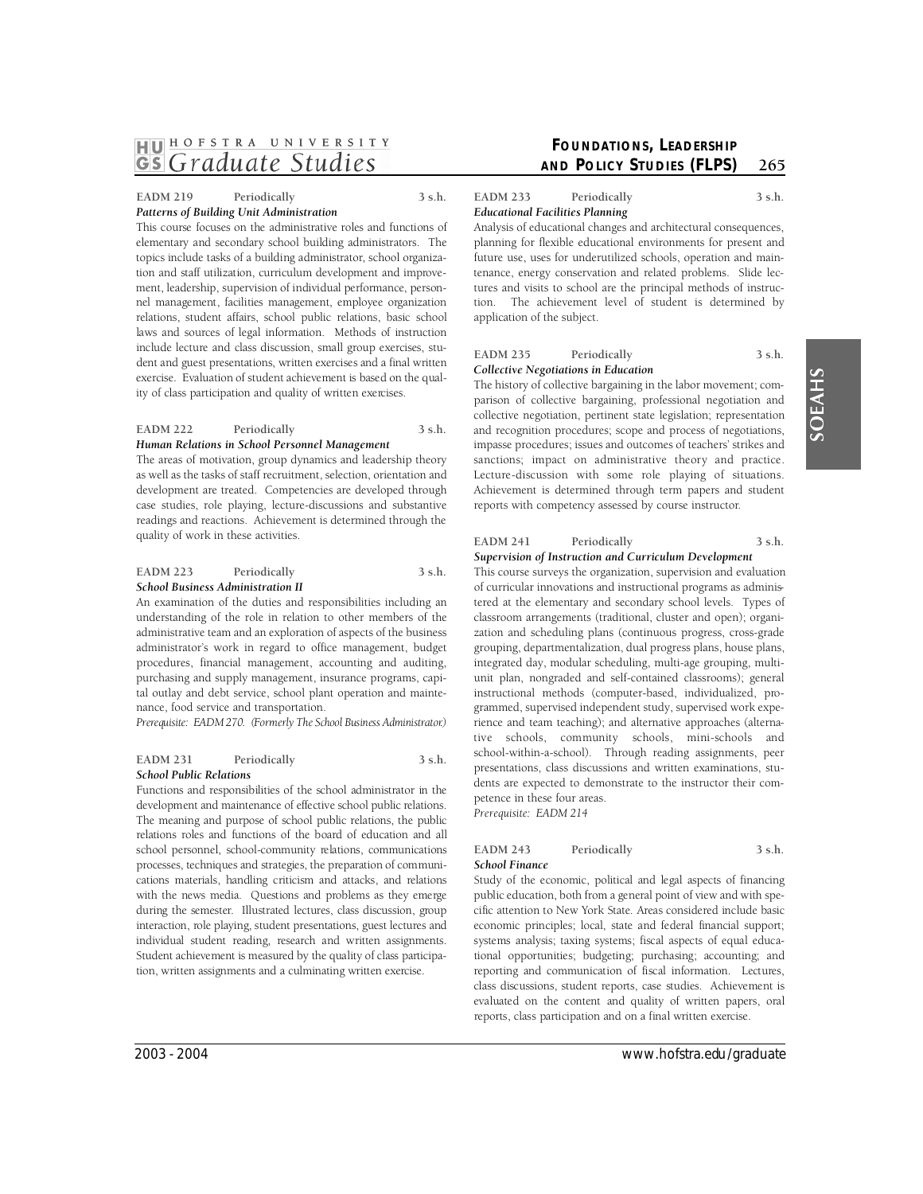**EADM 219 Periodically 3 s.h.**
***Patterns of Building Unit Administration***

This course focuses on the administrative roles and functions of elementary and secondary school building administrators. The topics include tasks of a building administrator, school organization and staff utilization, curriculum development and improvement, leadership, supervision of individual performance, personnel management, facilities management, employee organization relations, student affairs, school public relations, basic school laws and sources of legal information. Methods of instruction include lecture and class discussion, small group exercises, student and guest presentations, written exercises and a final written exercise. Evaluation of student achievement is based on the quality of class participation and quality of written exercises.

**EADM 222 Periodically 3 s.h.**
***Human Relations in School Personnel Management***

The areas of motivation, group dynamics and leadership theory as well as the tasks of staff recruitment, selection, orientation and development are treated. Competencies are developed through case studies, role playing, lecture-discussions and substantive readings and reactions. Achievement is determined through the quality of work in these activities.

**EADM 223 Periodically 3 s.h.**
***School Business Administration II***

An examination of the duties and responsibilities including an understanding of the role in relation to other members of the administrative team and an exploration of aspects of the business administrator's work in regard to office management, budget procedures, financial management, accounting and auditing, purchasing and supply management, insurance programs, capital outlay and debt service, school plant operation and maintenance, food service and transportation.

*Prerequisite: EADM 270. (Formerly The School Business Administrator.)*

**EADM 231 Periodically 3 s.h.**
***School Public Relations***

Functions and responsibilities of the school administrator in the development and maintenance of effective school public relations. The meaning and purpose of school public relations, the public relations roles and functions of the board of education and all school personnel, school-community relations, communications processes, techniques and strategies, the preparation of communications materials, handling criticism and attacks, and relations with the news media. Questions and problems as they emerge during the semester. Illustrated lectures, class discussion, group interaction, role playing, student presentations, guest lectures and individual student reading, research and written assignments. Student achievement is measured by the quality of class participation, written assignments and a culminating written exercise.

**EADM 233 Periodically 3 s.h.**
***Educational Facilities Planning***

Analysis of educational changes and architectural consequences, planning for flexible educational environments for present and future use, uses for underutilized schools, operation and maintenance, energy conservation and related problems. Slide lectures and visits to school are the principal methods of instruction. The achievement level of student is determined by application of the subject.

**EADM 235 Periodically 3 s.h.**
***Collective Negotiations in Education***

The history of collective bargaining in the labor movement; comparison of collective bargaining, professional negotiation and collective negotiation, pertinent state legislation; representation and recognition procedures; scope and process of negotiations, impasse procedures; issues and outcomes of teachers' strikes and sanctions; impact on administrative theory and practice. Lecture-discussion with some role playing of situations. Achievement is determined through term papers and student reports with competency assessed by course instructor.

**EADM 241 Periodically 3 s.h.**
***Supervision of Instruction and Curriculum Development***

This course surveys the organization, supervision and evaluation of curricular innovations and instructional programs as administered at the elementary and secondary school levels. Types of classroom arrangements (traditional, cluster and open); organization and scheduling plans (continuous progress, cross-grade grouping, departmentalization, dual progress plans, house plans, integrated day, modular scheduling, multi-age grouping, multi-unit plan, nongraded and self-contained classrooms); general instructional methods (computer-based, individualized, programmed, supervised independent study, supervised work experience and team teaching); and alternative approaches (alternative schools, community schools, mini-schools and school-within-a-school). Through reading assignments, peer presentations, class discussions and written examinations, students are expected to demonstrate to the instructor their competence in these four areas.

*Prerequisite: EADM 214*

**EADM 243 Periodically 3 s.h.**
***School Finance***

Study of the economic, political and legal aspects of financing public education, both from a general point of view and with specific attention to New York State. Areas considered include basic economic principles; local, state and federal financial support; systems analysis; taxing systems; fiscal aspects of equal educational opportunities; budgeting; purchasing; accounting; and reporting and communication of fiscal information. Lectures, class discussions, student reports, case studies. Achievement is evaluated on the content and quality of written papers, oral reports, class participation and on a final written exercise.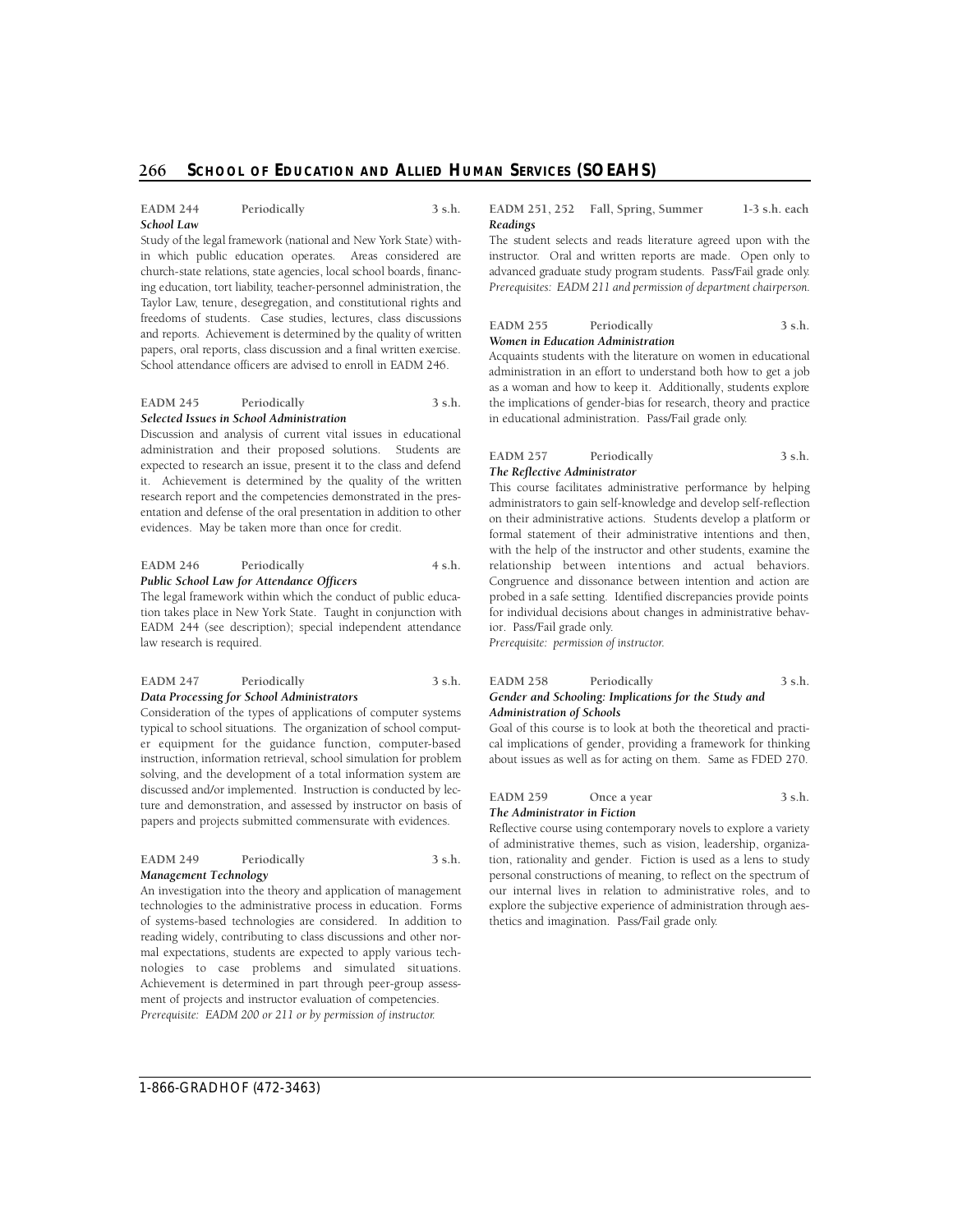**EADM 244 Periodically 3 s.h.**
***School Law***

Study of the legal framework (national and New York State) within which public education operates. Areas considered are church-state relations, state agencies, local school boards, financing education, tort liability, teacher-personnel administration, the Taylor Law, tenure, desegregation, and constitutional rights and freedoms of students. Case studies, lectures, class discussions and reports. Achievement is determined by the quality of written papers, oral reports, class discussion and a final written exercise. School attendance officers are advised to enroll in EADM 246.

**EADM 245 Periodically 3 s.h.**
***Selected Issues in School Administration***

Discussion and analysis of current vital issues in educational administration and their proposed solutions. Students are expected to research an issue, present it to the class and defend it. Achievement is determined by the quality of the written research report and the competencies demonstrated in the presentation and defense of the oral presentation in addition to other evidences. May be taken more than once for credit.

**EADM 246 Periodically 4 s.h.**
***Public School Law for Attendance Officers***

The legal framework within which the conduct of public education takes place in New York State. Taught in conjunction with EADM 244 (see description); special independent attendance law research is required.

**EADM 247 Periodically 3 s.h.**
***Data Processing for School Administrators***

Consideration of the types of applications of computer systems typical to school situations. The organization of school computer equipment for the guidance function, computer-based instruction, information retrieval, school simulation for problem solving, and the development of a total information system are discussed and/or implemented. Instruction is conducted by lecture and demonstration, and assessed by instructor on basis of papers and projects submitted commensurate with evidences.

**EADM 249 Periodically 3 s.h.**
***Management Technology***

An investigation into the theory and application of management technologies to the administrative process in education. Forms of systems-based technologies are considered. In addition to reading widely, contributing to class discussions and other normal expectations, students are expected to apply various technologies to case problems and simulated situations. Achievement is determined in part through peer-group assessment of projects and instructor evaluation of competencies.
*Prerequisite: EADM 200 or 211 or by permission of instructor.*

**EADM 251, 252 Fall, Spring, Summer 1-3 s.h. each**
***Readings***

The student selects and reads literature agreed upon with the instructor. Oral and written reports are made. Open only to advanced graduate study program students. Pass/Fail grade only.
*Prerequisites: EADM 211 and permission of department chairperson.*

**EADM 255 Periodically 3 s.h.**
***Women in Education Administration***

Acquaints students with the literature on women in educational administration in an effort to understand both how to get a job as a woman and how to keep it. Additionally, students explore the implications of gender-bias for research, theory and practice in educational administration. Pass/Fail grade only.

**EADM 257 Periodically 3 s.h.**
***The Reflective Administrator***

This course facilitates administrative performance by helping administrators to gain self-knowledge and develop self-reflection on their administrative actions. Students develop a platform or formal statement of their administrative intentions and then, with the help of the instructor and other students, examine the relationship between intentions and actual behaviors. Congruence and dissonance between intention and action are probed in a safe setting. Identified discrepancies provide points for individual decisions about changes in administrative behavior. Pass/Fail grade only.
*Prerequisite: permission of instructor.*

**EADM 258 Periodically 3 s.h.**
***Gender and Schooling: Implications for the Study and Administration of Schools***

Goal of this course is to look at both the theoretical and practical implications of gender, providing a framework for thinking about issues as well as for acting on them. Same as FDED 270.

**EADM 259 Once a year 3 s.h.**
***The Administrator in Fiction***

Reflective course using contemporary novels to explore a variety of administrative themes, such as vision, leadership, organization, rationality and gender. Fiction is used as a lens to study personal constructions of meaning, to reflect on the spectrum of our internal lives in relation to administrative roles, and to explore the subjective experience of administration through aesthetics and imagination. Pass/Fail grade only.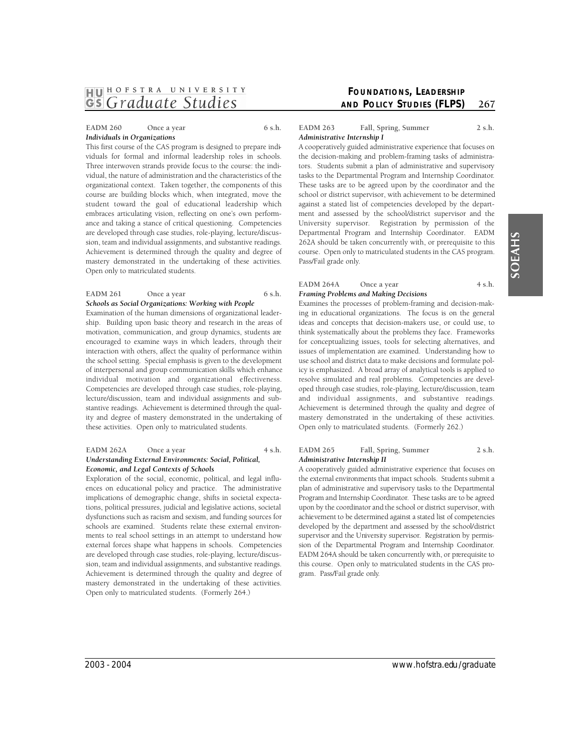**EADM 260 Once a year 6 s.h.**
***Individuals in Organizations***

This first course of the CAS program is designed to prepare individuals for formal and informal leadership roles in schools. Three interwoven strands provide focus to the course: the individual, the nature of administration and the characteristics of the organizational context. Taken together, the components of this course are building blocks which, when integrated, move the student toward the goal of educational leadership which embraces articulating vision, reflecting on one's own performance and taking a stance of critical questioning. Competencies are developed through case studies, role-playing, lecture/discussion, team and individual assignments, and substantive readings. Achievement is determined through the quality and degree of mastery demonstrated in the undertaking of these activities. Open only to matriculated students.

**EADM 261 Once a year 6 s.h.**
***Schools as Social Organizations: Working with People***

Examination of the human dimensions of organizational leadership. Building upon basic theory and research in the areas of motivation, communication, and group dynamics, students are encouraged to examine ways in which leaders, through their interaction with others, affect the quality of performance within the school setting. Special emphasis is given to the development of interpersonal and group communication skills which enhance individual motivation and organizational effectiveness. Competencies are developed through case studies, role-playing, lecture/discussion, team and individual assignments and substantive readings. Achievement is determined through the quality and degree of mastery demonstrated in the undertaking of these activities. Open only to matriculated students.

**EADM 262A Once a year 4 s.h.**
***Understanding External Environments: Social, Political, Economic, and Legal Contexts of Schools***

Exploration of the social, economic, political, and legal influences on educational policy and practice. The administrative implications of demographic change, shifts in societal expectations, political pressures, judicial and legislative actions, societal dysfunctions such as racism and sexism, and funding sources for schools are examined. Students relate these external environments to real school settings in an attempt to understand how external forces shape what happens in schools. Competencies are developed through case studies, role-playing, lecture/discussion, team and individual assignments, and substantive readings. Achievement is determined through the quality and degree of mastery demonstrated in the undertaking of these activities. Open only to matriculated students. (Formerly 264.)

**EADM 263 Fall, Spring, Summer 2 s.h.**
***Administrative Internship I***

A cooperatively guided administrative experience that focuses on the decision-making and problem-framing tasks of administrators. Students submit a plan of administrative and supervisory tasks to the Departmental Program and Internship Coordinator. These tasks are to be agreed upon by the coordinator and the school or district supervisor, with achievement to be determined against a stated list of competencies developed by the department and assessed by the school/district supervisor and the University supervisor. Registration by permission of the Departmental Program and Internship Coordinator. EADM 262A should be taken concurrently with, or prerequisite to this course. Open only to matriculated students in the CAS program. Pass/Fail grade only.

**EADM 264A Once a year 4 s.h.**
***Framing Problems and Making Decisions***

Examines the processes of problem-framing and decision-making in educational organizations. The focus is on the general ideas and concepts that decision-makers use, or could use, to think systematically about the problems they face. Frameworks for conceptualizing issues, tools for selecting alternatives, and issues of implementation are examined. Understanding how to use school and district data to make decisions and formulate policy is emphasized. A broad array of analytical tools is applied to resolve simulated and real problems. Competencies are developed through case studies, role-playing, lecture/discussion, team and individual assignments, and substantive readings. Achievement is determined through the quality and degree of mastery demonstrated in the undertaking of these activities. Open only to matriculated students. (Formerly 262.)

**EADM 265 Fall, Spring, Summer 2 s.h.**
***Administrative Internship II***

A cooperatively guided administrative experience that focuses on the external environments that impact schools. Students submit a plan of administrative and supervisory tasks to the Departmental Program and Internship Coordinator. These tasks are to be agreed upon by the coordinator and the school or district supervisor, with achievement to be determined against a stated list of competencies developed by the department and assessed by the school/district supervisor and the University supervisor. Registration by permission of the Departmental Program and Internship Coordinator. EADM 264A should be taken concurrently with, or prerequisite to this course. Open only to matriculated students in the CAS program. Pass/Fail grade only.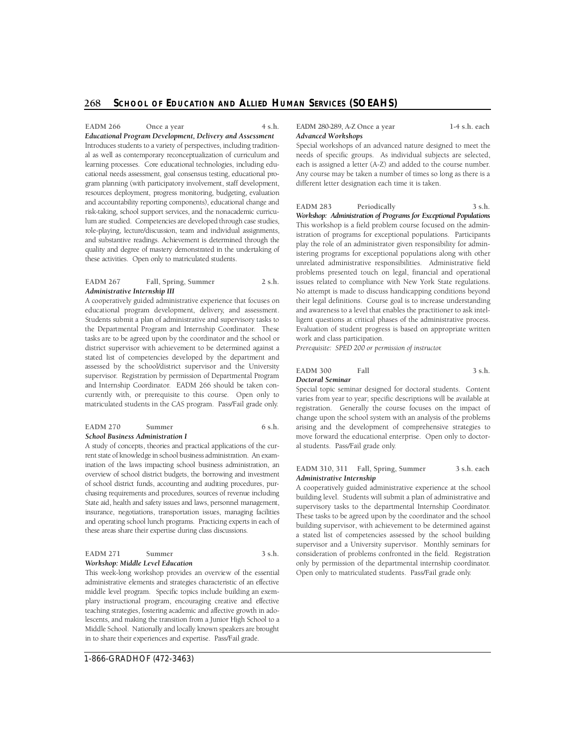**EADM 266 Once a year 4 s.h.**
***Educational Program Development, Delivery and Assessment***
Introduces students to a variety of perspectives, including traditional as well as contemporary reconceptualization of curriculum and learning processes. Core educational technologies, including educational needs assessment, goal consensus testing, educational program planning (with participatory involvement, staff development, resources deployment, progress monitoring, budgeting, evaluation and accountability reporting components), educational change and risk-taking, school support services, and the nonacademic curriculum are studied. Competencies are developed through case studies, role-playing, lecture/discussion, team and individual assignments, and substantive readings. Achievement is determined through the quality and degree of mastery demonstrated in the undertaking of these activities. Open only to matriculated students.

**EADM 267 Fall, Spring, Summer 2 s.h.**
***Administrative Internship III***
A cooperatively guided administrative experience that focuses on educational program development, delivery, and assessment. Students submit a plan of administrative and supervisory tasks to the Departmental Program and Internship Coordinator. These tasks are to be agreed upon by the coordinator and the school or district supervisor with achievement to be determined against a stated list of competencies developed by the department and assessed by the school/district supervisor and the University supervisor. Registration by permission of Departmental Program and Internship Coordinator. EADM 266 should be taken concurrently with, or prerequisite to this course. Open only to matriculated students in the CAS program. Pass/Fail grade only.

**EADM 270 Summer 6 s.h.**
***School Business Administration I***
A study of concepts, theories and practical applications of the current state of knowledge in school business administration. An examination of the laws impacting school business administration, an overview of school district budgets, the borrowing and investment of school district funds, accounting and auditing procedures, purchasing requirements and procedures, sources of revenue including State aid, health and safety issues and laws, personnel management, insurance, negotiations, transportation issues, managing facilities and operating school lunch programs. Practicing experts in each of these areas share their expertise during class discussions.

**EADM 271 Summer 3 s.h.**
***Workshop: Middle Level Education***
This week-long workshop provides an overview of the essential administrative elements and strategies characteristic of an effective middle level program. Specific topics include building an exemplary instructional program, encouraging creative and effective teaching strategies, fostering academic and affective growth in adolescents, and making the transition from a Junior High School to a Middle School. Nationally and locally known speakers are brought in to share their experiences and expertise. Pass/Fail grade.

**EADM 280-289, A-Z Once a year 1-4 s.h. each**
***Advanced Workshops***
Special workshops of an advanced nature designed to meet the needs of specific groups. As individual subjects are selected, each is assigned a letter (A-Z) and added to the course number. Any course may be taken a number of times so long as there is a different letter designation each time it is taken.

**EADM 283 Periodically 3 s.h.**
***Workshop: Administration of Programs for Exceptional Populations***
This workshop is a field problem course focused on the administration of programs for exceptional populations. Participants play the role of an administrator given responsibility for administering programs for exceptional populations along with other unrelated administrative responsibilities. Administrative field problems presented touch on legal, financial and operational issues related to compliance with New York State regulations. No attempt is made to discuss handicapping conditions beyond their legal definitions. Course goal is to increase understanding and awareness to a level that enables the practitioner to ask intelligent questions at critical phases of the administrative process. Evaluation of student progress is based on appropriate written work and class participation.
*Prerequisite: SPED 200 or permission of instructor.*

**EADM 300 Fall 3 s.h.**
***Doctoral Seminar***
Special topic seminar designed for doctoral students. Content varies from year to year; specific descriptions will be available at registration. Generally the course focuses on the impact of change upon the school system with an analysis of the problems arising and the development of comprehensive strategies to move forward the educational enterprise. Open only to doctoral students. Pass/Fail grade only.

**EADM 310, 311 Fall, Spring, Summer 3 s.h. each**
***Administrative Internship***
A cooperatively guided administrative experience at the school building level. Students will submit a plan of administrative and supervisory tasks to the departmental Internship Coordinator. These tasks to be agreed upon by the coordinator and the school building supervisor, with achievement to be determined against a stated list of competencies assessed by the school building supervisor and a University supervisor. Monthly seminars for consideration of problems confronted in the field. Registration only by permission of the departmental internship coordinator. Open only to matriculated students. Pass/Fail grade only.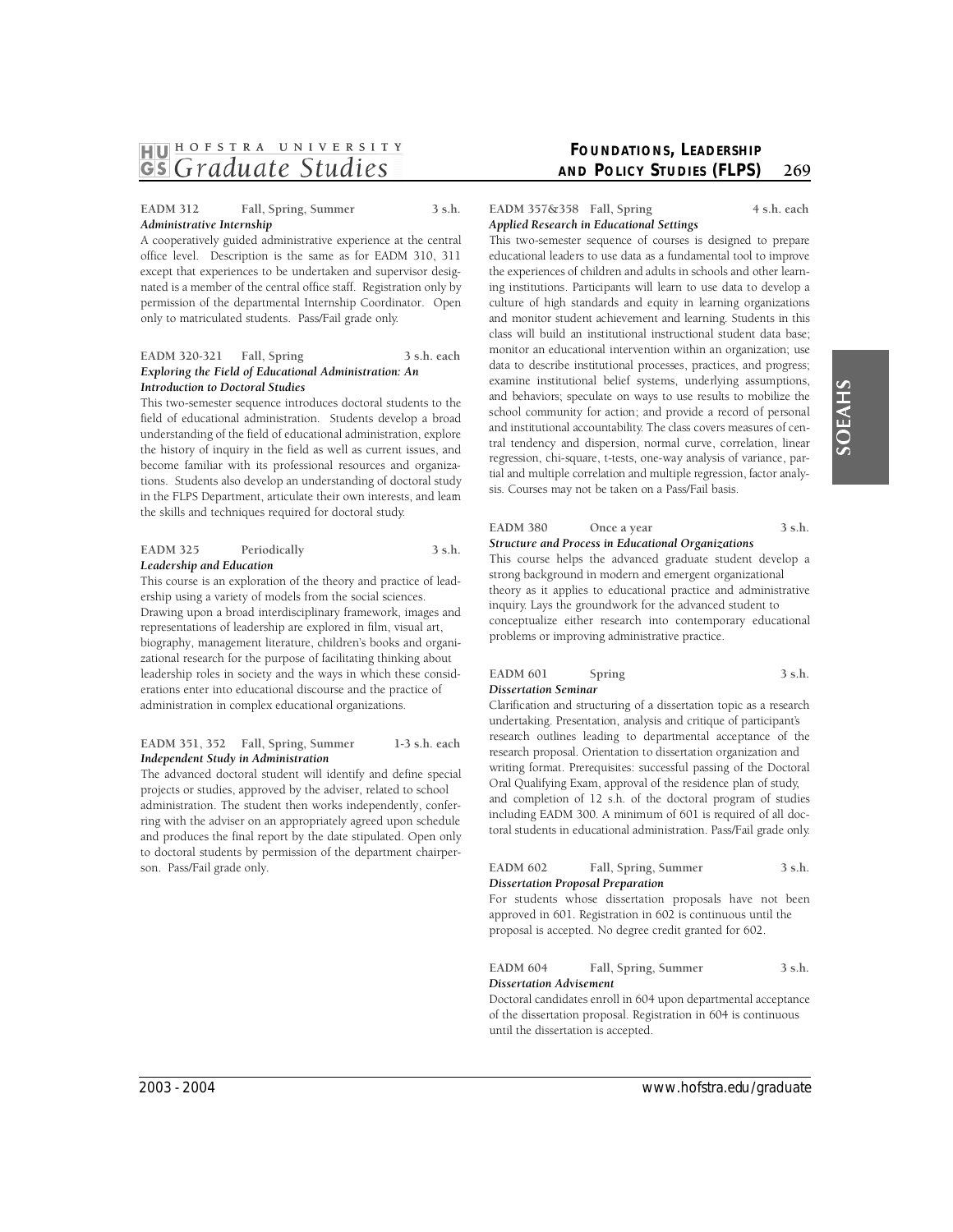**EADM 312 Fall, Spring, Summer 3 s.h.**
***Administrative Internship***

A cooperatively guided administrative experience at the central office level. Description is the same as for EADM 310, 311 except that experiences to be undertaken and supervisor designated is a member of the central office staff. Registration only by permission of the departmental Internship Coordinator. Open only to matriculated students. Pass/Fail grade only.

**EADM 320-321 Fall, Spring 3 s.h. each**
***Exploring the Field of Educational Administration: An Introduction to Doctoral Studies***

This two-semester sequence introduces doctoral students to the field of educational administration. Students develop a broad understanding of the field of educational administration, explore the history of inquiry in the field as well as current issues, and become familiar with its professional resources and organizations. Students also develop an understanding of doctoral study in the FLPS Department, articulate their own interests, and learn the skills and techniques required for doctoral study.

**EADM 325 Periodically 3 s.h.**
***Leadership and Education***

This course is an exploration of the theory and practice of leadership using a variety of models from the social sciences. Drawing upon a broad interdisciplinary framework, images and representations of leadership are explored in film, visual art, biography, management literature, children's books and organizational research for the purpose of facilitating thinking about leadership roles in society and the ways in which these considerations enter into educational discourse and the practice of administration in complex educational organizations.

**EADM 351, 352 Fall, Spring, Summer 1-3 s.h. each**
***Independent Study in Administration***

The advanced doctoral student will identify and define special projects or studies, approved by the adviser, related to school administration. The student then works independently, conferring with the adviser on an appropriately agreed upon schedule and produces the final report by the date stipulated. Open only to doctoral students by permission of the department chairperson. Pass/Fail grade only.

**EADM 357&358 Fall, Spring 4 s.h. each**
***Applied Research in Educational Settings***

This two-semester sequence of courses is designed to prepare educational leaders to use data as a fundamental tool to improve the experiences of children and adults in schools and other learning institutions. Participants will learn to use data to develop a culture of high standards and equity in learning organizations and monitor student achievement and learning. Students in this class will build an institutional instructional student data base; monitor an educational intervention within an organization; use data to describe institutional processes, practices, and progress; examine institutional belief systems, underlying assumptions, and behaviors; speculate on ways to use results to mobilize the school community for action; and provide a record of personal and institutional accountability. The class covers measures of central tendency and dispersion, normal curve, correlation, linear regression, chi-square, t-tests, one-way analysis of variance, partial and multiple correlation and multiple regression, factor analysis. Courses may not be taken on a Pass/Fail basis.

**EADM 380 Once a year 3 s.h.**
***Structure and Process in Educational Organizations***

This course helps the advanced graduate student develop a strong background in modern and emergent organizational theory as it applies to educational practice and administrative inquiry. Lays the groundwork for the advanced student to conceptualize either research into contemporary educational problems or improving administrative practice.

**EADM 601 Spring 3 s.h.**
***Dissertation Seminar***

Clarification and structuring of a dissertation topic as a research undertaking. Presentation, analysis and critique of participant's research outlines leading to departmental acceptance of the research proposal. Orientation to dissertation organization and writing format. Prerequisites: successful passing of the Doctoral Oral Qualifying Exam, approval of the residence plan of study, and completion of 12 s.h. of the doctoral program of studies including EADM 300. A minimum of 601 is required of all doctoral students in educational administration. Pass/Fail grade only.

**EADM 602 Fall, Spring, Summer 3 s.h.**
***Dissertation Proposal Preparation***

For students whose dissertation proposals have not been approved in 601. Registration in 602 is continuous until the proposal is accepted. No degree credit granted for 602.

**EADM 604 Fall, Spring, Summer 3 s.h.**
***Dissertation Advisement***

Doctoral candidates enroll in 604 upon departmental acceptance of the dissertation proposal. Registration in 604 is continuous until the dissertation is accepted.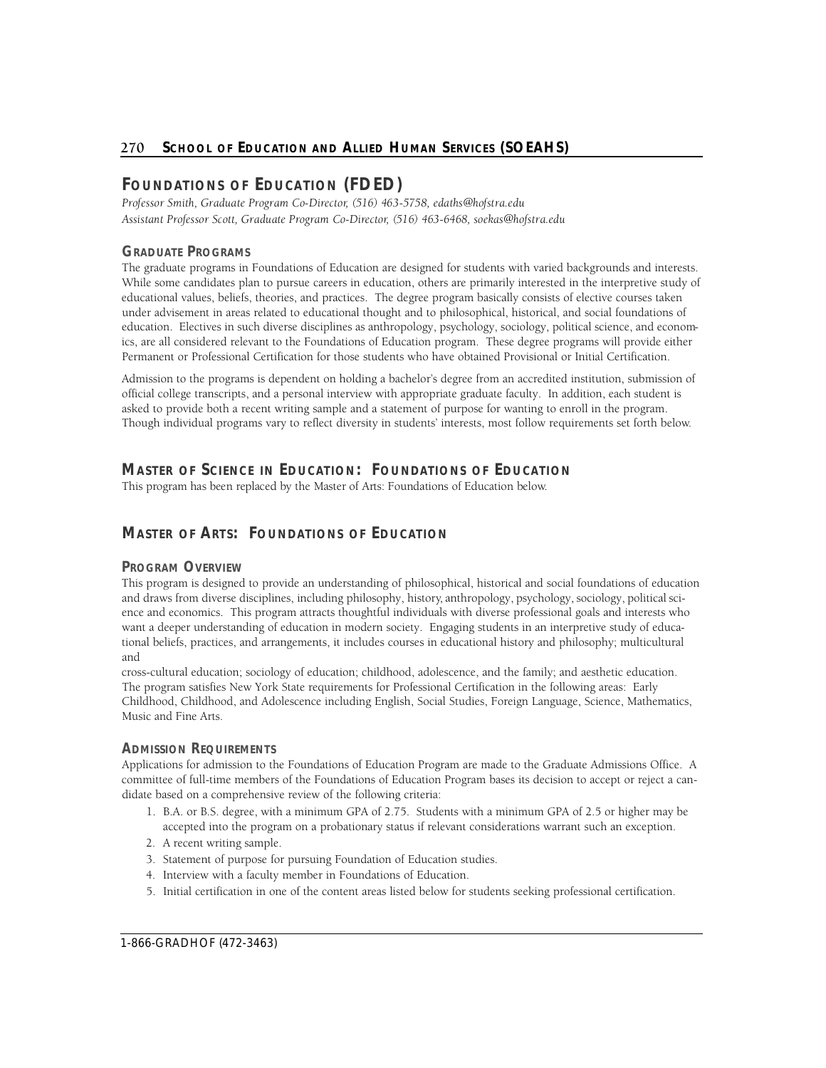## FOUNDATIONS OF EDUCATION (FDED)

*Professor Smith, Graduate Program Co-Director, (516) 463-5758, edaths@hofstra.edu*
*Assistant Professor Scott, Graduate Program Co-Director, (516) 463-6468, soekas@hofstra.edu*

### GRADUATE PROGRAMS

The graduate programs in Foundations of Education are designed for students with varied backgrounds and interests. While some candidates plan to pursue careers in education, others are primarily interested in the interpretive study of educational values, beliefs, theories, and practices. The degree program basically consists of elective courses taken under advisement in areas related to educational thought and to philosophical, historical, and social foundations of education. Electives in such diverse disciplines as anthropology, psychology, sociology, political science, and economics, are all considered relevant to the Foundations of Education program. These degree programs will provide either Permanent or Professional Certification for those students who have obtained Provisional or Initial Certification.

Admission to the programs is dependent on holding a bachelor's degree from an accredited institution, submission of official college transcripts, and a personal interview with appropriate graduate faculty. In addition, each student is asked to provide both a recent writing sample and a statement of purpose for wanting to enroll in the program. Though individual programs vary to reflect diversity in students' interests, most follow requirements set forth below.

## MASTER OF SCIENCE IN EDUCATION: FOUNDATIONS OF EDUCATION

This program has been replaced by the Master of Arts: Foundations of Education below.

## MASTER OF ARTS: FOUNDATIONS OF EDUCATION

### PROGRAM OVERVIEW

This program is designed to provide an understanding of philosophical, historical and social foundations of education and draws from diverse disciplines, including philosophy, history, anthropology, psychology, sociology, political science and economics. This program attracts thoughtful individuals with diverse professional goals and interests who want a deeper understanding of education in modern society. Engaging students in an interpretive study of educational beliefs, practices, and arrangements, it includes courses in educational history and philosophy; multicultural and cross-cultural education; sociology of education; childhood, adolescence, and the family; and aesthetic education. The program satisfies New York State requirements for Professional Certification in the following areas: Early Childhood, Childhood, and Adolescence including English, Social Studies, Foreign Language, Science, Mathematics, Music and Fine Arts.

### ADMISSION REQUIREMENTS

Applications for admission to the Foundations of Education Program are made to the Graduate Admissions Office. A committee of full-time members of the Foundations of Education Program bases its decision to accept or reject a candidate based on a comprehensive review of the following criteria:

1. B.A. or B.S. degree, with a minimum GPA of 2.75. Students with a minimum GPA of 2.5 or higher may be accepted into the program on a probationary status if relevant considerations warrant such an exception.
2. A recent writing sample.
3. Statement of purpose for pursuing Foundation of Education studies.
4. Interview with a faculty member in Foundations of Education.
5. Initial certification in one of the content areas listed below for students seeking professional certification.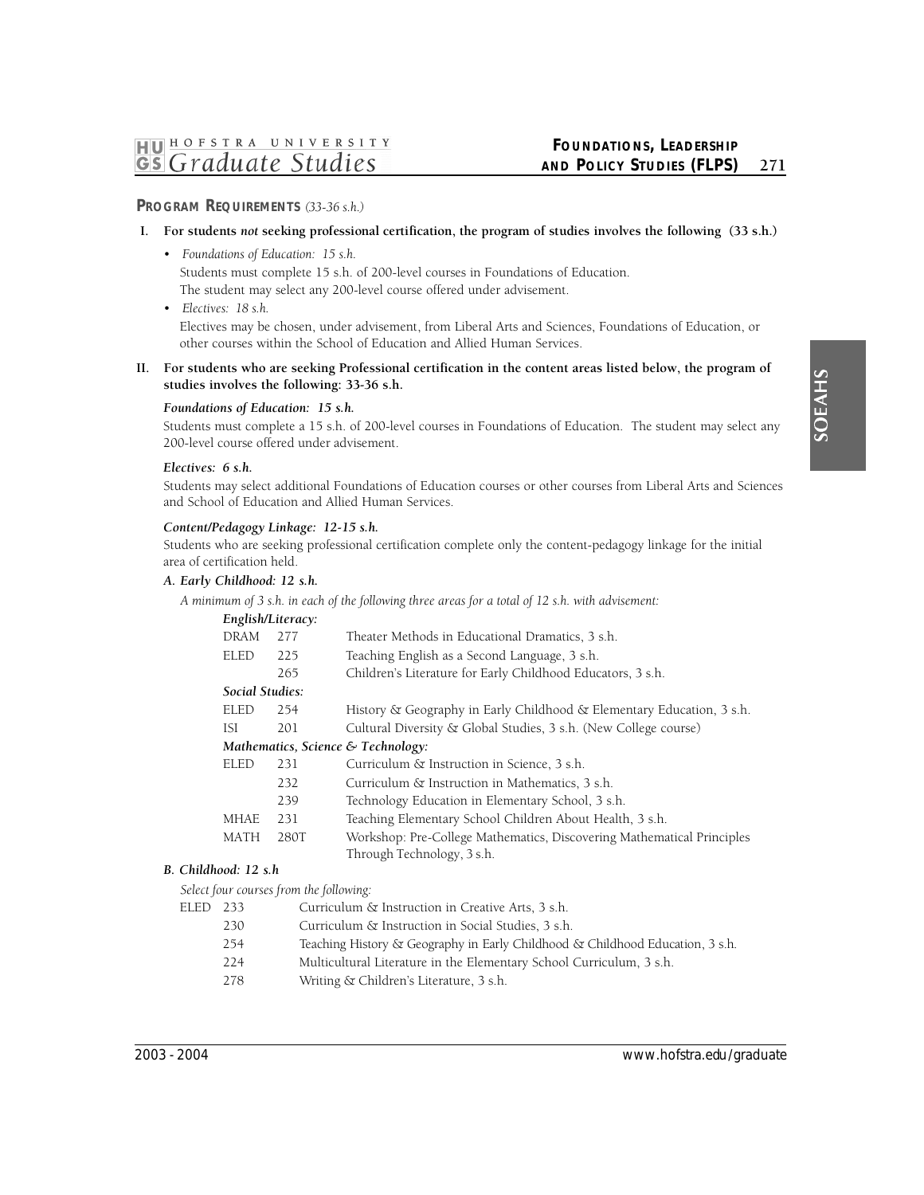## PROGRAM REQUIREMENTS *(33-36 s.h.)*

**I. For students *not* seeking professional certification, the program of studies involves the following (33 s.h.)**

- *Foundations of Education: 15 s.h.*
  Students must complete 15 s.h. of 200-level courses in Foundations of Education.
  The student may select any 200-level course offered under advisement.
- *Electives: 18 s.h.*
  Electives may be chosen, under advisement, from Liberal Arts and Sciences, Foundations of Education, or other courses within the School of Education and Allied Human Services.

**II. For students who are seeking Professional certification in the content areas listed below, the program of studies involves the following: 33-36 s.h.**

***Foundations of Education: 15 s.h.***

Students must complete a 15 s.h. of 200-level courses in Foundations of Education. The student may select any 200-level course offered under advisement.

***Electives: 6 s.h.***

Students may select additional Foundations of Education courses or other courses from Liberal Arts and Sciences and School of Education and Allied Human Services.

***Content/Pedagogy Linkage: 12-15 s.h.***

Students who are seeking professional certification complete only the content-pedagogy linkage for the initial area of certification held.

***A. Early Childhood: 12 s.h.***

*A minimum of 3 s.h. in each of the following three areas for a total of 12 s.h. with advisement:*

***English/Literacy:***

| | | |
|---|---|---|
| DRAM | 277 | Theater Methods in Educational Dramatics, 3 s.h. |
| ELED | 225 | Teaching English as a Second Language, 3 s.h. |
| | 265 | Children's Literature for Early Childhood Educators, 3 s.h. |

***Social Studies:***

| | | |
|---|---|---|
| ELED | 254 | History & Geography in Early Childhood & Elementary Education, 3 s.h. |
| ISI | 201 | Cultural Diversity & Global Studies, 3 s.h. (New College course) |

***Mathematics, Science & Technology:***

| | | |
|---|---|---|
| ELED | 231 | Curriculum & Instruction in Science, 3 s.h. |
| | 232 | Curriculum & Instruction in Mathematics, 3 s.h. |
| | 239 | Technology Education in Elementary School, 3 s.h. |
| MHAE | 231 | Teaching Elementary School Children About Health, 3 s.h. |
| MATH | 280T | Workshop: Pre-College Mathematics, Discovering Mathematical Principles Through Technology, 3 s.h. |

***B. Childhood: 12 s.h***

*Select four courses from the following:*

| | | |
|---|---|---|
| ELED | 233 | Curriculum & Instruction in Creative Arts, 3 s.h. |
| | 230 | Curriculum & Instruction in Social Studies, 3 s.h. |
| | 254 | Teaching History & Geography in Early Childhood & Childhood Education, 3 s.h. |
| | 224 | Multicultural Literature in the Elementary School Curriculum, 3 s.h. |
| | 278 | Writing & Children's Literature, 3 s.h. |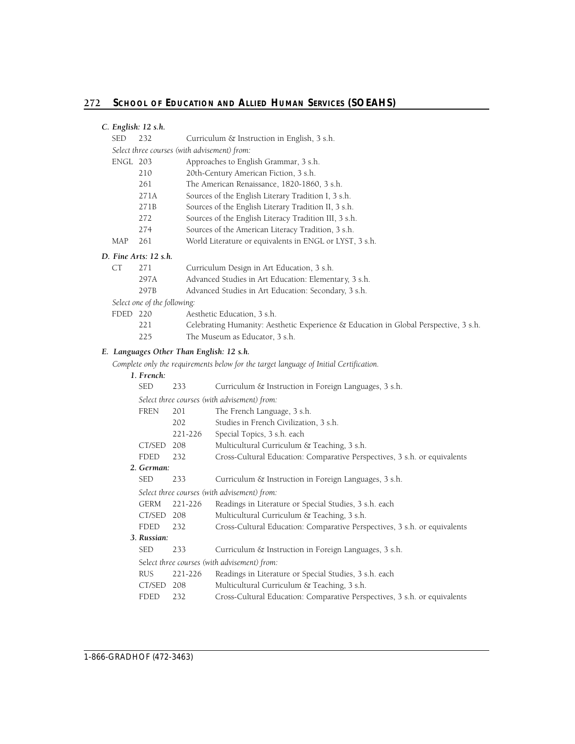### C. English: 12 s.h.

| | | |
|---|---|---|
| SED | 232 | Curriculum & Instruction in English, 3 s.h. |

*Select three courses (with advisement) from:*

| | | |
|---|---|---|
| ENGL | 203 | Approaches to English Grammar, 3 s.h. |
| | 210 | 20th-Century American Fiction, 3 s.h. |
| | 261 | The American Renaissance, 1820-1860, 3 s.h. |
| | 271A | Sources of the English Literary Tradition I, 3 s.h. |
| | 271B | Sources of the English Literary Tradition II, 3 s.h. |
| | 272 | Sources of the English Literacy Tradition III, 3 s.h. |
| | 274 | Sources of the American Literacy Tradition, 3 s.h. |
| MAP | 261 | World Literature or equivalents in ENGL or LYST, 3 s.h. |

### D. Fine Arts: 12 s.h.

| | | |
|---|---|---|
| CT | 271 | Curriculum Design in Art Education, 3 s.h. |
| | 297A | Advanced Studies in Art Education: Elementary, 3 s.h. |
| | 297B | Advanced Studies in Art Education: Secondary, 3 s.h. |

*Select one of the following:*

| | | |
|---|---|---|
| FDED | 220 | Aesthetic Education, 3 s.h. |
| | 221 | Celebrating Humanity: Aesthetic Experience & Education in Global Perspective, 3 s.h. |
| | 225 | The Museum as Educator, 3 s.h. |

### E. Languages Other Than English: 12 s.h.

*Complete only the requirements below for the target language of Initial Certification.*

#### 1. French:

| | | |
|---|---|---|
| SED | 233 | Curriculum & Instruction in Foreign Languages, 3 s.h. |

*Select three courses (with advisement) from:*

| | | |
|---|---|---|
| FREN | 201 | The French Language, 3 s.h. |
| | 202 | Studies in French Civilization, 3 s.h. |
| | 221-226 | Special Topics, 3 s.h. each |
| CT/SED | 208 | Multicultural Curriculum & Teaching, 3 s.h. |
| FDED | 232 | Cross-Cultural Education: Comparative Perspectives, 3 s.h. or equivalents |

#### 2. German:

| | | |
|---|---|---|
| SED | 233 | Curriculum & Instruction in Foreign Languages, 3 s.h. |

*Select three courses (with advisement) from:*

| | | |
|---|---|---|
| GERM | 221-226 | Readings in Literature or Special Studies, 3 s.h. each |
| CT/SED | 208 | Multicultural Curriculum & Teaching, 3 s.h. |
| FDED | 232 | Cross-Cultural Education: Comparative Perspectives, 3 s.h. or equivalents |

#### 3. Russian:

| | | |
|---|---|---|
| SED | 233 | Curriculum & Instruction in Foreign Languages, 3 s.h. |

*Select three courses (with advisement) from:*

| | | |
|---|---|---|
| RUS | 221-226 | Readings in Literature or Special Studies, 3 s.h. each |
| CT/SED | 208 | Multicultural Curriculum & Teaching, 3 s.h. |
| FDED | 232 | Cross-Cultural Education: Comparative Perspectives, 3 s.h. or equivalents |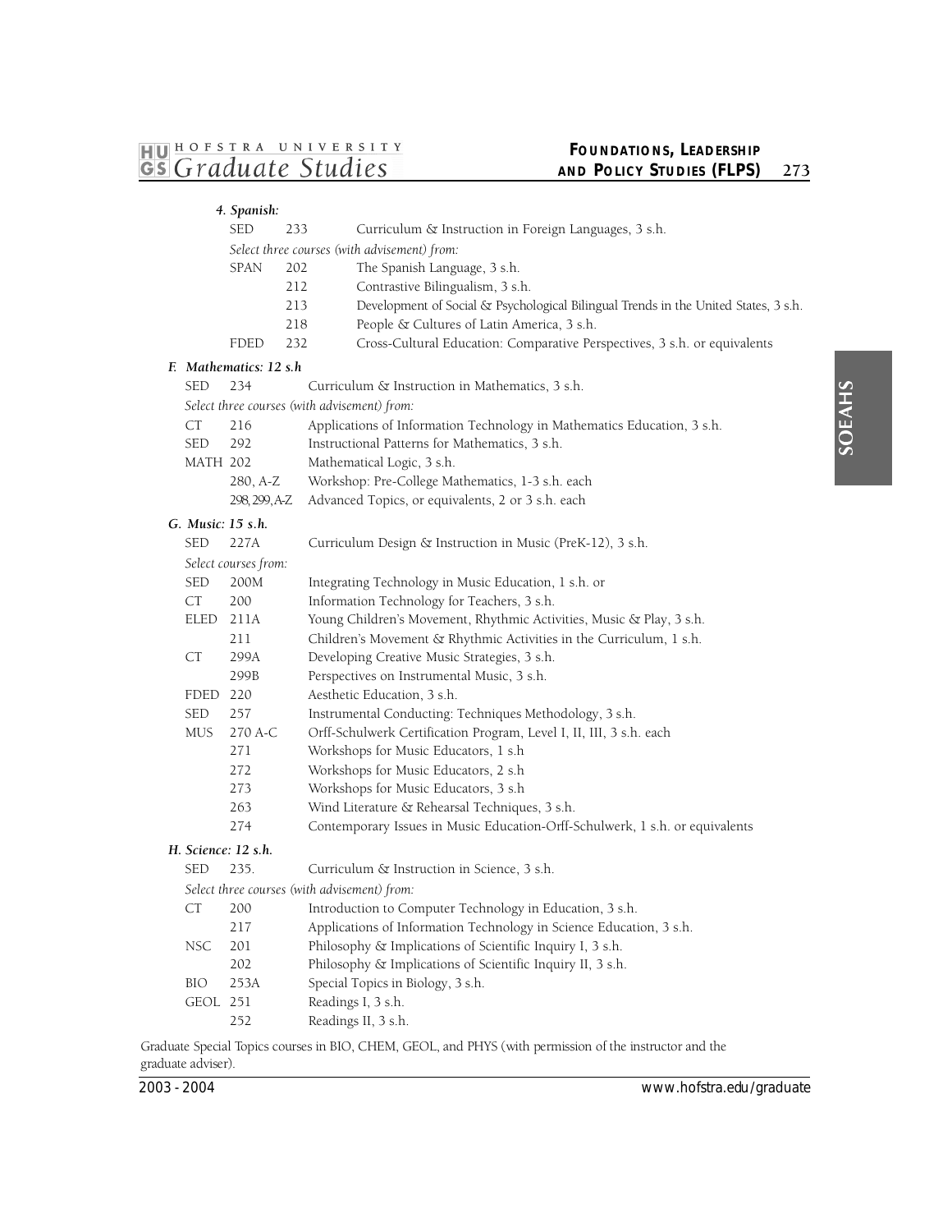*4. Spanish:*

| | | |
|---|---|---|
| SED | 233 | Curriculum & Instruction in Foreign Languages, 3 s.h. |

*Select three courses (with advisement) from:*

| | | |
|---|---|---|
| SPAN | 202 | The Spanish Language, 3 s.h. |
| | 212 | Contrastive Bilingualism, 3 s.h. |
| | 213 | Development of Social & Psychological Bilingual Trends in the United States, 3 s.h. |
| | 218 | People & Cultures of Latin America, 3 s.h. |
| FDED | 232 | Cross-Cultural Education: Comparative Perspectives, 3 s.h. or equivalents |

### *F. Mathematics: 12 s.h*

| | | |
|---|---|---|
| SED | 234 | Curriculum & Instruction in Mathematics, 3 s.h. |

*Select three courses (with advisement) from:*

| | | |
|---|---|---|
| CT | 216 | Applications of Information Technology in Mathematics Education, 3 s.h. |
| SED | 292 | Instructional Patterns for Mathematics, 3 s.h. |
| MATH | 202 | Mathematical Logic, 3 s.h. |
| | 280, A-Z | Workshop: Pre-College Mathematics, 1-3 s.h. each |
| | 298, 299, A-Z | Advanced Topics, or equivalents, 2 or 3 s.h. each |

### *G. Music: 15 s.h.*

| | | |
|---|---|---|
| SED | 227A | Curriculum Design & Instruction in Music (PreK-12), 3 s.h. |

*Select courses from:*

| | | |
|---|---|---|
| SED | 200M | Integrating Technology in Music Education, 1 s.h. or |
| CT | 200 | Information Technology for Teachers, 3 s.h. |
| ELED | 211A | Young Children's Movement, Rhythmic Activities, Music & Play, 3 s.h. |
| | 211 | Children's Movement & Rhythmic Activities in the Curriculum, 1 s.h. |
| CT | 299A | Developing Creative Music Strategies, 3 s.h. |
| | 299B | Perspectives on Instrumental Music, 3 s.h. |
| FDED | 220 | Aesthetic Education, 3 s.h. |
| SED | 257 | Instrumental Conducting: Techniques Methodology, 3 s.h. |
| MUS | 270 A-C | Orff-Schulwerk Certification Program, Level I, II, III, 3 s.h. each |
| | 271 | Workshops for Music Educators, 1 s.h |
| | 272 | Workshops for Music Educators, 2 s.h |
| | 273 | Workshops for Music Educators, 3 s.h |
| | 263 | Wind Literature & Rehearsal Techniques, 3 s.h. |
| | 274 | Contemporary Issues in Music Education-Orff-Schulwerk, 1 s.h. or equivalents |

### *H. Science: 12 s.h.*

| | | |
|---|---|---|
| SED | 235. | Curriculum & Instruction in Science, 3 s.h. |

*Select three courses (with advisement) from:*

| | | |
|---|---|---|
| CT | 200 | Introduction to Computer Technology in Education, 3 s.h. |
| | 217 | Applications of Information Technology in Science Education, 3 s.h. |
| NSC | 201 | Philosophy & Implications of Scientific Inquiry I, 3 s.h. |
| | 202 | Philosophy & Implications of Scientific Inquiry II, 3 s.h. |
| BIO | 253A | Special Topics in Biology, 3 s.h. |
| GEOL | 251 | Readings I, 3 s.h. |
| | 252 | Readings II, 3 s.h. |

Graduate Special Topics courses in BIO, CHEM, GEOL, and PHYS (with permission of the instructor and the graduate adviser).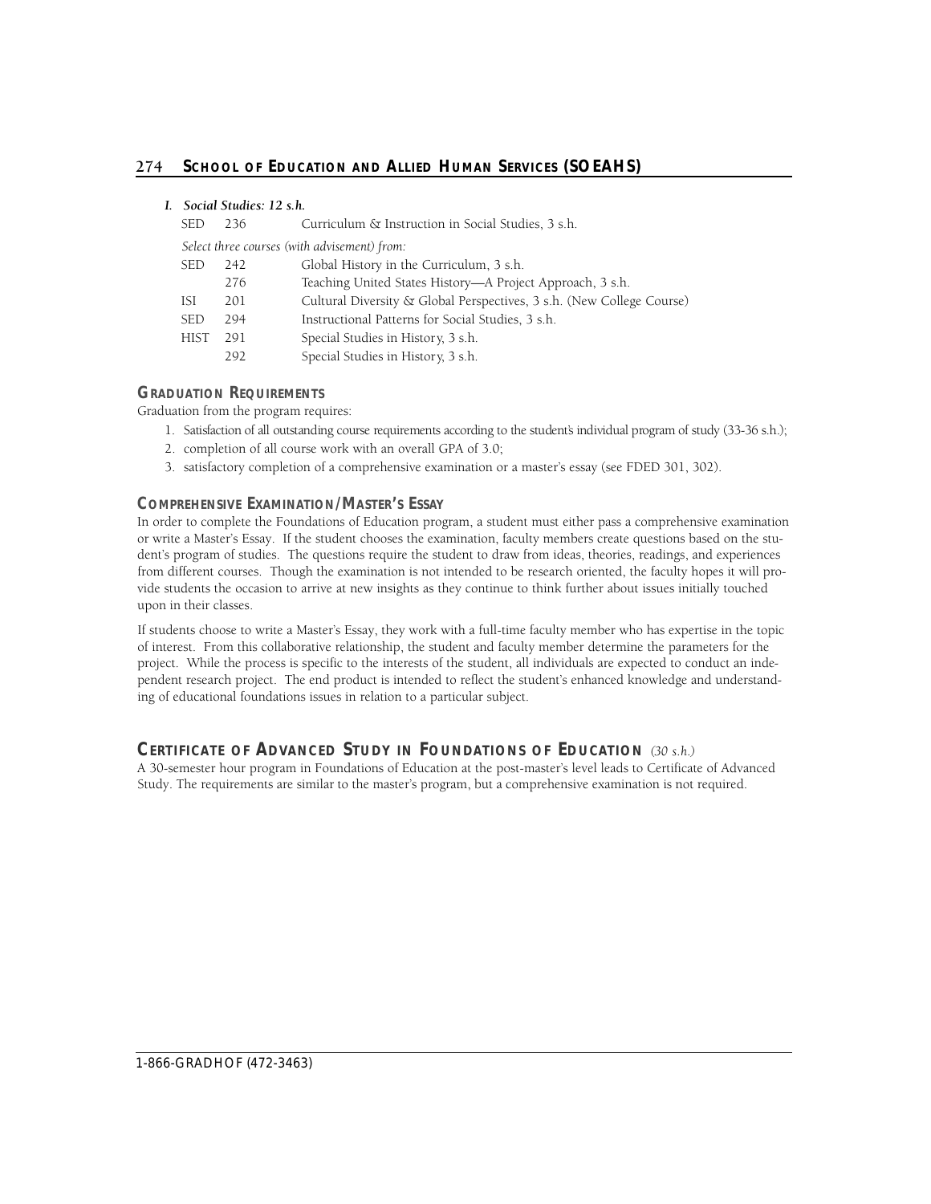*I. Social Studies: 12 s.h.*

| | | |
|---|---|---|
| SED | 236 | Curriculum & Instruction in Social Studies, 3 s.h. |

*Select three courses (with advisement) from:*

| | | |
|---|---|---|
| SED | 242 | Global History in the Curriculum, 3 s.h. |
| | 276 | Teaching United States History—A Project Approach, 3 s.h. |
| ISI | 201 | Cultural Diversity & Global Perspectives, 3 s.h. (New College Course) |
| SED | 294 | Instructional Patterns for Social Studies, 3 s.h. |
| HIST | 291 | Special Studies in History, 3 s.h. |
| | 292 | Special Studies in History, 3 s.h. |

### GRADUATION REQUIREMENTS

Graduation from the program requires:

1. Satisfaction of all outstanding course requirements according to the student's individual program of study (33-36 s.h.);
2. completion of all course work with an overall GPA of 3.0;
3. satisfactory completion of a comprehensive examination or a master's essay (see FDED 301, 302).

### COMPREHENSIVE EXAMINATION/MASTER'S ESSAY

In order to complete the Foundations of Education program, a student must either pass a comprehensive examination or write a Master's Essay. If the student chooses the examination, faculty members create questions based on the student's program of studies. The questions require the student to draw from ideas, theories, readings, and experiences from different courses. Though the examination is not intended to be research oriented, the faculty hopes it will provide students the occasion to arrive at new insights as they continue to think further about issues initially touched upon in their classes.

If students choose to write a Master's Essay, they work with a full-time faculty member who has expertise in the topic of interest. From this collaborative relationship, the student and faculty member determine the parameters for the project. While the process is specific to the interests of the student, all individuals are expected to conduct an independent research project. The end product is intended to reflect the student's enhanced knowledge and understanding of educational foundations issues in relation to a particular subject.

## CERTIFICATE OF ADVANCED STUDY IN FOUNDATIONS OF EDUCATION *(30 s.h.)*

A 30-semester hour program in Foundations of Education at the post-master's level leads to Certificate of Advanced Study. The requirements are similar to the master's program, but a comprehensive examination is not required.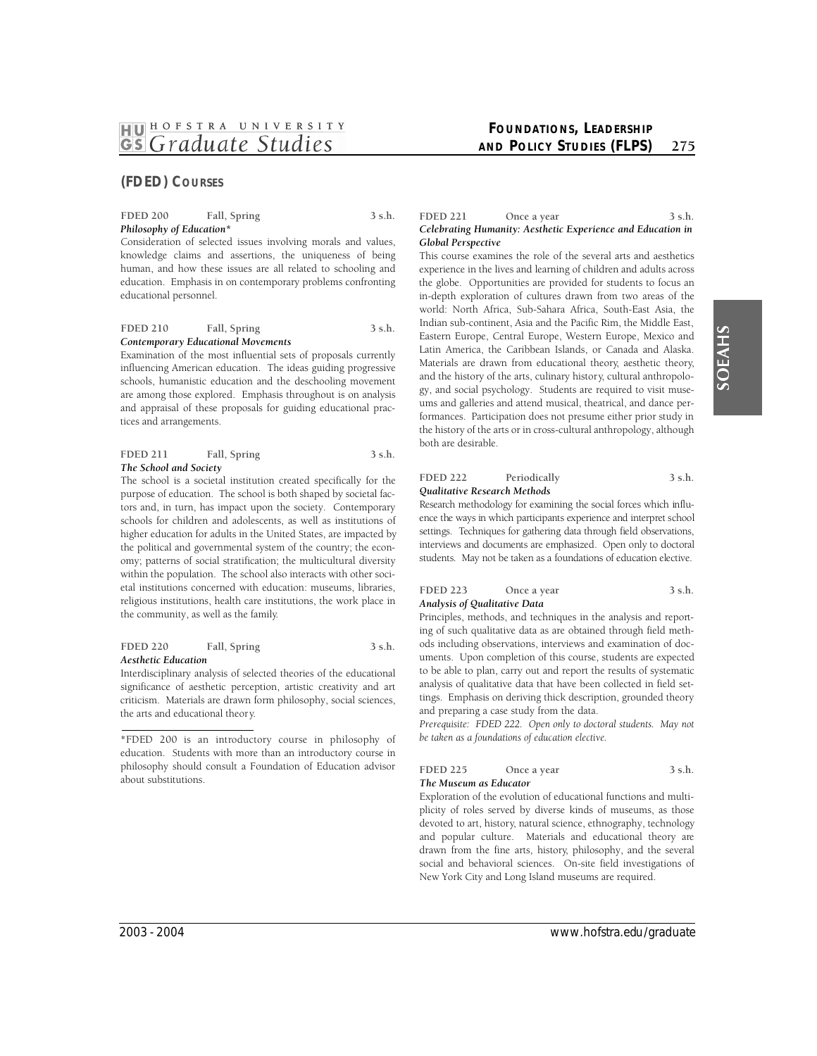## (FDED) COURSES

**FDED 200 Fall, Spring 3 s.h.**
***Philosophy of Education****

Consideration of selected issues involving morals and values, knowledge claims and assertions, the uniqueness of being human, and how these issues are all related to schooling and education. Emphasis in on contemporary problems confronting educational personnel.

**FDED 210 Fall, Spring 3 s.h.**
***Contemporary Educational Movements***

Examination of the most influential sets of proposals currently influencing American education. The ideas guiding progressive schools, humanistic education and the deschooling movement are among those explored. Emphasis throughout is on analysis and appraisal of these proposals for guiding educational practices and arrangements.

**FDED 211 Fall, Spring 3 s.h.**
***The School and Society***

The school is a societal institution created specifically for the purpose of education. The school is both shaped by societal factors and, in turn, has impact upon the society. Contemporary schools for children and adolescents, as well as institutions of higher education for adults in the United States, are impacted by the political and governmental system of the country; the economy; patterns of social stratification; the multicultural diversity within the population. The school also interacts with other societal institutions concerned with education: museums, libraries, religious institutions, health care institutions, the work place in the community, as well as the family.

**FDED 220 Fall, Spring 3 s.h.**
***Aesthetic Education***

Interdisciplinary analysis of selected theories of the educational significance of aesthetic perception, artistic creativity and art criticism. Materials are drawn form philosophy, social sciences, the arts and educational theory.

*FDED 200 is an introductory course in philosophy of education. Students with more than an introductory course in philosophy should consult a Foundation of Education advisor about substitutions.

**FDED 221 Once a year 3 s.h.**
***Celebrating Humanity: Aesthetic Experience and Education in Global Perspective***

This course examines the role of the several arts and aesthetics experience in the lives and learning of children and adults across the globe. Opportunities are provided for students to focus an in-depth exploration of cultures drawn from two areas of the world: North Africa, Sub-Sahara Africa, South-East Asia, the Indian sub-continent, Asia and the Pacific Rim, the Middle East, Eastern Europe, Central Europe, Western Europe, Mexico and Latin America, the Caribbean Islands, or Canada and Alaska. Materials are drawn from educational theory, aesthetic theory, and the history of the arts, culinary history, cultural anthropology, and social psychology. Students are required to visit museums and galleries and attend musical, theatrical, and dance performances. Participation does not presume either prior study in the history of the arts or in cross-cultural anthropology, although both are desirable.

**FDED 222 Periodically 3 s.h.**
***Qualitative Research Methods***

Research methodology for examining the social forces which influence the ways in which participants experience and interpret school settings. Techniques for gathering data through field observations, interviews and documents are emphasized. Open only to doctoral students. May not be taken as a foundations of education elective.

**FDED 223 Once a year 3 s.h.**
***Analysis of Qualitative Data***

Principles, methods, and techniques in the analysis and reporting of such qualitative data as are obtained through field methods including observations, interviews and examination of documents. Upon completion of this course, students are expected to be able to plan, carry out and report the results of systematic analysis of qualitative data that have been collected in field settings. Emphasis on deriving thick description, grounded theory and preparing a case study from the data.

*Prerequisite: FDED 222. Open only to doctoral students. May not be taken as a foundations of education elective.*

**FDED 225 Once a year 3 s.h.**
***The Museum as Educator***

Exploration of the evolution of educational functions and multiplicity of roles served by diverse kinds of museums, as those devoted to art, history, natural science, ethnography, technology and popular culture. Materials and educational theory are drawn from the fine arts, history, philosophy, and the several social and behavioral sciences. On-site field investigations of New York City and Long Island museums are required.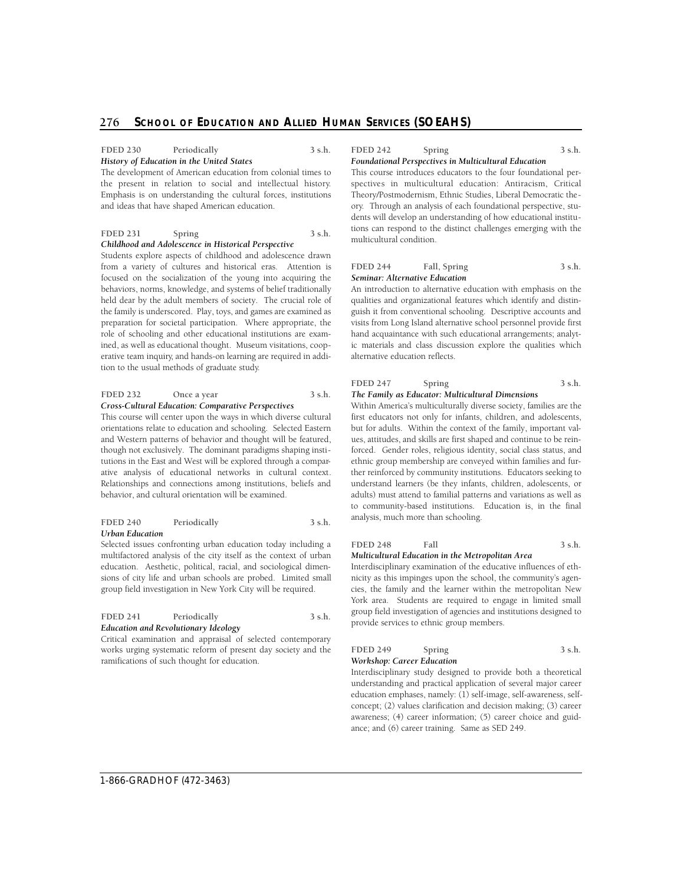**FDED 230** **Periodically** **3 s.h.**
***History of Education in the United States***
The development of American education from colonial times to the present in relation to social and intellectual history. Emphasis is on understanding the cultural forces, institutions and ideas that have shaped American education.

**FDED 231** **Spring** **3 s.h.**
***Childhood and Adolescence in Historical Perspective***
Students explore aspects of childhood and adolescence drawn from a variety of cultures and historical eras. Attention is focused on the socialization of the young into acquiring the behaviors, norms, knowledge, and systems of belief traditionally held dear by the adult members of society. The crucial role of the family is underscored. Play, toys, and games are examined as preparation for societal participation. Where appropriate, the role of schooling and other educational institutions are examined, as well as educational thought. Museum visitations, cooperative team inquiry, and hands-on learning are required in addition to the usual methods of graduate study.

**FDED 232** **Once a year** **3 s.h.**
***Cross-Cultural Education: Comparative Perspectives***
This course will center upon the ways in which diverse cultural orientations relate to education and schooling. Selected Eastern and Western patterns of behavior and thought will be featured, though not exclusively. The dominant paradigms shaping institutions in the East and West will be explored through a comparative analysis of educational networks in cultural context. Relationships and connections among institutions, beliefs and behavior, and cultural orientation will be examined.

**FDED 240** **Periodically** **3 s.h.**
***Urban Education***
Selected issues confronting urban education today including a multifactored analysis of the city itself as the context of urban education. Aesthetic, political, racial, and sociological dimensions of city life and urban schools are probed. Limited small group field investigation in New York City will be required.

**FDED 241** **Periodically** **3 s.h.**
***Education and Revolutionary Ideology***
Critical examination and appraisal of selected contemporary works urging systematic reform of present day society and the ramifications of such thought for education.

**FDED 242** **Spring** **3 s.h.**
***Foundational Perspectives in Multicultural Education***
This course introduces educators to the four foundational perspectives in multicultural education: Antiracism, Critical Theory/Postmodernism, Ethnic Studies, Liberal Democratic theory. Through an analysis of each foundational perspective, students will develop an understanding of how educational institutions can respond to the distinct challenges emerging with the multicultural condition.

**FDED 244** **Fall, Spring** **3 s.h.**
***Seminar: Alternative Education***
An introduction to alternative education with emphasis on the qualities and organizational features which identify and distinguish it from conventional schooling. Descriptive accounts and visits from Long Island alternative school personnel provide first hand acquaintance with such educational arrangements; analytic materials and class discussion explore the qualities which alternative education reflects.

**FDED 247** **Spring** **3 s.h.**
***The Family as Educator: Multicultural Dimensions***
Within America's multiculturally diverse society, families are the first educators not only for infants, children, and adolescents, but for adults. Within the context of the family, important values, attitudes, and skills are first shaped and continue to be reinforced. Gender roles, religious identity, social class status, and ethnic group membership are conveyed within families and further reinforced by community institutions. Educators seeking to understand learners (be they infants, children, adolescents, or adults) must attend to familial patterns and variations as well as to community-based institutions. Education is, in the final analysis, much more than schooling.

**FDED 248** **Fall** **3 s.h.**
***Multicultural Education in the Metropolitan Area***
Interdisciplinary examination of the educative influences of ethnicity as this impinges upon the school, the community's agencies, the family and the learner within the metropolitan New York area. Students are required to engage in limited small group field investigation of agencies and institutions designed to provide services to ethnic group members.

**FDED 249** **Spring** **3 s.h.**
***Workshop: Career Education***
Interdisciplinary study designed to provide both a theoretical understanding and practical application of several major career education emphases, namely: (1) self-image, self-awareness, self-concept; (2) values clarification and decision making; (3) career awareness; (4) career information; (5) career choice and guidance; and (6) career training. Same as SED 249.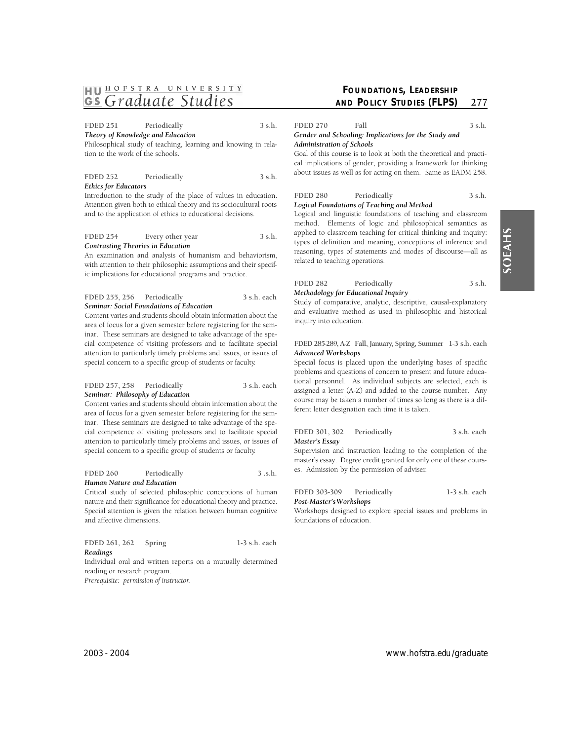**FDED 251 Periodically 3 s.h.**
***Theory of Knowledge and Education***
Philosophical study of teaching, learning and knowing in relation to the work of the schools.

**FDED 252 Periodically 3 s.h.**
***Ethics for Educators***
Introduction to the study of the place of values in education. Attention given both to ethical theory and its sociocultural roots and to the application of ethics to educational decisions.

**FDED 254 Every other year 3 s.h.**
***Contrasting Theories in Education***
An examination and analysis of humanism and behaviorism, with attention to their philosophic assumptions and their specific implications for educational programs and practice.

**FDED 255, 256 Periodically 3 s.h. each**
***Seminar: Social Foundations of Education***
Content varies and students should obtain information about the area of focus for a given semester before registering for the seminar. These seminars are designed to take advantage of the special competence of visiting professors and to facilitate special attention to particularly timely problems and issues, or issues of special concern to a specific group of students or faculty.

**FDED 257, 258 Periodically 3 s.h. each**
***Seminar: Philosophy of Education***
Content varies and students should obtain information about the area of focus for a given semester before registering for the seminar. These seminars are designed to take advantage of the special competence of visiting professors and to facilitate special attention to particularly timely problems and issues, or issues of special concern to a specific group of students or faculty.

**FDED 260 Periodically 3 .s.h.**
***Human Nature and Education***
Critical study of selected philosophic conceptions of human nature and their significance for educational theory and practice. Special attention is given the relation between human cognitive and affective dimensions.

**FDED 261, 262 Spring 1-3 s.h. each**
***Readings***
Individual oral and written reports on a mutually determined reading or research program.
*Prerequisite: permission of instructor.*

**FDED 270 Fall 3 s.h.**
***Gender and Schooling: Implications for the Study and Administration of Schools***
Goal of this course is to look at both the theoretical and practical implications of gender, providing a framework for thinking about issues as well as for acting on them. Same as EADM 258.

**FDED 280 Periodically 3 s.h.**
***Logical Foundations of Teaching and Method***
Logical and linguistic foundations of teaching and classroom method. Elements of logic and philosophical semantics as applied to classroom teaching for critical thinking and inquiry: types of definition and meaning, conceptions of inference and reasoning, types of statements and modes of discourse—all as related to teaching operations.

**FDED 282 Periodically 3 s.h.**
***Methodology for Educational Inquiry***
Study of comparative, analytic, descriptive, causal-explanatory and evaluative method as used in philosophic and historical inquiry into education.

**FDED 285-289, A-Z Fall, January, Spring, Summer 1-3 s.h. each**
***Advanced Workshops***
Special focus is placed upon the underlying bases of specific problems and questions of concern to present and future educational personnel. As individual subjects are selected, each is assigned a letter (A-Z) and added to the course number. Any course may be taken a number of times so long as there is a different letter designation each time it is taken.

**FDED 301, 302 Periodically 3 s.h. each**
***Master's Essay***
Supervision and instruction leading to the completion of the master's essay. Degree credit granted for only one of these courses. Admission by the permission of adviser.

**FDED 303-309 Periodically 1-3 s.h. each**
***Post-Master's Workshops***
Workshops designed to explore special issues and problems in foundations of education.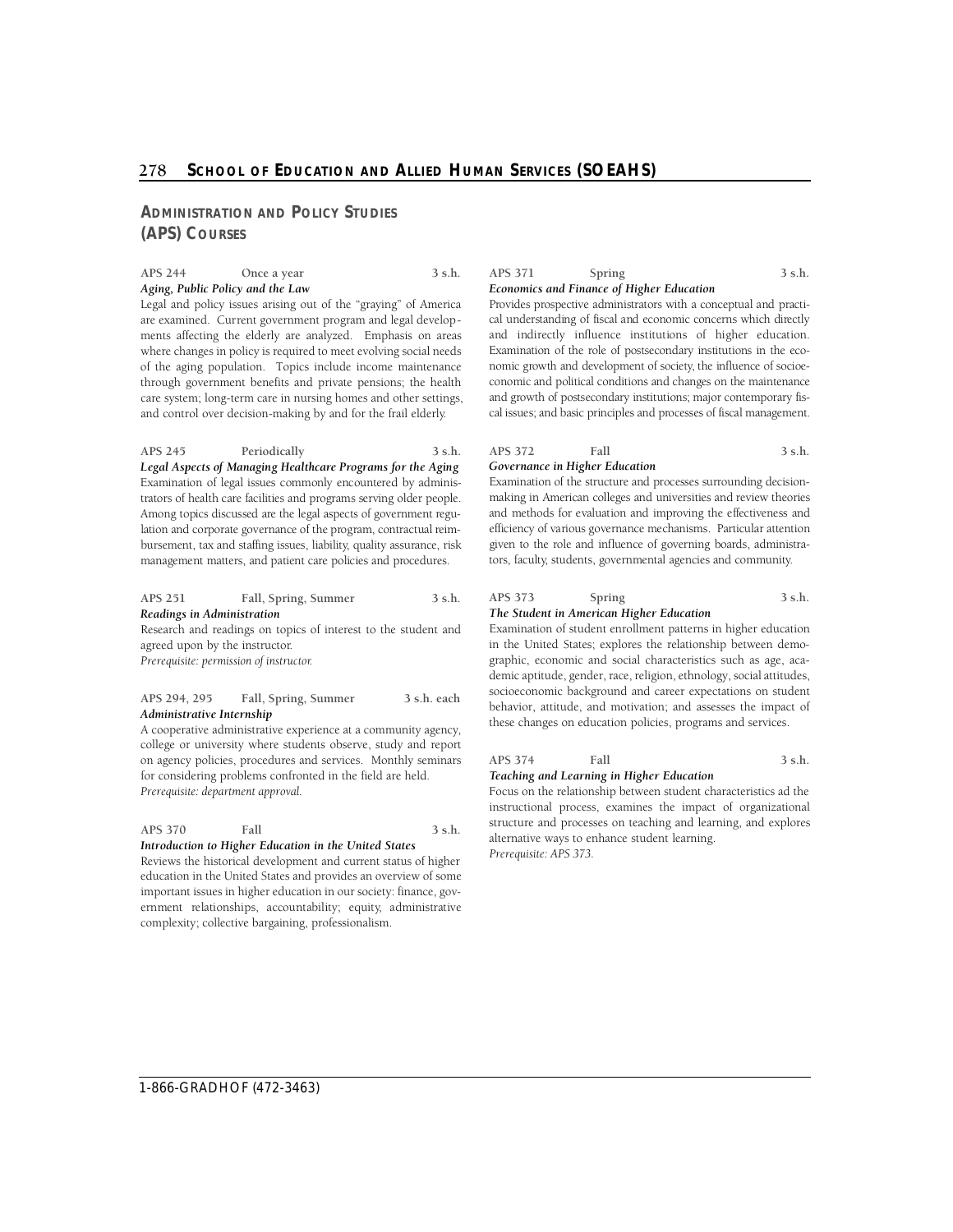## Administration and Policy Studies (APS) Courses

**APS 244** **Once a year** **3 s.h.**
***Aging, Public Policy and the Law***
Legal and policy issues arising out of the "graying" of America are examined. Current government program and legal developments affecting the elderly are analyzed. Emphasis on areas where changes in policy is required to meet evolving social needs of the aging population. Topics include income maintenance through government benefits and private pensions; the health care system; long-term care in nursing homes and other settings, and control over decision-making by and for the frail elderly.

**APS 245** **Periodically** **3 s.h.**
***Legal Aspects of Managing Healthcare Programs for the Aging***
Examination of legal issues commonly encountered by administrators of health care facilities and programs serving older people. Among topics discussed are the legal aspects of government regulation and corporate governance of the program, contractual reimbursement, tax and staffing issues, liability, quality assurance, risk management matters, and patient care policies and procedures.

**APS 251** **Fall, Spring, Summer** **3 s.h.**
***Readings in Administration***
Research and readings on topics of interest to the student and agreed upon by the instructor.
*Prerequisite: permission of instructor.*

**APS 294, 295** **Fall, Spring, Summer** **3 s.h. each**
***Administrative Internship***
A cooperative administrative experience at a community agency, college or university where students observe, study and report on agency policies, procedures and services. Monthly seminars for considering problems confronted in the field are held.
*Prerequisite: department approval.*

**APS 370** **Fall** **3 s.h.**
***Introduction to Higher Education in the United States***
Reviews the historical development and current status of higher education in the United States and provides an overview of some important issues in higher education in our society: finance, government relationships, accountability; equity, administrative complexity; collective bargaining, professionalism.

**APS 371** **Spring** **3 s.h.**
***Economics and Finance of Higher Education***
Provides prospective administrators with a conceptual and practical understanding of fiscal and economic concerns which directly and indirectly influence institutions of higher education. Examination of the role of postsecondary institutions in the economic growth and development of society, the influence of socioeconomic and political conditions and changes on the maintenance and growth of postsecondary institutions; major contemporary fiscal issues; and basic principles and processes of fiscal management.

**APS 372** **Fall** **3 s.h.**
***Governance in Higher Education***
Examination of the structure and processes surrounding decision-making in American colleges and universities and review theories and methods for evaluation and improving the effectiveness and efficiency of various governance mechanisms. Particular attention given to the role and influence of governing boards, administrators, faculty, students, governmental agencies and community.

**APS 373** **Spring** **3 s.h.**
***The Student in American Higher Education***
Examination of student enrollment patterns in higher education in the United States; explores the relationship between demographic, economic and social characteristics such as age, academic aptitude, gender, race, religion, ethnology, social attitudes, socioeconomic background and career expectations on student behavior, attitude, and motivation; and assesses the impact of these changes on education policies, programs and services.

**APS 374** **Fall** **3 s.h.**
***Teaching and Learning in Higher Education***
Focus on the relationship between student characteristics ad the instructional process, examines the impact of organizational structure and processes on teaching and learning, and explores alternative ways to enhance student learning.
*Prerequisite: APS 373.*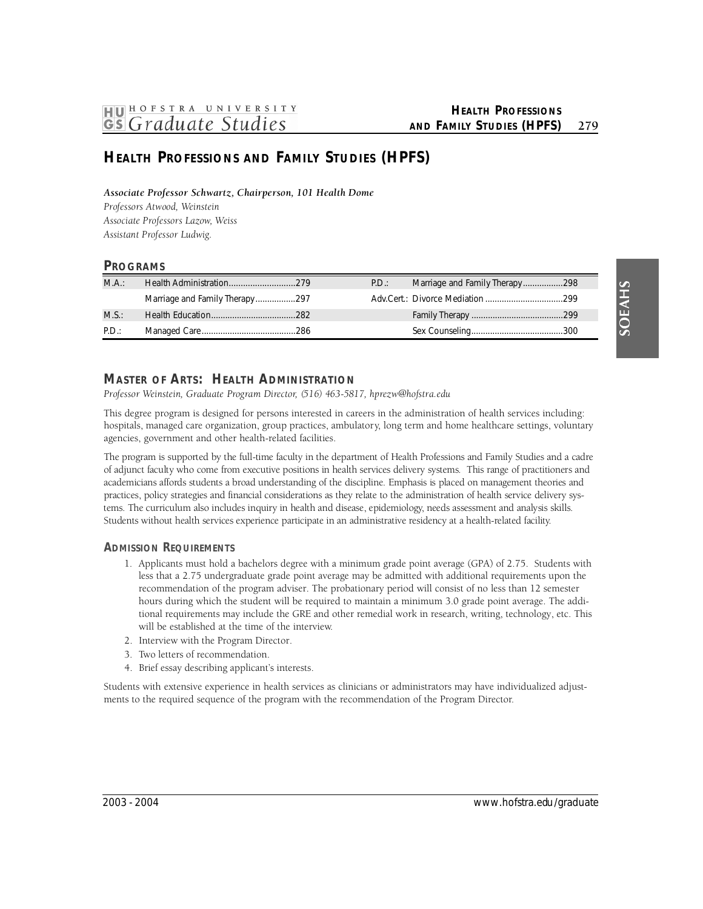# HEALTH PROFESSIONS AND FAMILY STUDIES (HPFS)

***Associate Professor Schwartz, Chairperson, 101 Health Dome***
*Professors Atwood, Weinstein*
*Associate Professors Lazow, Weiss*
*Assistant Professor Ludwig.*

## PROGRAMS

| | | | |
|---|---|---|---|
| M.A.: | Health Administration............................279 | P.D.: | Marriage and Family Therapy.................298 |
| | Marriage and Family Therapy.................297 | Adv.Cert.: | Divorce Mediation .................................299 |
| M.S.: | Health Education....................................282 | | Family Therapy .......................................299 |
| P.D.: | Managed Care........................................286 | | Sex Counseling.......................................300 |

## MASTER OF ARTS: HEALTH ADMINISTRATION

*Professor Weinstein, Graduate Program Director, (516) 463-5817, hprezw@hofstra.edu*

This degree program is designed for persons interested in careers in the administration of health services including: hospitals, managed care organization, group practices, ambulatory, long term and home healthcare settings, voluntary agencies, government and other health-related facilities.

The program is supported by the full-time faculty in the department of Health Professions and Family Studies and a cadre of adjunct faculty who come from executive positions in health services delivery systems. This range of practitioners and academicians affords students a broad understanding of the discipline. Emphasis is placed on management theories and practices, policy strategies and financial considerations as they relate to the administration of health service delivery systems. The curriculum also includes inquiry in health and disease, epidemiology, needs assessment and analysis skills. Students without health services experience participate in an administrative residency at a health-related facility.

### ADMISSION REQUIREMENTS

1. Applicants must hold a bachelors degree with a minimum grade point average (GPA) of 2.75. Students with less that a 2.75 undergraduate grade point average may be admitted with additional requirements upon the recommendation of the program adviser. The probationary period will consist of no less than 12 semester hours during which the student will be required to maintain a minimum 3.0 grade point average. The additional requirements may include the GRE and other remedial work in research, writing, technology, etc. This will be established at the time of the interview.
2. Interview with the Program Director.
3. Two letters of recommendation.
4. Brief essay describing applicant's interests.

Students with extensive experience in health services as clinicians or administrators may have individualized adjustments to the required sequence of the program with the recommendation of the Program Director.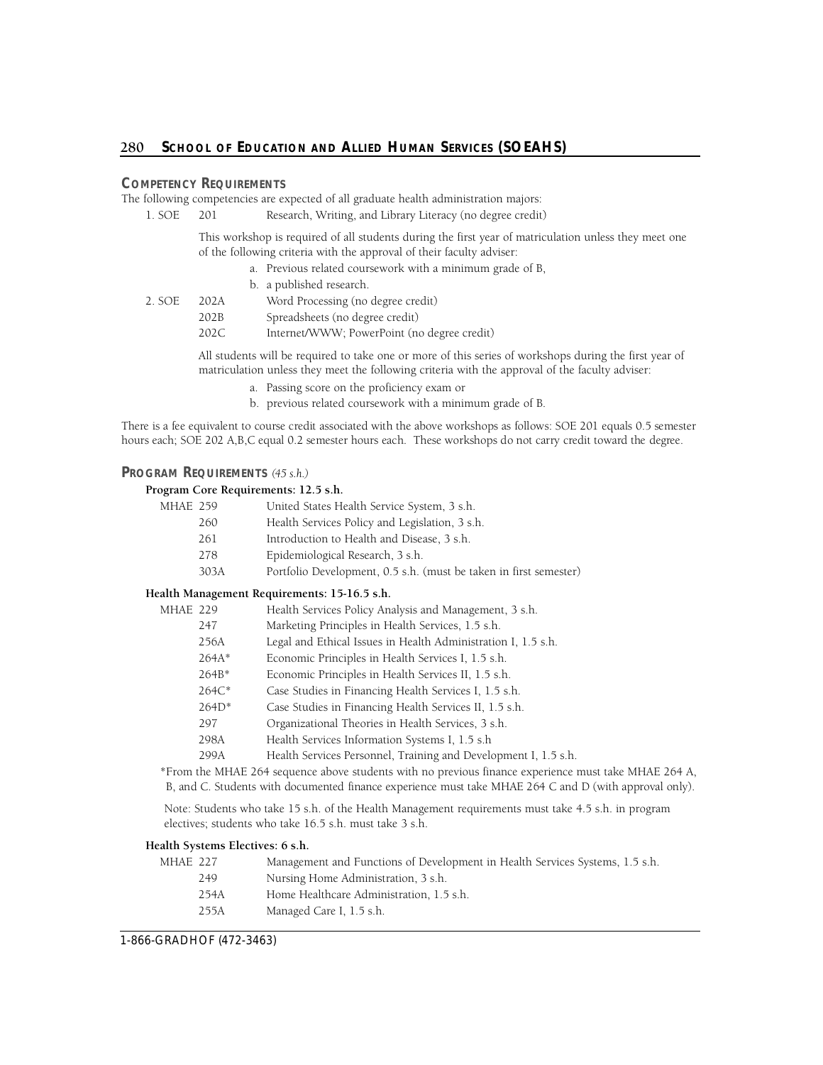## COMPETENCY REQUIREMENTS

The following competencies are expected of all graduate health administration majors:

1. SOE 201 Research, Writing, and Library Literacy (no degree credit)

   This workshop is required of all students during the first year of matriculation unless they meet one of the following criteria with the approval of their faculty adviser:

   a. Previous related coursework with a minimum grade of B,
   b. a published research.

2. SOE 202A Word Processing (no degree credit)
   202B Spreadsheets (no degree credit)
   202C Internet/WWW; PowerPoint (no degree credit)

   All students will be required to take one or more of this series of workshops during the first year of matriculation unless they meet the following criteria with the approval of the faculty adviser:

   a. Passing score on the proficiency exam or
   b. previous related coursework with a minimum grade of B.

There is a fee equivalent to course credit associated with the above workshops as follows: SOE 201 equals 0.5 semester hours each; SOE 202 A,B,C equal 0.2 semester hours each. These workshops do not carry credit toward the degree.

## PROGRAM REQUIREMENTS *(45 s.h.)*

**Program Core Requirements: 12.5 s.h.**

- MHAE 259 United States Health Service System, 3 s.h.
- 260 Health Services Policy and Legislation, 3 s.h.
- 261 Introduction to Health and Disease, 3 s.h.
- 278 Epidemiological Research, 3 s.h.
- 303A Portfolio Development, 0.5 s.h. (must be taken in first semester)

**Health Management Requirements: 15-16.5 s.h.**

- MHAE 229 Health Services Policy Analysis and Management, 3 s.h.
- 247 Marketing Principles in Health Services, 1.5 s.h.
- 256A Legal and Ethical Issues in Health Administration I, 1.5 s.h.
- 264A* Economic Principles in Health Services I, 1.5 s.h.
- 264B* Economic Principles in Health Services II, 1.5 s.h.
- 264C* Case Studies in Financing Health Services I, 1.5 s.h.
- 264D* Case Studies in Financing Health Services II, 1.5 s.h.
- 297 Organizational Theories in Health Services, 3 s.h.
- 298A Health Services Information Systems I, 1.5 s.h
- 299A Health Services Personnel, Training and Development I, 1.5 s.h.

*From the MHAE 264 sequence above students with no previous finance experience must take MHAE 264 A, B, and C. Students with documented finance experience must take MHAE 264 C and D (with approval only).

Note: Students who take 15 s.h. of the Health Management requirements must take 4.5 s.h. in program electives; students who take 16.5 s.h. must take 3 s.h.

**Health Systems Electives: 6 s.h.**

- MHAE 227 Management and Functions of Development in Health Services Systems, 1.5 s.h.
- 249 Nursing Home Administration, 3 s.h.
- 254A Home Healthcare Administration, 1.5 s.h.
- 255A Managed Care I, 1.5 s.h.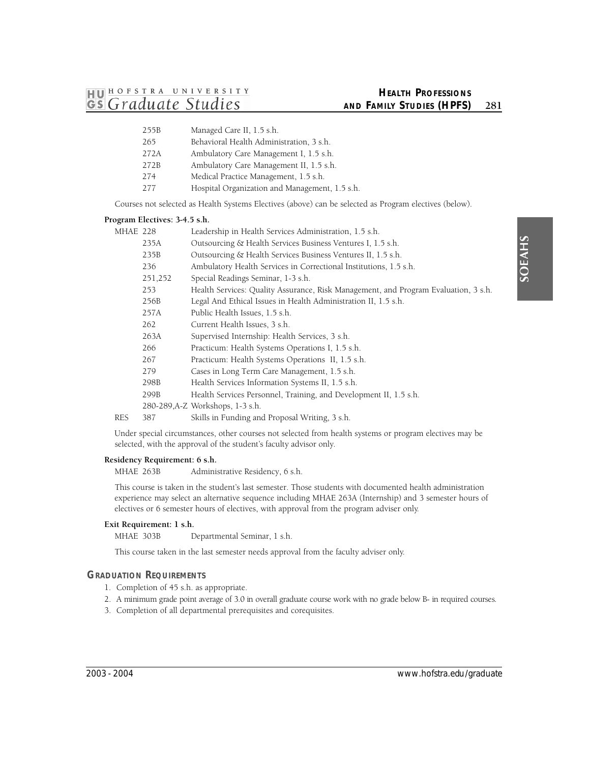| | |
|---|---|
| 255B | Managed Care II, 1.5 s.h. |
| 265 | Behavioral Health Administration, 3 s.h. |
| 272A | Ambulatory Care Management I, 1.5 s.h. |
| 272B | Ambulatory Care Management II, 1.5 s.h. |
| 274 | Medical Practice Management, 1.5 s.h. |
| 277 | Hospital Organization and Management, 1.5 s.h. |

Courses not selected as Health Systems Electives (above) can be selected as Program electives (below).

**Program Electives: 3-4.5 s.h.**

| | | |
|---|---|---|
| MHAE | 228 | Leadership in Health Services Administration, 1.5 s.h. |
| | 235A | Outsourcing & Health Services Business Ventures I, 1.5 s.h. |
| | 235B | Outsourcing & Health Services Business Ventures II, 1.5 s.h. |
| | 236 | Ambulatory Health Services in Correctional Institutions, 1.5 s.h. |
| | 251,252 | Special Readings Seminar, 1-3 s.h. |
| | 253 | Health Services: Quality Assurance, Risk Management, and Program Evaluation, 3 s.h. |
| | 256B | Legal And Ethical Issues in Health Administration II, 1.5 s.h. |
| | 257A | Public Health Issues, 1.5 s.h. |
| | 262 | Current Health Issues, 3 s.h. |
| | 263A | Supervised Internship: Health Services, 3 s.h. |
| | 266 | Practicum: Health Systems Operations I, 1.5 s.h. |
| | 267 | Practicum: Health Systems Operations II, 1.5 s.h. |
| | 279 | Cases in Long Term Care Management, 1.5 s.h. |
| | 298B | Health Services Information Systems II, 1.5 s.h. |
| | 299B | Health Services Personnel, Training, and Development II, 1.5 s.h. |
| | 280-289,A-Z | Workshops, 1-3 s.h. |
| RES | 387 | Skills in Funding and Proposal Writing, 3 s.h. |

Under special circumstances, other courses not selected from health systems or program electives may be selected, with the approval of the student's faculty advisor only.

**Residency Requirement: 6 s.h.**

MHAE 263B Administrative Residency, 6 s.h.

This course is taken in the student's last semester. Those students with documented health administration experience may select an alternative sequence including MHAE 263A (Internship) and 3 semester hours of electives or 6 semester hours of electives, with approval from the program adviser only.

**Exit Requirement: 1 s.h.**

MHAE 303B Departmental Seminar, 1 s.h.

This course taken in the last semester needs approval from the faculty adviser only.

## GRADUATION REQUIREMENTS

1. Completion of 45 s.h. as appropriate.
2. A minimum grade point average of 3.0 in overall graduate course work with no grade below B- in required courses.
3. Completion of all departmental prerequisites and corequisites.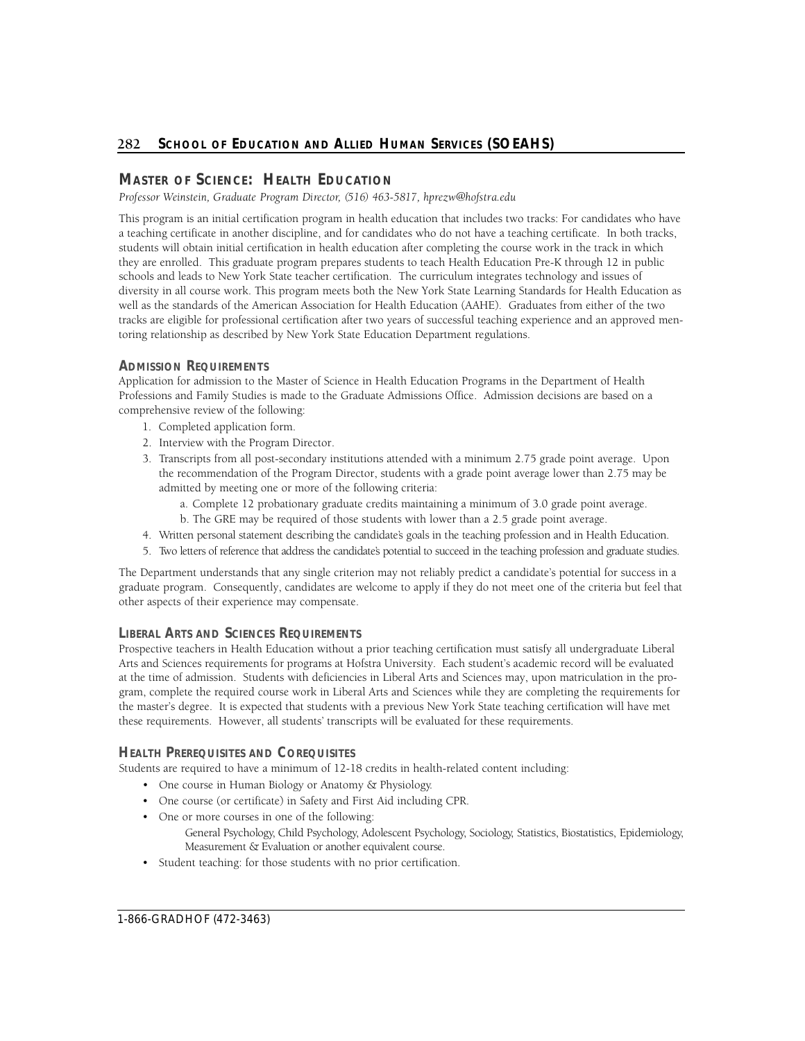## Master of Science: Health Education

*Professor Weinstein, Graduate Program Director, (516) 463-5817, hprezw@hofstra.edu*

This program is an initial certification program in health education that includes two tracks: For candidates who have a teaching certificate in another discipline, and for candidates who do not have a teaching certificate. In both tracks, students will obtain initial certification in health education after completing the course work in the track in which they are enrolled. This graduate program prepares students to teach Health Education Pre-K through 12 in public schools and leads to New York State teacher certification. The curriculum integrates technology and issues of diversity in all course work. This program meets both the New York State Learning Standards for Health Education as well as the standards of the American Association for Health Education (AAHE). Graduates from either of the two tracks are eligible for professional certification after two years of successful teaching experience and an approved mentoring relationship as described by New York State Education Department regulations.

### Admission Requirements

Application for admission to the Master of Science in Health Education Programs in the Department of Health Professions and Family Studies is made to the Graduate Admissions Office. Admission decisions are based on a comprehensive review of the following:

1. Completed application form.
2. Interview with the Program Director.
3. Transcripts from all post-secondary institutions attended with a minimum 2.75 grade point average. Upon the recommendation of the Program Director, students with a grade point average lower than 2.75 may be admitted by meeting one or more of the following criteria:
   a. Complete 12 probationary graduate credits maintaining a minimum of 3.0 grade point average.
   b. The GRE may be required of those students with lower than a 2.5 grade point average.
4. Written personal statement describing the candidate's goals in the teaching profession and in Health Education.
5. Two letters of reference that address the candidate's potential to succeed in the teaching profession and graduate studies.

The Department understands that any single criterion may not reliably predict a candidate's potential for success in a graduate program. Consequently, candidates are welcome to apply if they do not meet one of the criteria but feel that other aspects of their experience may compensate.

### Liberal Arts and Sciences Requirements

Prospective teachers in Health Education without a prior teaching certification must satisfy all undergraduate Liberal Arts and Sciences requirements for programs at Hofstra University. Each student's academic record will be evaluated at the time of admission. Students with deficiencies in Liberal Arts and Sciences may, upon matriculation in the program, complete the required course work in Liberal Arts and Sciences while they are completing the requirements for the master's degree. It is expected that students with a previous New York State teaching certification will have met these requirements. However, all students' transcripts will be evaluated for these requirements.

### Health Prerequisites and Corequisites

Students are required to have a minimum of 12-18 credits in health-related content including:

- One course in Human Biology or Anatomy & Physiology.
- One course (or certificate) in Safety and First Aid including CPR.
- One or more courses in one of the following:
  General Psychology, Child Psychology, Adolescent Psychology, Sociology, Statistics, Biostatistics, Epidemiology, Measurement & Evaluation or another equivalent course.
- Student teaching: for those students with no prior certification.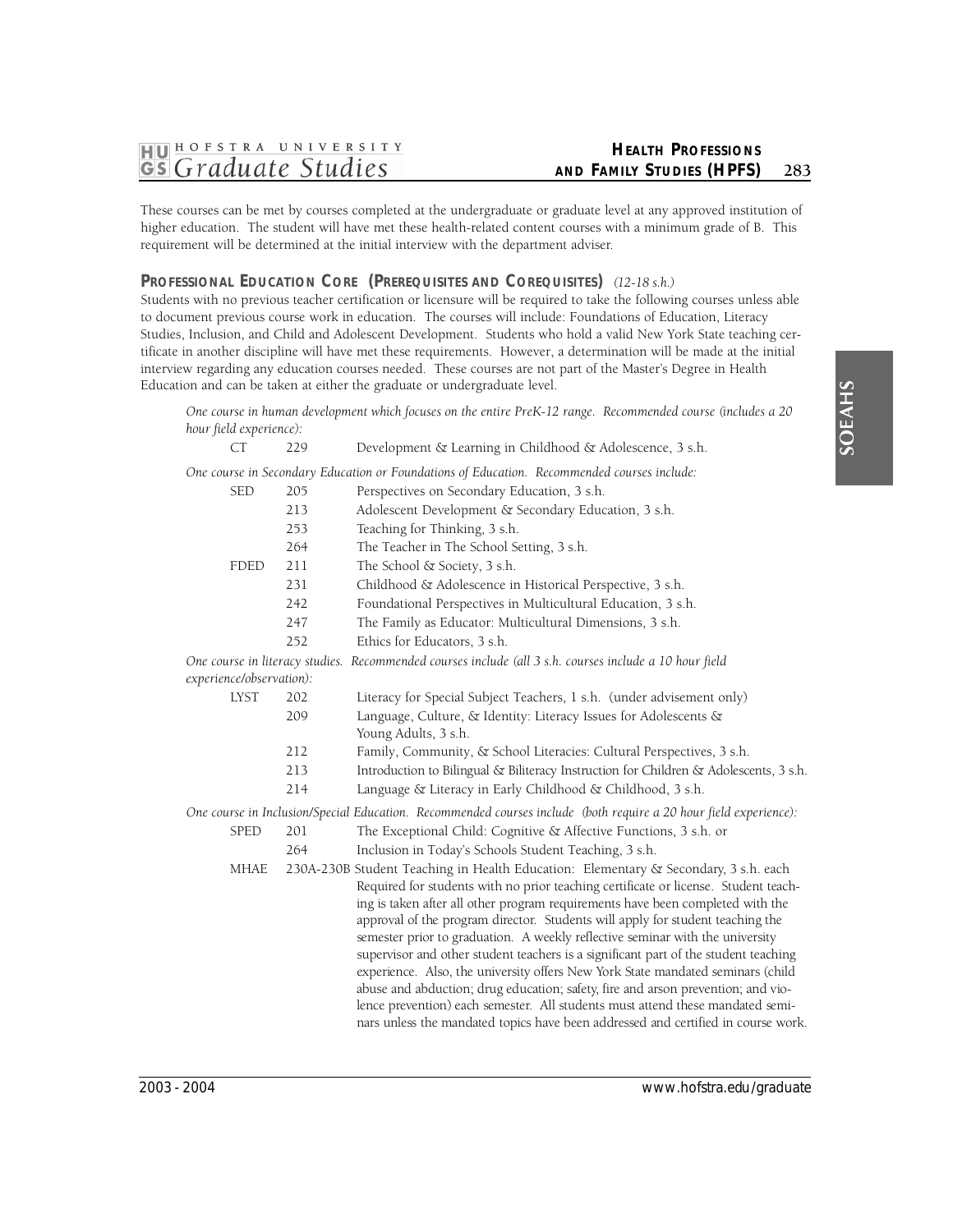These courses can be met by courses completed at the undergraduate or graduate level at any approved institution of higher education. The student will have met these health-related content courses with a minimum grade of B. This requirement will be determined at the initial interview with the department adviser.

### PROFESSIONAL EDUCATION CORE (PREREQUISITES AND COREQUISITES) *(12-18 s.h.)*

Students with no previous teacher certification or licensure will be required to take the following courses unless able to document previous course work in education. The courses will include: Foundations of Education, Literacy Studies, Inclusion, and Child and Adolescent Development. Students who hold a valid New York State teaching certificate in another discipline will have met these requirements. However, a determination will be made at the initial interview regarding any education courses needed. These courses are not part of the Master's Degree in Health Education and can be taken at either the graduate or undergraduate level.

*One course in human development which focuses on the entire PreK-12 range. Recommended course (includes a 20 hour field experience):*

| | | |
|---|---|---|
| CT | 229 | Development & Learning in Childhood & Adolescence, 3 s.h. |

*One course in Secondary Education or Foundations of Education. Recommended courses include:*

| | | |
|---|---|---|
| SED | 205 | Perspectives on Secondary Education, 3 s.h. |
| | 213 | Adolescent Development & Secondary Education, 3 s.h. |
| | 253 | Teaching for Thinking, 3 s.h. |
| | 264 | The Teacher in The School Setting, 3 s.h. |
| FDED | 211 | The School & Society, 3 s.h. |
| | 231 | Childhood & Adolescence in Historical Perspective, 3 s.h. |
| | 242 | Foundational Perspectives in Multicultural Education, 3 s.h. |
| | 247 | The Family as Educator: Multicultural Dimensions, 3 s.h. |
| | 252 | Ethics for Educators, 3 s.h. |

*One course in literacy studies. Recommended courses include (all 3 s.h. courses include a 10 hour field experience/observation):*

| | | |
|---|---|---|
| LYST | 202 | Literacy for Special Subject Teachers, 1 s.h. (under advisement only) |
| | 209 | Language, Culture, & Identity: Literacy Issues for Adolescents & Young Adults, 3 s.h. |
| | 212 | Family, Community, & School Literacies: Cultural Perspectives, 3 s.h. |
| | 213 | Introduction to Bilingual & Biliteracy Instruction for Children & Adolescents, 3 s.h. |
| | 214 | Language & Literacy in Early Childhood & Childhood, 3 s.h. |

*One course in Inclusion/Special Education. Recommended courses include (both require a 20 hour field experience):*

| | | |
|---|---|---|
| SPED | 201 | The Exceptional Child: Cognitive & Affective Functions, 3 s.h. or |
| | 264 | Inclusion in Today's Schools Student Teaching, 3 s.h. |
| MHAE | 230A-230B | Student Teaching in Health Education: Elementary & Secondary, 3 s.h. each. Required for students with no prior teaching certificate or license. Student teaching is taken after all other program requirements have been completed with the approval of the program director. Students will apply for student teaching the semester prior to graduation. A weekly reflective seminar with the university supervisor and other student teachers is a significant part of the student teaching experience. Also, the university offers New York State mandated seminars (child abuse and abduction; drug education; safety, fire and arson prevention; and violence prevention) each semester. All students must attend these mandated seminars unless the mandated topics have been addressed and certified in course work. |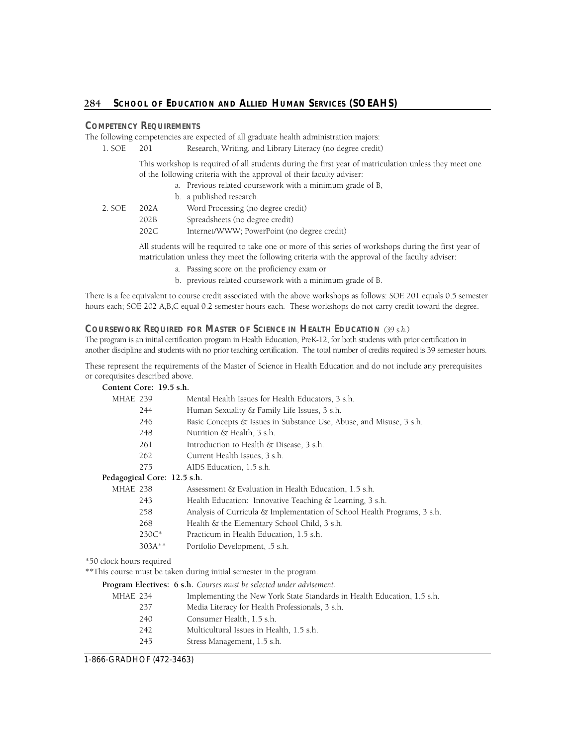## COMPETENCY REQUIREMENTS

The following competencies are expected of all graduate health administration majors:

1. SOE 201 Research, Writing, and Library Literacy (no degree credit)

   This workshop is required of all students during the first year of matriculation unless they meet one of the following criteria with the approval of their faculty adviser:

   a. Previous related coursework with a minimum grade of B,
   b. a published research.

2. SOE 202A Word Processing (no degree credit)
   202B Spreadsheets (no degree credit)
   202C Internet/WWW; PowerPoint (no degree credit)

   All students will be required to take one or more of this series of workshops during the first year of matriculation unless they meet the following criteria with the approval of the faculty adviser:

   a. Passing score on the proficiency exam or
   b. previous related coursework with a minimum grade of B.

There is a fee equivalent to course credit associated with the above workshops as follows: SOE 201 equals 0.5 semester hours each; SOE 202 A,B,C equal 0.2 semester hours each. These workshops do not carry credit toward the degree.

## COURSEWORK REQUIRED FOR MASTER OF SCIENCE IN HEALTH EDUCATION *(39 s.h.)*

The program is an initial certification program in Health Education, PreK-12, for both students with prior certification in another discipline and students with no prior teaching certification. The total number of credits required is 39 semester hours.

These represent the requirements of the Master of Science in Health Education and do not include any prerequisites or corequisites described above.

**Content Core: 19.5 s.h.**

- MHAE 239 Mental Health Issues for Health Educators, 3 s.h.
- 244 Human Sexuality & Family Life Issues, 3 s.h.
- 246 Basic Concepts & Issues in Substance Use, Abuse, and Misuse, 3 s.h.
- 248 Nutrition & Health, 3 s.h.
- 261 Introduction to Health & Disease, 3 s.h.
- 262 Current Health Issues, 3 s.h.
- 275 AIDS Education, 1.5 s.h.

**Pedagogical Core: 12.5 s.h.**

- MHAE 238 Assessment & Evaluation in Health Education, 1.5 s.h.
- 243 Health Education: Innovative Teaching & Learning, 3 s.h.
- 258 Analysis of Curricula & Implementation of School Health Programs, 3 s.h.
- 268 Health & the Elementary School Child, 3 s.h.
- 230C* Practicum in Health Education, 1.5 s.h.
- 303A** Portfolio Development, .5 s.h.

*50 clock hours required

**This course must be taken during initial semester in the program.

**Program Electives: 6 s.h.** *Courses must be selected under advisement.*

- MHAE 234 Implementing the New York State Standards in Health Education, 1.5 s.h.
- 237 Media Literacy for Health Professionals, 3 s.h.
- 240 Consumer Health, 1.5 s.h.
- 242 Multicultural Issues in Health, 1.5 s.h.
- 245 Stress Management, 1.5 s.h.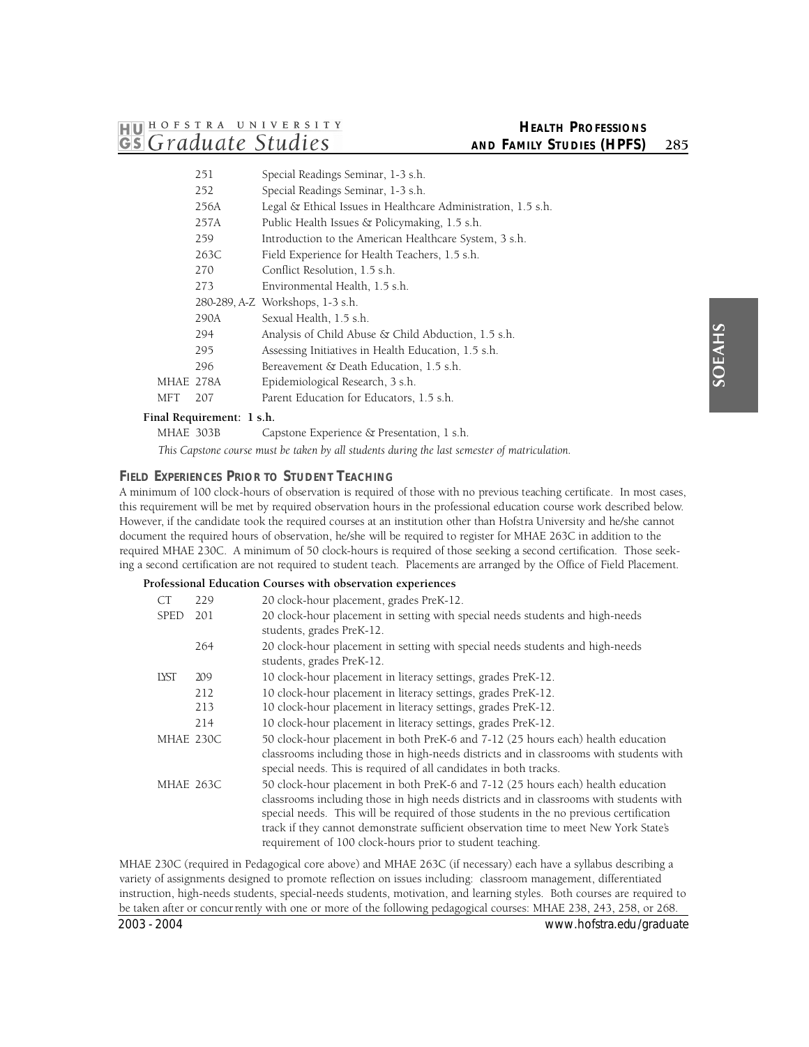| | | |
|---|---|---|
| | 251 | Special Readings Seminar, 1-3 s.h. |
| | 252 | Special Readings Seminar, 1-3 s.h. |
| | 256A | Legal & Ethical Issues in Healthcare Administration, 1.5 s.h. |
| | 257A | Public Health Issues & Policymaking, 1.5 s.h. |
| | 259 | Introduction to the American Healthcare System, 3 s.h. |
| | 263C | Field Experience for Health Teachers, 1.5 s.h. |
| | 270 | Conflict Resolution, 1.5 s.h. |
| | 273 | Environmental Health, 1.5 s.h. |
| | 280-289, A-Z | Workshops, 1-3 s.h. |
| | 290A | Sexual Health, 1.5 s.h. |
| | 294 | Analysis of Child Abuse & Child Abduction, 1.5 s.h. |
| | 295 | Assessing Initiatives in Health Education, 1.5 s.h. |
| | 296 | Bereavement & Death Education, 1.5 s.h. |
| MHAE | 278A | Epidemiological Research, 3 s.h. |
| MFT | 207 | Parent Education for Educators, 1.5 s.h. |

**Final Requirement: 1 s.h.**

MHAE 303B Capstone Experience & Presentation, 1 s.h.

*This Capstone course must be taken by all students during the last semester of matriculation.*

### FIELD EXPERIENCES PRIOR TO STUDENT TEACHING

A minimum of 100 clock-hours of observation is required of those with no previous teaching certificate. In most cases, this requirement will be met by required observation hours in the professional education course work described below. However, if the candidate took the required courses at an institution other than Hofstra University and he/she cannot document the required hours of observation, he/she will be required to register for MHAE 263C in addition to the required MHAE 230C. A minimum of 50 clock-hours is required of those seeking a second certification. Those seeking a second certification are not required to student teach. Placements are arranged by the Office of Field Placement.

**Professional Education Courses with observation experiences**

| | | |
|---|---|---|
| CT | 229 | 20 clock-hour placement, grades PreK-12. |
| SPED | 201 | 20 clock-hour placement in setting with special needs students and high-needs students, grades PreK-12. |
| | 264 | 20 clock-hour placement in setting with special needs students and high-needs students, grades PreK-12. |
| LYST | 209 | 10 clock-hour placement in literacy settings, grades PreK-12. |
| | 212 | 10 clock-hour placement in literacy settings, grades PreK-12. |
| | 213 | 10 clock-hour placement in literacy settings, grades PreK-12. |
| | 214 | 10 clock-hour placement in literacy settings, grades PreK-12. |
| MHAE | 230C | 50 clock-hour placement in both PreK-6 and 7-12 (25 hours each) health education classrooms including those in high-needs districts and in classrooms with students with special needs. This is required of all candidates in both tracks. |
| MHAE | 263C | 50 clock-hour placement in both PreK-6 and 7-12 (25 hours each) health education classrooms including those in high needs districts and in classrooms with students with special needs. This will be required of those students in the no previous certification track if they cannot demonstrate sufficient observation time to meet New York State's requirement of 100 clock-hours prior to student teaching. |

MHAE 230C (required in Pedagogical core above) and MHAE 263C (if necessary) each have a syllabus describing a variety of assignments designed to promote reflection on issues including: classroom management, differentiated instruction, high-needs students, special-needs students, motivation, and learning styles. Both courses are required to be taken after or concurrently with one or more of the following pedagogical courses: MHAE 238, 243, 258, or 268.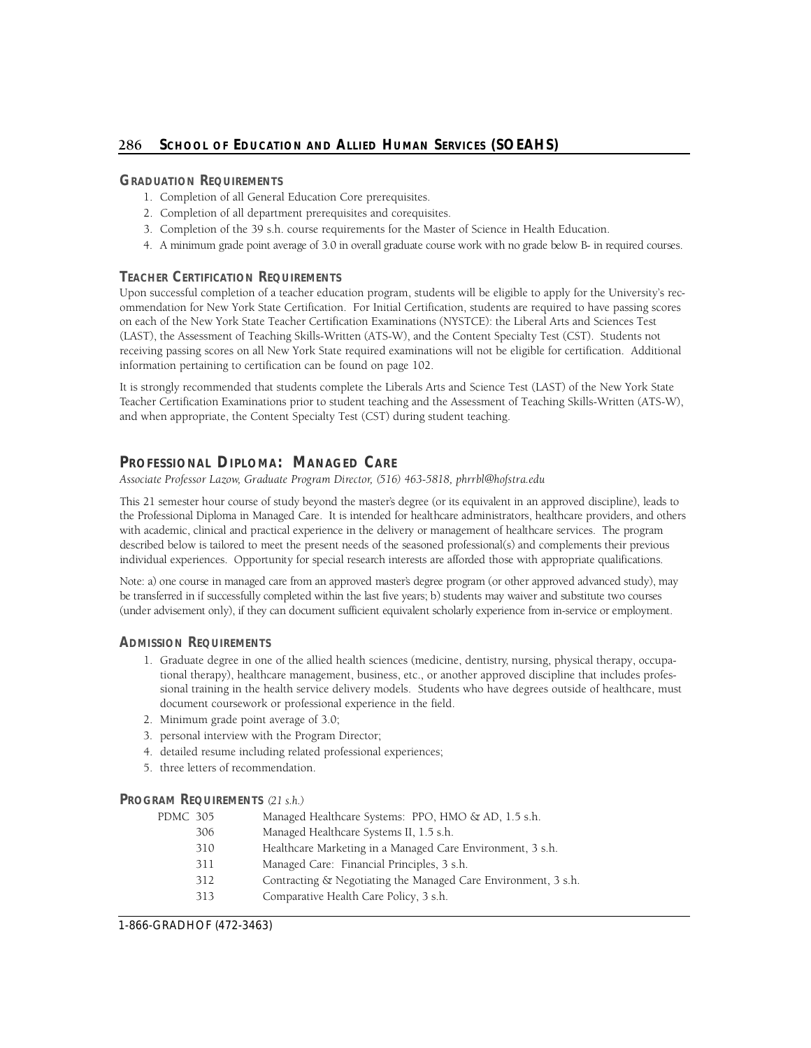### Graduation Requirements

1. Completion of all General Education Core prerequisites.
2. Completion of all department prerequisites and corequisites.
3. Completion of the 39 s.h. course requirements for the Master of Science in Health Education.
4. A minimum grade point average of 3.0 in overall graduate course work with no grade below B- in required courses.

### Teacher Certification Requirements

Upon successful completion of a teacher education program, students will be eligible to apply for the University's recommendation for New York State Certification. For Initial Certification, students are required to have passing scores on each of the New York State Teacher Certification Examinations (NYSTCE): the Liberal Arts and Sciences Test (LAST), the Assessment of Teaching Skills-Written (ATS-W), and the Content Specialty Test (CST). Students not receiving passing scores on all New York State required examinations will not be eligible for certification. Additional information pertaining to certification can be found on page 102.

It is strongly recommended that students complete the Liberals Arts and Science Test (LAST) of the New York State Teacher Certification Examinations prior to student teaching and the Assessment of Teaching Skills-Written (ATS-W), and when appropriate, the Content Specialty Test (CST) during student teaching.

## Professional Diploma: Managed Care

*Associate Professor Lazow, Graduate Program Director, (516) 463-5818, phrrbl@hofstra.edu*

This 21 semester hour course of study beyond the master's degree (or its equivalent in an approved discipline), leads to the Professional Diploma in Managed Care. It is intended for healthcare administrators, healthcare providers, and others with academic, clinical and practical experience in the delivery or management of healthcare services. The program described below is tailored to meet the present needs of the seasoned professional(s) and complements their previous individual experiences. Opportunity for special research interests are afforded those with appropriate qualifications.

Note: a) one course in managed care from an approved master's degree program (or other approved advanced study), may be transferred in if successfully completed within the last five years; b) students may waiver and substitute two courses (under advisement only), if they can document sufficient equivalent scholarly experience from in-service or employment.

### Admission Requirements

1. Graduate degree in one of the allied health sciences (medicine, dentistry, nursing, physical therapy, occupational therapy), healthcare management, business, etc., or another approved discipline that includes professional training in the health service delivery models. Students who have degrees outside of healthcare, must document coursework or professional experience in the field.
2. Minimum grade point average of 3.0;
3. personal interview with the Program Director;
4. detailed resume including related professional experiences;
5. three letters of recommendation.

### Program Requirements *(21 s.h.)*

PDMC 305 Managed Healthcare Systems: PPO, HMO & AD, 1.5 s.h.
306 Managed Healthcare Systems II, 1.5 s.h.
310 Healthcare Marketing in a Managed Care Environment, 3 s.h.
311 Managed Care: Financial Principles, 3 s.h.
312 Contracting & Negotiating the Managed Care Environment, 3 s.h.
313 Comparative Health Care Policy, 3 s.h.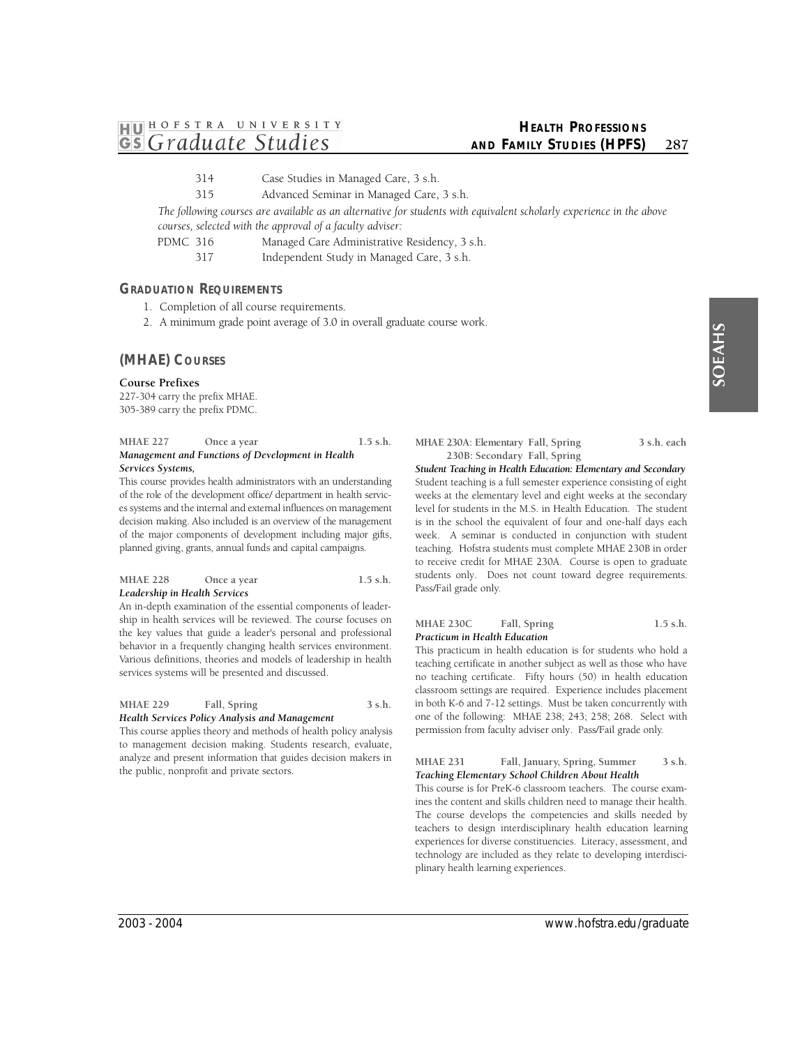314 Case Studies in Managed Care, 3 s.h.

315 Advanced Seminar in Managed Care, 3 s.h.

*The following courses are available as an alternative for students with equivalent scholarly experience in the above courses, selected with the approval of a faculty adviser:*

PDMC 316 Managed Care Administrative Residency, 3 s.h.

317 Independent Study in Managed Care, 3 s.h.

### GRADUATION REQUIREMENTS

1. Completion of all course requirements.
2. A minimum grade point average of 3.0 in overall graduate course work.

## (MHAE) COURSES

**Course Prefixes**

227-304 carry the prefix MHAE.
305-389 carry the prefix PDMC.

**MHAE 227 Once a year 1.5 s.h.**
***Management and Functions of Development in Health Services Systems,***

This course provides health administrators with an understanding of the role of the development office/ department in health services systems and the internal and external influences on management decision making. Also included is an overview of the management of the major components of development including major gifts, planned giving, grants, annual funds and capital campaigns.

**MHAE 228 Once a year 1.5 s.h.**
***Leadership in Health Services***

An in-depth examination of the essential components of leadership in health services will be reviewed. The course focuses on the key values that guide a leader's personal and professional behavior in a frequently changing health services environment. Various definitions, theories and models of leadership in health services systems will be presented and discussed.

**MHAE 229 Fall, Spring 3 s.h.**
***Health Services Policy Analysis and Management***

This course applies theory and methods of health policy analysis to management decision making. Students research, evaluate, analyze and present information that guides decision makers in the public, nonprofit and private sectors.

**MHAE 230A: Elementary Fall, Spring 3 s.h. each**
**230B: Secondary Fall, Spring**
***Student Teaching in Health Education: Elementary and Secondary***

Student teaching is a full semester experience consisting of eight weeks at the elementary level and eight weeks at the secondary level for students in the M.S. in Health Education. The student is in the school the equivalent of four and one-half days each week. A seminar is conducted in conjunction with student teaching. Hofstra students must complete MHAE 230B in order to receive credit for MHAE 230A. Course is open to graduate students only. Does not count toward degree requirements. Pass/Fail grade only.

**MHAE 230C Fall, Spring 1.5 s.h.**
***Practicum in Health Education***

This practicum in health education is for students who hold a teaching certificate in another subject as well as those who have no teaching certificate. Fifty hours (50) in health education classroom settings are required. Experience includes placement in both K-6 and 7-12 settings. Must be taken concurrently with one of the following: MHAE 238; 243; 258; 268. Select with permission from faculty adviser only. Pass/Fail grade only.

**MHAE 231 Fall, January, Spring, Summer 3 s.h.**
***Teaching Elementary School Children About Health***

This course is for PreK-6 classroom teachers. The course examines the content and skills children need to manage their health. The course develops the competencies and skills needed by teachers to design interdisciplinary health education learning experiences for diverse constituencies. Literacy, assessment, and technology are included as they relate to developing interdisciplinary health learning experiences.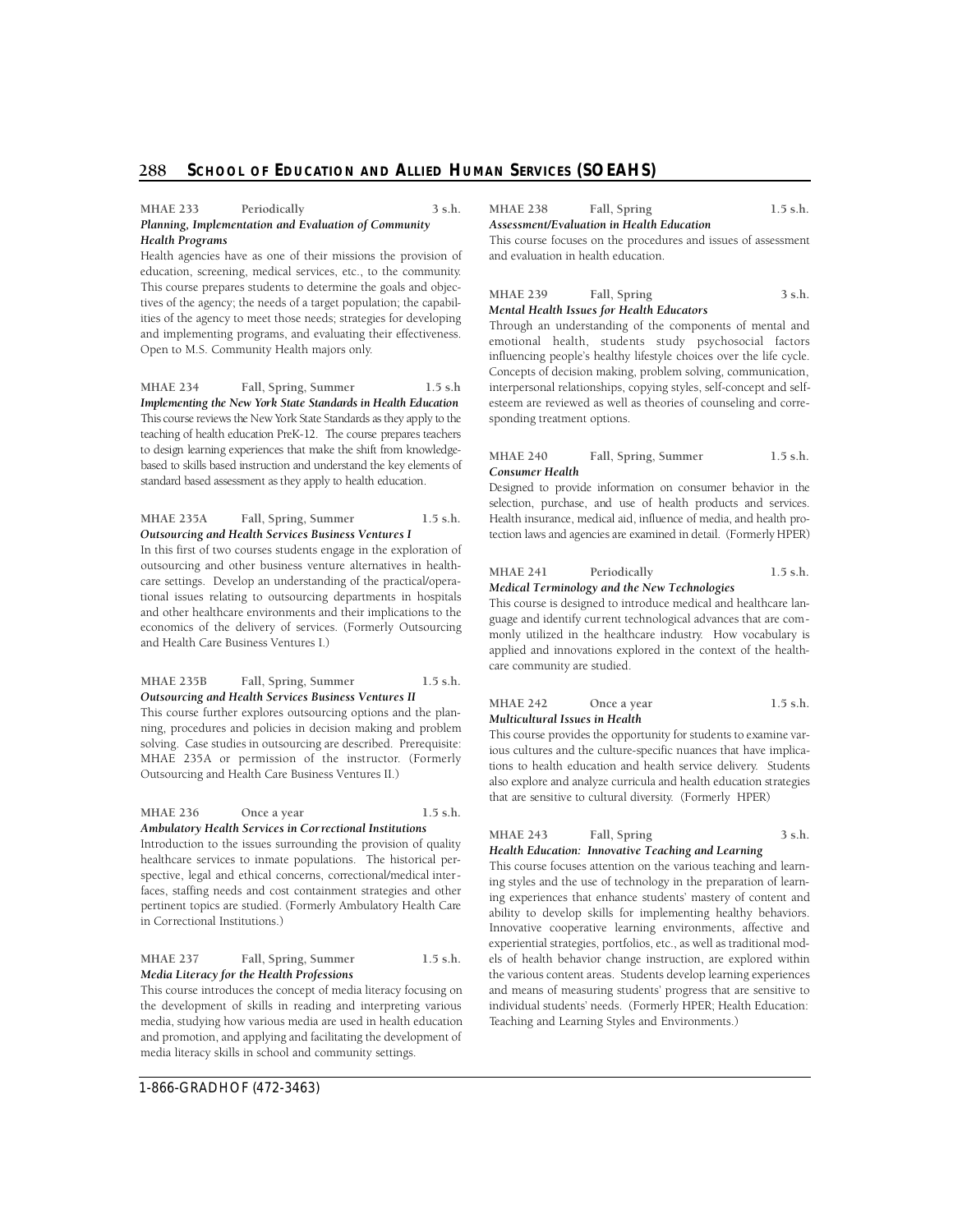**MHAE 233 Periodically 3 s.h.**
***Planning, Implementation and Evaluation of Community Health Programs***

Health agencies have as one of their missions the provision of education, screening, medical services, etc., to the community. This course prepares students to determine the goals and objectives of the agency; the needs of a target population; the capabilities of the agency to meet those needs; strategies for developing and implementing programs, and evaluating their effectiveness. Open to M.S. Community Health majors only.

**MHAE 234 Fall, Spring, Summer 1.5 s.h**
***Implementing the New York State Standards in Health Education***

This course reviews the New York State Standards as they apply to the teaching of health education PreK-12. The course prepares teachers to design learning experiences that make the shift from knowledge-based to skills based instruction and understand the key elements of standard based assessment as they apply to health education.

**MHAE 235A Fall, Spring, Summer 1.5 s.h.**
***Outsourcing and Health Services Business Ventures I***

In this first of two courses students engage in the exploration of outsourcing and other business venture alternatives in healthcare settings. Develop an understanding of the practical/operational issues relating to outsourcing departments in hospitals and other healthcare environments and their implications to the economics of the delivery of services. (Formerly Outsourcing and Health Care Business Ventures I.)

**MHAE 235B Fall, Spring, Summer 1.5 s.h.**
***Outsourcing and Health Services Business Ventures II***

This course further explores outsourcing options and the planning, procedures and policies in decision making and problem solving. Case studies in outsourcing are described. Prerequisite: MHAE 235A or permission of the instructor. (Formerly Outsourcing and Health Care Business Ventures II.)

**MHAE 236 Once a year 1.5 s.h.**
***Ambulatory Health Services in Correctional Institutions***

Introduction to the issues surrounding the provision of quality healthcare services to inmate populations. The historical perspective, legal and ethical concerns, correctional/medical interfaces, staffing needs and cost containment strategies and other pertinent topics are studied. (Formerly Ambulatory Health Care in Correctional Institutions.)

**MHAE 237 Fall, Spring, Summer 1.5 s.h.**
***Media Literacy for the Health Professions***

This course introduces the concept of media literacy focusing on the development of skills in reading and interpreting various media, studying how various media are used in health education and promotion, and applying and facilitating the development of media literacy skills in school and community settings.

**MHAE 238 Fall, Spring 1.5 s.h.**
***Assessment/Evaluation in Health Education***

This course focuses on the procedures and issues of assessment and evaluation in health education.

**MHAE 239 Fall, Spring 3 s.h.**
***Mental Health Issues for Health Educators***

Through an understanding of the components of mental and emotional health, students study psychosocial factors influencing people's healthy lifestyle choices over the life cycle. Concepts of decision making, problem solving, communication, interpersonal relationships, copying styles, self-concept and self-esteem are reviewed as well as theories of counseling and corresponding treatment options.

**MHAE 240 Fall, Spring, Summer 1.5 s.h.**
***Consumer Health***

Designed to provide information on consumer behavior in the selection, purchase, and use of health products and services. Health insurance, medical aid, influence of media, and health protection laws and agencies are examined in detail. (Formerly HPER)

**MHAE 241 Periodically 1.5 s.h.**
***Medical Terminology and the New Technologies***

This course is designed to introduce medical and healthcare language and identify current technological advances that are commonly utilized in the healthcare industry. How vocabulary is applied and innovations explored in the context of the healthcare community are studied.

**MHAE 242 Once a year 1.5 s.h.**
***Multicultural Issues in Health***

This course provides the opportunity for students to examine various cultures and the culture-specific nuances that have implications to health education and health service delivery. Students also explore and analyze curricula and health education strategies that are sensitive to cultural diversity. (Formerly HPER)

**MHAE 243 Fall, Spring 3 s.h.**
***Health Education: Innovative Teaching and Learning***

This course focuses attention on the various teaching and learning styles and the use of technology in the preparation of learning experiences that enhance students' mastery of content and ability to develop skills for implementing healthy behaviors. Innovative cooperative learning environments, affective and experiential strategies, portfolios, etc., as well as traditional models of health behavior change instruction, are explored within the various content areas. Students develop learning experiences and means of measuring students' progress that are sensitive to individual students' needs. (Formerly HPER; Health Education: Teaching and Learning Styles and Environments.)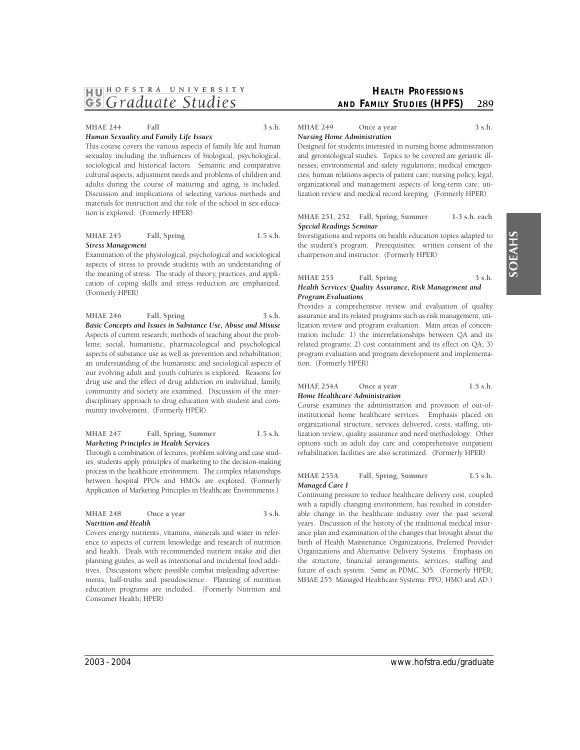**MHAE 244 Fall 3 s.h.**
***Human Sexuality and Family Life Issues***

This course covers the various aspects of family life and human sexuality including the influences of biological, psychological, sociological and historical factors. Semantic and comparative cultural aspects; adjustment needs and problems of children and adults during the course of maturing and aging, is included. Discussion and implications of selecting various methods and materials for instruction and the role of the school in sex education is explored. (Formerly HPER)

**MHAE 245 Fall, Spring 1.5 s.h.**
***Stress Management***

Examination of the physiological, psychological and sociological aspects of stress to provide students with an understanding of the meaning of stress. The study of theory, practices, and application of coping skills and stress reduction are emphasized. (Formerly HPER)

**MHAE 246 Fall, Spring 3 s.h.**
***Basic Concepts and Issues in Substance Use, Abuse and Misuse***

Aspects of current research; methods of teaching about the problems; social, humanistic, pharmacological and psychological aspects of substance use as well as prevention and rehabilitation; an understanding of the humanistic and sociological aspects of our evolving adult and youth cultures is explored. Reasons for drug use and the effect of drug addiction on individual, family, community and society are examined. Discussion of the interdisciplinary approach to drug education with student and community involvement. (Formerly HPER)

**MHAE 247 Fall, Spring, Summer 1.5 s.h.**
***Marketing Principles in Health Services***

Through a combination of lectures, problem solving and case studies, students apply principles of marketing to the decision-making process in the healthcare environment. The complex relationships between hospital PPOs and HMOs are explored. (Formerly Application of Marketing Principles in Healthcare Environments.)

**MHAE 248 Once a year 3 s.h.**
***Nutrition and Health***

Covers energy nutrients, vitamins, minerals and water in reference to aspects of current knowledge and research of nutrition and health. Deals with recommended nutrient intake and diet planning guides, as well as intentional and incidental food additives. Discussions where possible combat misleading advertisements, half-truths and pseudoscience. Planning of nutrition education programs are included. (Formerly Nutrition and Consumer Health; HPER)

**MHAE 249 Once a year 3 s.h.**
***Nursing Home Administration***

Designed for students interested in nursing home administration and gerontological studies. Topics to be covered are geriatric illnesses; environmental and safety regulations; medical emergencies; human relations aspects of patient care; nursing policy, legal; organizational and management aspects of long-term care; utilization review and medical record keeping. (Formerly HPER)

**MHAE 251, 252 Fall, Spring, Summer 1-3 s.h. each**
***Special Readings Seminar***

Investigations and reports on health education topics adapted to the student's program. Prerequisites: written consent of the chairperson and instructor. (Formerly HPER)

**MHAE 253 Fall, Spring 3 s.h.**
***Health Services: Quality Assurance, Risk Management and Program Evaluations***

Provides a comprehensive review and evaluation of quality assurance and its related programs such as risk management, utilization review and program evaluation. Main areas of concentration include: 1) the interrelationships between QA and its related programs; 2) cost containment and its effect on QA; 3) program evaluation and program development and implementation. (Formerly HPER)

**MHAE 254A Once a year 1.5 s.h.**
***Home Healthcare Administration***

Course examines the administration and provision of out-of-institutional home healthcare services. Emphasis placed on organizational structure, services delivered, costs, staffing, utilization review, quality assurance and need methodology. Other options such as adult day care and comprehensive outpatient rehabilitation facilities are also scrutinized. (Formerly HPER)

**MHAE 255A Fall, Spring, Summer 1.5 s.h.**
***Managed Care I***

Continuing pressure to reduce healthcare delivery cost, coupled with a rapidly changing environment, has resulted in considerable change in the healthcare industry over the past several years. Discussion of the history of the traditional medical insurance plan and examination of the changes that brought about the birth of Health Maintenance Organizations, Preferred Provider Organizations and Alternative Delivery Systems. Emphasis on the structure, financial arrangements, services, staffing and future of each system. Same as PDMC 305. (Formerly HPER; MHAE 255. Managed Healthcare Systems: PPO, HMO and AD.)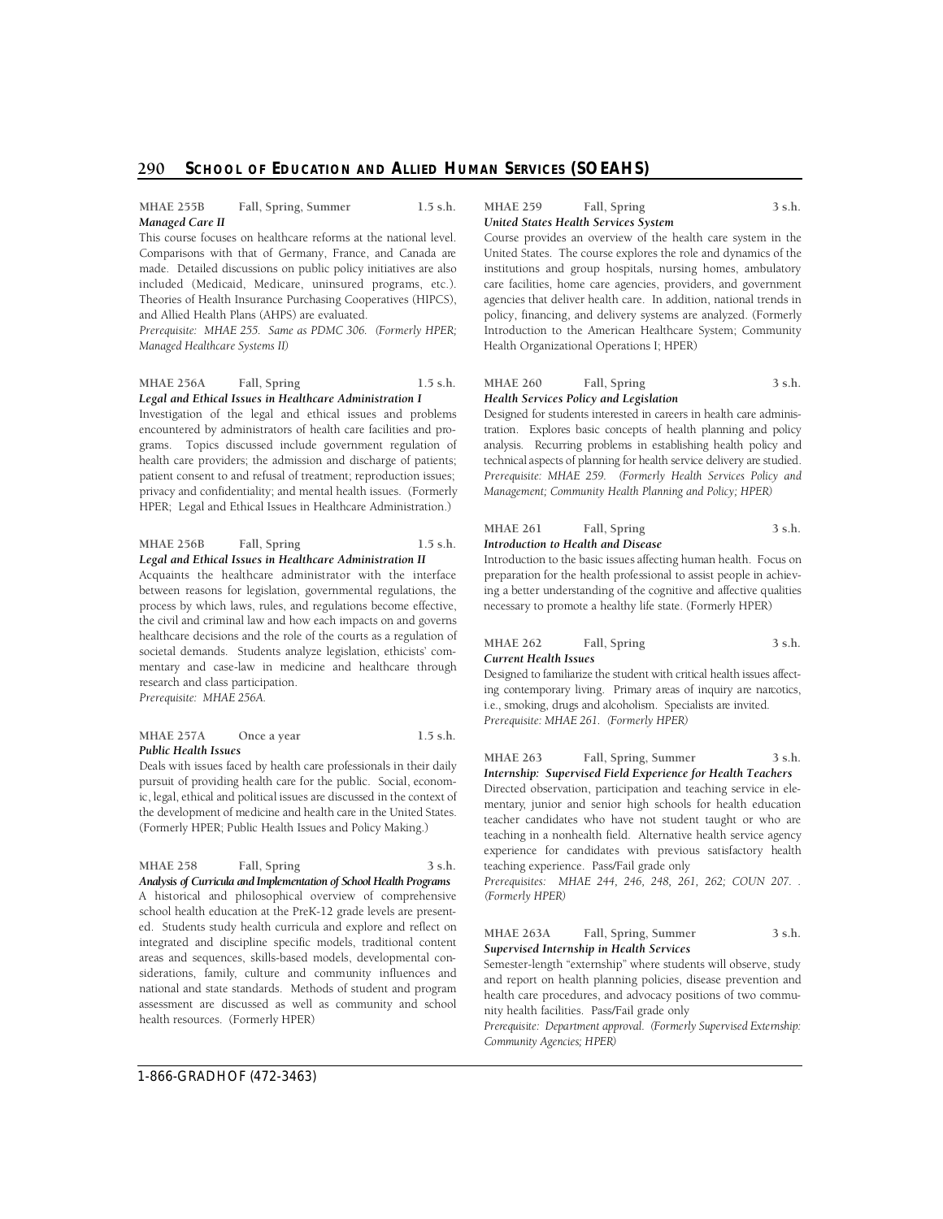**MHAE 255B** Fall, Spring, Summer 1.5 s.h.
***Managed Care II***

This course focuses on healthcare reforms at the national level. Comparisons with that of Germany, France, and Canada are made. Detailed discussions on public policy initiatives are also included (Medicaid, Medicare, uninsured programs, etc.). Theories of Health Insurance Purchasing Cooperatives (HIPCS), and Allied Health Plans (AHPS) are evaluated.

*Prerequisite: MHAE 255. Same as PDMC 306. (Formerly HPER; Managed Healthcare Systems II)*

**MHAE 256A** Fall, Spring 1.5 s.h.
***Legal and Ethical Issues in Healthcare Administration I***

Investigation of the legal and ethical issues and problems encountered by administrators of health care facilities and programs. Topics discussed include government regulation of health care providers; the admission and discharge of patients; patient consent to and refusal of treatment; reproduction issues; privacy and confidentiality; and mental health issues. (Formerly HPER; Legal and Ethical Issues in Healthcare Administration.)

**MHAE 256B** Fall, Spring 1.5 s.h.
***Legal and Ethical Issues in Healthcare Administration II***

Acquaints the healthcare administrator with the interface between reasons for legislation, governmental regulations, the process by which laws, rules, and regulations become effective, the civil and criminal law and how each impacts on and governs healthcare decisions and the role of the courts as a regulation of societal demands. Students analyze legislation, ethicists' commentary and case-law in medicine and healthcare through research and class participation.

*Prerequisite: MHAE 256A.*

**MHAE 257A** Once a year 1.5 s.h.
***Public Health Issues***

Deals with issues faced by health care professionals in their daily pursuit of providing health care for the public. Social, economic, legal, ethical and political issues are discussed in the context of the development of medicine and health care in the United States. (Formerly HPER; Public Health Issues and Policy Making.)

**MHAE 258** Fall, Spring 3 s.h.
***Analysis of Curricula and Implementation of School Health Programs***

A historical and philosophical overview of comprehensive school health education at the PreK-12 grade levels are presented. Students study health curricula and explore and reflect on integrated and discipline specific models, traditional content areas and sequences, skills-based models, developmental considerations, family, culture and community influences and national and state standards. Methods of student and program assessment are discussed as well as community and school health resources. (Formerly HPER)

**MHAE 259** Fall, Spring 3 s.h.
***United States Health Services System***

Course provides an overview of the health care system in the United States. The course explores the role and dynamics of the institutions and group hospitals, nursing homes, ambulatory care facilities, home care agencies, providers, and government agencies that deliver health care. In addition, national trends in policy, financing, and delivery systems are analyzed. (Formerly Introduction to the American Healthcare System; Community Health Organizational Operations I; HPER)

**MHAE 260** Fall, Spring 3 s.h.
***Health Services Policy and Legislation***

Designed for students interested in careers in health care administration. Explores basic concepts of health planning and policy analysis. Recurring problems in establishing health policy and technical aspects of planning for health service delivery are studied.

*Prerequisite: MHAE 259. (Formerly Health Services Policy and Management; Community Health Planning and Policy; HPER)*

**MHAE 261** Fall, Spring 3 s.h.
***Introduction to Health and Disease***

Introduction to the basic issues affecting human health. Focus on preparation for the health professional to assist people in achieving a better understanding of the cognitive and affective qualities necessary to promote a healthy life state. (Formerly HPER)

**MHAE 262** Fall, Spring 3 s.h.
***Current Health Issues***

Designed to familiarize the student with critical health issues affecting contemporary living. Primary areas of inquiry are narcotics, i.e., smoking, drugs and alcoholism. Specialists are invited.

*Prerequisite: MHAE 261. (Formerly HPER)*

**MHAE 263** Fall, Spring, Summer 3 s.h.
***Internship: Supervised Field Experience for Health Teachers***

Directed observation, participation and teaching service in elementary, junior and senior high schools for health education teacher candidates who have not student taught or who are teaching in a nonhealth field. Alternative health service agency experience for candidates with previous satisfactory health teaching experience. Pass/Fail grade only

*Prerequisites: MHAE 244, 246, 248, 261, 262; COUN 207. . (Formerly HPER)*

**MHAE 263A** Fall, Spring, Summer 3 s.h.
***Supervised Internship in Health Services***

Semester-length "externship" where students will observe, study and report on health planning policies, disease prevention and health care procedures, and advocacy positions of two community health facilities. Pass/Fail grade only

*Prerequisite: Department approval. (Formerly Supervised Externship: Community Agencies; HPER)*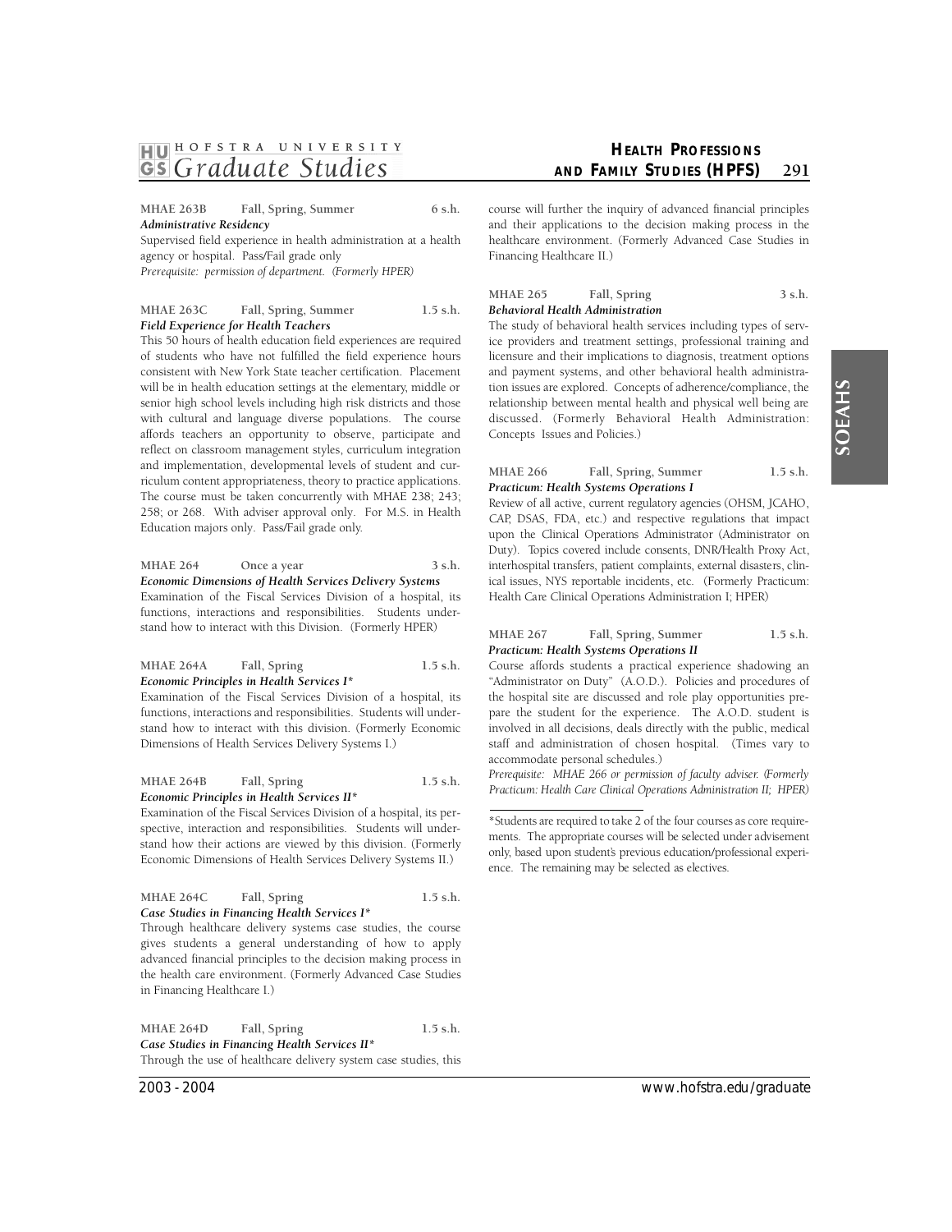**MHAE 263B Fall, Spring, Summer 6 s.h.**
***Administrative Residency***
Supervised field experience in health administration at a health agency or hospital. Pass/Fail grade only
*Prerequisite: permission of department. (Formerly HPER)*

**MHAE 263C Fall, Spring, Summer 1.5 s.h.**
***Field Experience for Health Teachers***
This 50 hours of health education field experiences are required of students who have not fulfilled the field experience hours consistent with New York State teacher certification. Placement will be in health education settings at the elementary, middle or senior high school levels including high risk districts and those with cultural and language diverse populations. The course affords teachers an opportunity to observe, participate and reflect on classroom management styles, curriculum integration and implementation, developmental levels of student and curriculum content appropriateness, theory to practice applications. The course must be taken concurrently with MHAE 238; 243; 258; or 268. With adviser approval only. For M.S. in Health Education majors only. Pass/Fail grade only.

**MHAE 264 Once a year 3 s.h.**
***Economic Dimensions of Health Services Delivery Systems***
Examination of the Fiscal Services Division of a hospital, its functions, interactions and responsibilities. Students understand how to interact with this Division. (Formerly HPER)

**MHAE 264A Fall, Spring 1.5 s.h.**
***Economic Principles in Health Services I****
Examination of the Fiscal Services Division of a hospital, its functions, interactions and responsibilities. Students will understand how to interact with this division. (Formerly Economic Dimensions of Health Services Delivery Systems I.)

**MHAE 264B Fall, Spring 1.5 s.h.**
***Economic Principles in Health Services II****
Examination of the Fiscal Services Division of a hospital, its perspective, interaction and responsibilities. Students will understand how their actions are viewed by this division. (Formerly Economic Dimensions of Health Services Delivery Systems II.)

**MHAE 264C Fall, Spring 1.5 s.h.**
***Case Studies in Financing Health Services I****
Through healthcare delivery systems case studies, the course gives students a general understanding of how to apply advanced financial principles to the decision making process in the health care environment. (Formerly Advanced Case Studies in Financing Healthcare I.)

**MHAE 264D Fall, Spring 1.5 s.h.**
***Case Studies in Financing Health Services II****
Through the use of healthcare delivery system case studies, this course will further the inquiry of advanced financial principles and their applications to the decision making process in the healthcare environment. (Formerly Advanced Case Studies in Financing Healthcare II.)

**MHAE 265 Fall, Spring 3 s.h.**
***Behavioral Health Administration***
The study of behavioral health services including types of service providers and treatment settings, professional training and licensure and their implications to diagnosis, treatment options and payment systems, and other behavioral health administration issues are explored. Concepts of adherence/compliance, the relationship between mental health and physical well being are discussed. (Formerly Behavioral Health Administration: Concepts Issues and Policies.)

**MHAE 266 Fall, Spring, Summer 1.5 s.h.**
***Practicum: Health Systems Operations I***
Review of all active, current regulatory agencies (OHSM, JCAHO, CAP, DSAS, FDA, etc.) and respective regulations that impact upon the Clinical Operations Administrator (Administrator on Duty). Topics covered include consents, DNR/Health Proxy Act, interhospital transfers, patient complaints, external disasters, clinical issues, NYS reportable incidents, etc. (Formerly Practicum: Health Care Clinical Operations Administration I; HPER)

**MHAE 267 Fall, Spring, Summer 1.5 s.h.**
***Practicum: Health Systems Operations II***
Course affords students a practical experience shadowing an "Administrator on Duty" (A.O.D.). Policies and procedures of the hospital site are discussed and role play opportunities prepare the student for the experience. The A.O.D. student is involved in all decisions, deals directly with the public, medical staff and administration of chosen hospital. (Times vary to accommodate personal schedules.)
*Prerequisite: MHAE 266 or permission of faculty adviser. (Formerly Practicum: Health Care Clinical Operations Administration II; HPER)*

*Students are required to take 2 of the four courses as core requirements. The appropriate courses will be selected under advisement only, based upon student's previous education/professional experience. The remaining may be selected as electives.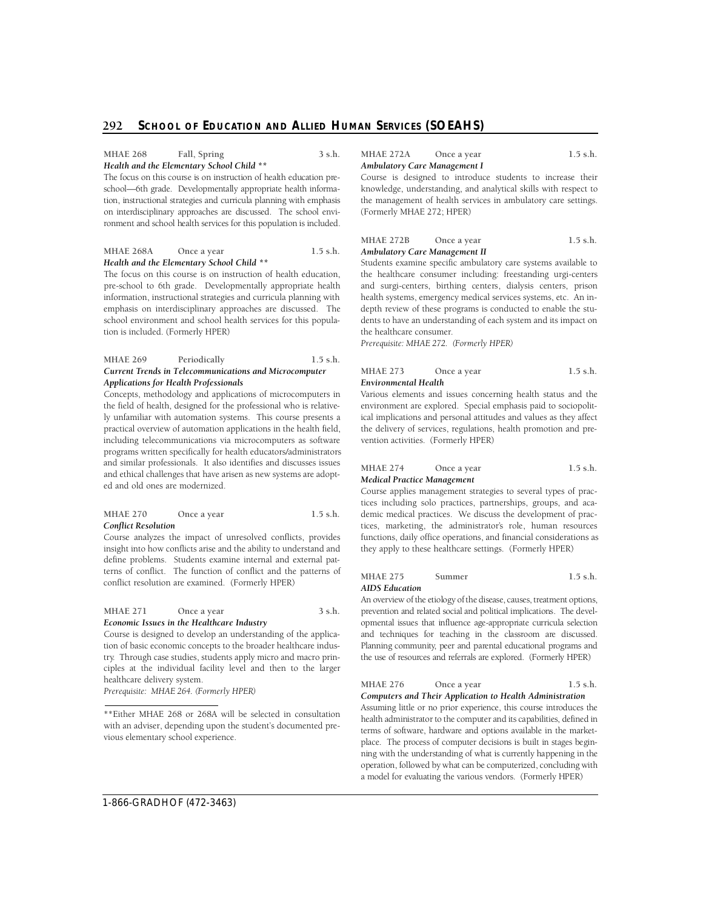**MHAE 268** **Fall, Spring** **3 s.h.**
***Health and the Elementary School Child \*\****

The focus on this course is on instruction of health education preschool—6th grade. Developmentally appropriate health information, instructional strategies and curricula planning with emphasis on interdisciplinary approaches are discussed. The school environment and school health services for this population is included.

**MHAE 268A** **Once a year** **1.5 s.h.**
***Health and the Elementary School Child \*\****

The focus on this course is on instruction of health education, pre-school to 6th grade. Developmentally appropriate health information, instructional strategies and curricula planning with emphasis on interdisciplinary approaches are discussed. The school environment and school health services for this population is included. (Formerly HPER)

**MHAE 269** **Periodically** **1.5 s.h.**
***Current Trends in Telecommunications and Microcomputer Applications for Health Professionals***

Concepts, methodology and applications of microcomputers in the field of health, designed for the professional who is relatively unfamiliar with automation systems. This course presents a practical overview of automation applications in the health field, including telecommunications via microcomputers as software programs written specifically for health educators/administrators and similar professionals. It also identifies and discusses issues and ethical challenges that have arisen as new systems are adopted and old ones are modernized.

**MHAE 270** **Once a year** **1.5 s.h.**
***Conflict Resolution***

Course analyzes the impact of unresolved conflicts, provides insight into how conflicts arise and the ability to understand and define problems. Students examine internal and external patterns of conflict. The function of conflict and the patterns of conflict resolution are examined. (Formerly HPER)

**MHAE 271** **Once a year** **3 s.h.**
***Economic Issues in the Healthcare Industry***

Course is designed to develop an understanding of the application of basic economic concepts to the broader healthcare industry. Through case studies, students apply micro and macro principles at the individual facility level and then to the larger healthcare delivery system.
*Prerequisite: MHAE 264. (Formerly HPER)*

\*\*Either MHAE 268 or 268A will be selected in consultation with an adviser, depending upon the student's documented previous elementary school experience.

**MHAE 272A** **Once a year** **1.5 s.h.**
***Ambulatory Care Management I***

Course is designed to introduce students to increase their knowledge, understanding, and analytical skills with respect to the management of health services in ambulatory care settings. (Formerly MHAE 272; HPER)

**MHAE 272B** **Once a year** **1.5 s.h.**
***Ambulatory Care Management II***

Students examine specific ambulatory care systems available to the healthcare consumer including: freestanding urgi-centers and surgi-centers, birthing centers, dialysis centers, prison health systems, emergency medical services systems, etc. An in-depth review of these programs is conducted to enable the students to have an understanding of each system and its impact on the healthcare consumer.
*Prerequisite: MHAE 272. (Formerly HPER)*

**MHAE 273** **Once a year** **1.5 s.h.**
***Environmental Health***

Various elements and issues concerning health status and the environment are explored. Special emphasis paid to sociopolitical implications and personal attitudes and values as they affect the delivery of services, regulations, health promotion and prevention activities. (Formerly HPER)

**MHAE 274** **Once a year** **1.5 s.h.**
***Medical Practice Management***

Course applies management strategies to several types of practices including solo practices, partnerships, groups, and academic medical practices. We discuss the development of practices, marketing, the administrator's role, human resources functions, daily office operations, and financial considerations as they apply to these healthcare settings. (Formerly HPER)

**MHAE 275** **Summer** **1.5 s.h.**
***AIDS Education***

An overview of the etiology of the disease, causes, treatment options, prevention and related social and political implications. The developmental issues that influence age-appropriate curricula selection and techniques for teaching in the classroom are discussed. Planning community, peer and parental educational programs and the use of resources and referrals are explored. (Formerly HPER)

**MHAE 276** **Once a year** **1.5 s.h.**
***Computers and Their Application to Health Administration***

Assuming little or no prior experience, this course introduces the health administrator to the computer and its capabilities, defined in terms of software, hardware and options available in the marketplace. The process of computer decisions is built in stages beginning with the understanding of what is currently happening in the operation, followed by what can be computerized, concluding with a model for evaluating the various vendors. (Formerly HPER)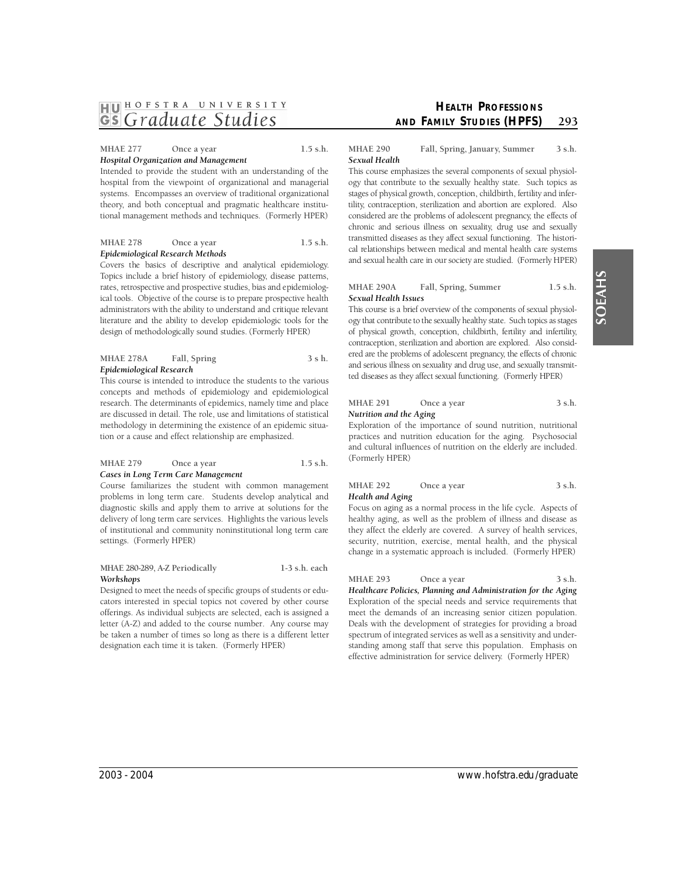**MHAE 277** Once a year 1.5 s.h.
***Hospital Organization and Management***
Intended to provide the student with an understanding of the hospital from the viewpoint of organizational and managerial systems. Encompasses an overview of traditional organizational theory, and both conceptual and pragmatic healthcare institutional management methods and techniques. (Formerly HPER)

**MHAE 278** Once a year 1.5 s.h.
***Epidemiological Research Methods***
Covers the basics of descriptive and analytical epidemiology. Topics include a brief history of epidemiology, disease patterns, rates, retrospective and prospective studies, bias and epidemiological tools. Objective of the course is to prepare prospective health administrators with the ability to understand and critique relevant literature and the ability to develop epidemiologic tools for the design of methodologically sound studies. (Formerly HPER)

**MHAE 278A** Fall, Spring 3 s h.
***Epidemiological Research***
This course is intended to introduce the students to the various concepts and methods of epidemiology and epidemiological research. The determinants of epidemics, namely time and place are discussed in detail. The role, use and limitations of statistical methodology in determining the existence of an epidemic situation or a cause and effect relationship are emphasized.

**MHAE 279** Once a year 1.5 s.h.
***Cases in Long Term Care Management***
Course familiarizes the student with common management problems in long term care. Students develop analytical and diagnostic skills and apply them to arrive at solutions for the delivery of long term care services. Highlights the various levels of institutional and community noninstitutional long term care settings. (Formerly HPER)

**MHAE 280-289, A-Z** Periodically 1-3 s.h. each
***Workshops***
Designed to meet the needs of specific groups of students or educators interested in special topics not covered by other course offerings. As individual subjects are selected, each is assigned a letter (A-Z) and added to the course number. Any course may be taken a number of times so long as there is a different letter designation each time it is taken. (Formerly HPER)

**MHAE 290** Fall, Spring, January, Summer 3 s.h.
***Sexual Health***
This course emphasizes the several components of sexual physiology that contribute to the sexually healthy state. Such topics as stages of physical growth, conception, childbirth, fertility and infertility, contraception, sterilization and abortion are explored. Also considered are the problems of adolescent pregnancy, the effects of chronic and serious illness on sexuality, drug use and sexually transmitted diseases as they affect sexual functioning. The historical relationships between medical and mental health care systems and sexual health care in our society are studied. (Formerly HPER)

**MHAE 290A** Fall, Spring, Summer 1.5 s.h.
***Sexual Health Issues***
This course is a brief overview of the components of sexual physiology that contribute to the sexually healthy state. Such topics as stages of physical growth, conception, childbirth, fertility and infertility, contraception, sterilization and abortion are explored. Also considered are the problems of adolescent pregnancy, the effects of chronic and serious illness on sexuality and drug use, and sexually transmitted diseases as they affect sexual functioning. (Formerly HPER)

**MHAE 291** Once a year 3 s.h.
***Nutrition and the Aging***
Exploration of the importance of sound nutrition, nutritional practices and nutrition education for the aging. Psychosocial and cultural influences of nutrition on the elderly are included. (Formerly HPER)

**MHAE 292** Once a year 3 s.h.
***Health and Aging***
Focus on aging as a normal process in the life cycle. Aspects of healthy aging, as well as the problem of illness and disease as they affect the elderly are covered. A survey of health services, security, nutrition, exercise, mental health, and the physical change in a systematic approach is included. (Formerly HPER)

**MHAE 293** Once a year 3 s.h.
***Healthcare Policies, Planning and Administration for the Aging***
Exploration of the special needs and service requirements that meet the demands of an increasing senior citizen population. Deals with the development of strategies for providing a broad spectrum of integrated services as well as a sensitivity and understanding among staff that serve this population. Emphasis on effective administration for service delivery. (Formerly HPER)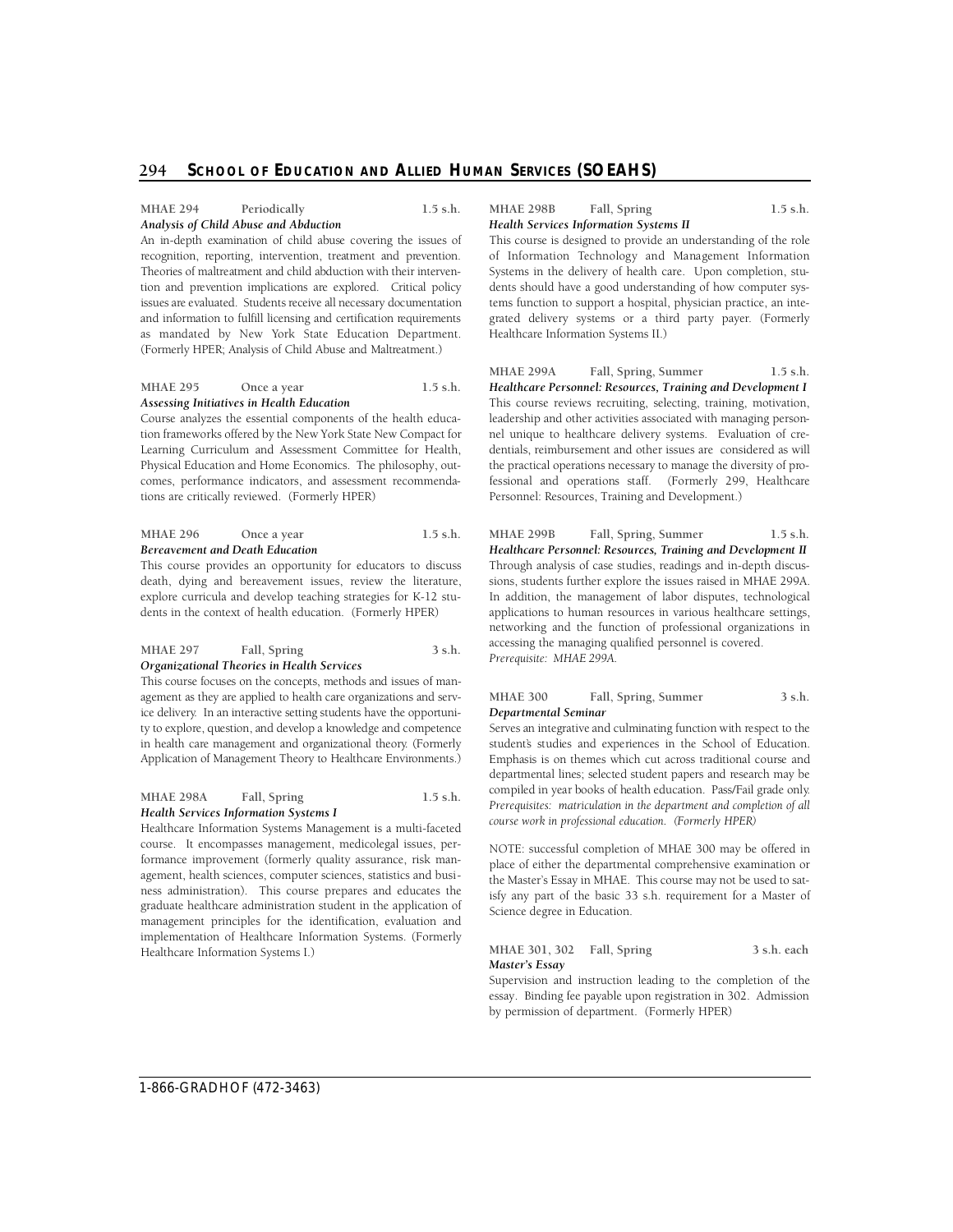**MHAE 294 Periodically 1.5 s.h.**
***Analysis of Child Abuse and Abduction***

An in-depth examination of child abuse covering the issues of recognition, reporting, intervention, treatment and prevention. Theories of maltreatment and child abduction with their intervention and prevention implications are explored. Critical policy issues are evaluated. Students receive all necessary documentation and information to fulfill licensing and certification requirements as mandated by New York State Education Department. (Formerly HPER; Analysis of Child Abuse and Maltreatment.)

**MHAE 295 Once a year 1.5 s.h.**
***Assessing Initiatives in Health Education***

Course analyzes the essential components of the health education frameworks offered by the New York State New Compact for Learning Curriculum and Assessment Committee for Health, Physical Education and Home Economics. The philosophy, outcomes, performance indicators, and assessment recommendations are critically reviewed. (Formerly HPER)

**MHAE 296 Once a year 1.5 s.h.**
***Bereavement and Death Education***

This course provides an opportunity for educators to discuss death, dying and bereavement issues, review the literature, explore curricula and develop teaching strategies for K-12 students in the context of health education. (Formerly HPER)

**MHAE 297 Fall, Spring 3 s.h.**
***Organizational Theories in Health Services***

This course focuses on the concepts, methods and issues of management as they are applied to health care organizations and service delivery. In an interactive setting students have the opportunity to explore, question, and develop a knowledge and competence in health care management and organizational theory. (Formerly Application of Management Theory to Healthcare Environments.)

**MHAE 298A Fall, Spring 1.5 s.h.**
***Health Services Information Systems I***

Healthcare Information Systems Management is a multi-faceted course. It encompasses management, medicolegal issues, performance improvement (formerly quality assurance, risk management, health sciences, computer sciences, statistics and business administration). This course prepares and educates the graduate healthcare administration student in the application of management principles for the identification, evaluation and implementation of Healthcare Information Systems. (Formerly Healthcare Information Systems I.)

**MHAE 298B Fall, Spring 1.5 s.h.**
***Health Services Information Systems II***

This course is designed to provide an understanding of the role of Information Technology and Management Information Systems in the delivery of health care. Upon completion, students should have a good understanding of how computer systems function to support a hospital, physician practice, an integrated delivery systems or a third party payer. (Formerly Healthcare Information Systems II.)

**MHAE 299A Fall, Spring, Summer 1.5 s.h.**
***Healthcare Personnel: Resources, Training and Development I***

This course reviews recruiting, selecting, training, motivation, leadership and other activities associated with managing personnel unique to healthcare delivery systems. Evaluation of credentials, reimbursement and other issues are considered as will the practical operations necessary to manage the diversity of professional and operations staff. (Formerly 299, Healthcare Personnel: Resources, Training and Development.)

**MHAE 299B Fall, Spring, Summer 1.5 s.h.**
***Healthcare Personnel: Resources, Training and Development II***

Through analysis of case studies, readings and in-depth discussions, students further explore the issues raised in MHAE 299A. In addition, the management of labor disputes, technological applications to human resources in various healthcare settings, networking and the function of professional organizations in accessing the managing qualified personnel is covered.
*Prerequisite: MHAE 299A.*

**MHAE 300 Fall, Spring, Summer 3 s.h.**
***Departmental Seminar***

Serves an integrative and culminating function with respect to the student's studies and experiences in the School of Education. Emphasis is on themes which cut across traditional course and departmental lines; selected student papers and research may be compiled in year books of health education. Pass/Fail grade only.
*Prerequisites: matriculation in the department and completion of all course work in professional education. (Formerly HPER)*

NOTE: successful completion of MHAE 300 may be offered in place of either the departmental comprehensive examination or the Master's Essay in MHAE. This course may not be used to satisfy any part of the basic 33 s.h. requirement for a Master of Science degree in Education.

**MHAE 301, 302 Fall, Spring 3 s.h. each**
***Master's Essay***

Supervision and instruction leading to the completion of the essay. Binding fee payable upon registration in 302. Admission by permission of department. (Formerly HPER)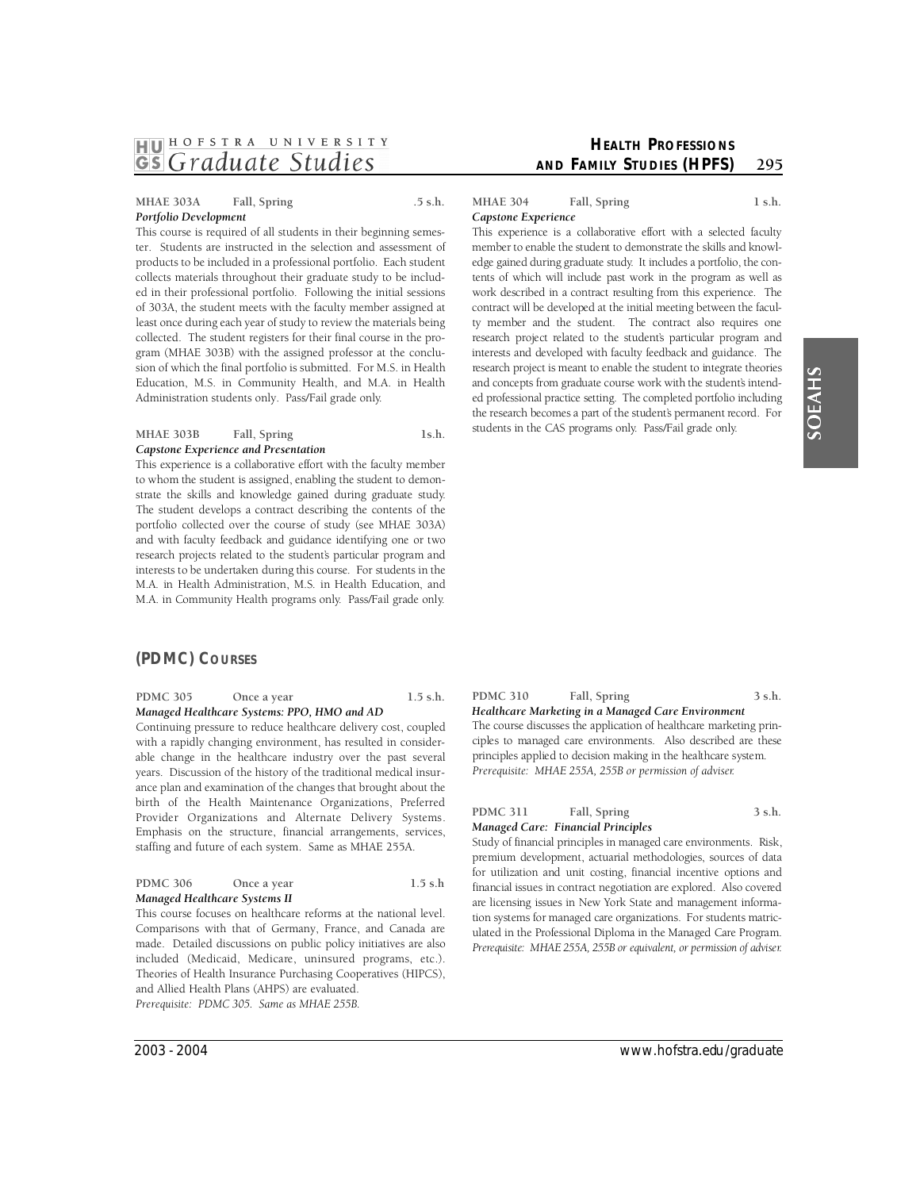**MHAE 303A Fall, Spring .5 s.h.**
***Portfolio Development***

This course is required of all students in their beginning semester. Students are instructed in the selection and assessment of products to be included in a professional portfolio. Each student collects materials throughout their graduate study to be included in their professional portfolio. Following the initial sessions of 303A, the student meets with the faculty member assigned at least once during each year of study to review the materials being collected. The student registers for their final course in the program (MHAE 303B) with the assigned professor at the conclusion of which the final portfolio is submitted. For M.S. in Health Education, M.S. in Community Health, and M.A. in Health Administration students only. Pass/Fail grade only.

**MHAE 303B Fall, Spring 1s.h.**
***Capstone Experience and Presentation***

This experience is a collaborative effort with the faculty member to whom the student is assigned, enabling the student to demonstrate the skills and knowledge gained during graduate study. The student develops a contract describing the contents of the portfolio collected over the course of study (see MHAE 303A) and with faculty feedback and guidance identifying one or two research projects related to the student's particular program and interests to be undertaken during this course. For students in the M.A. in Health Administration, M.S. in Health Education, and M.A. in Community Health programs only. Pass/Fail grade only.

**MHAE 304 Fall, Spring 1 s.h.**
***Capstone Experience***

This experience is a collaborative effort with a selected faculty member to enable the student to demonstrate the skills and knowledge gained during graduate study. It includes a portfolio, the contents of which will include past work in the program as well as work described in a contract resulting from this experience. The contract will be developed at the initial meeting between the faculty member and the student. The contract also requires one research project related to the student's particular program and interests and developed with faculty feedback and guidance. The research project is meant to enable the student to integrate theories and concepts from graduate course work with the student's intended professional practice setting. The completed portfolio including the research becomes a part of the student's permanent record. For students in the CAS programs only. Pass/Fail grade only.

## (PDMC) Courses

**PDMC 305 Once a year 1.5 s.h.**
***Managed Healthcare Systems: PPO, HMO and AD***

Continuing pressure to reduce healthcare delivery cost, coupled with a rapidly changing environment, has resulted in considerable change in the healthcare industry over the past several years. Discussion of the history of the traditional medical insurance plan and examination of the changes that brought about the birth of the Health Maintenance Organizations, Preferred Provider Organizations and Alternate Delivery Systems. Emphasis on the structure, financial arrangements, services, staffing and future of each system. Same as MHAE 255A.

**PDMC 306 Once a year 1.5 s.h**
***Managed Healthcare Systems II***

This course focuses on healthcare reforms at the national level. Comparisons with that of Germany, France, and Canada are made. Detailed discussions on public policy initiatives are also included (Medicaid, Medicare, uninsured programs, etc.). Theories of Health Insurance Purchasing Cooperatives (HIPCS), and Allied Health Plans (AHPS) are evaluated.
*Prerequisite: PDMC 305. Same as MHAE 255B.*

**PDMC 310 Fall, Spring 3 s.h.**
***Healthcare Marketing in a Managed Care Environment***

The course discusses the application of healthcare marketing principles to managed care environments. Also described are these principles applied to decision making in the healthcare system.
*Prerequisite: MHAE 255A, 255B or permission of adviser.*

**PDMC 311 Fall, Spring 3 s.h.**
***Managed Care: Financial Principles***

Study of financial principles in managed care environments. Risk, premium development, actuarial methodologies, sources of data for utilization and unit costing, financial incentive options and financial issues in contract negotiation are explored. Also covered are licensing issues in New York State and management information systems for managed care organizations. For students matriculated in the Professional Diploma in the Managed Care Program.
*Prerequisite: MHAE 255A, 255B or equivalent, or permission of adviser.*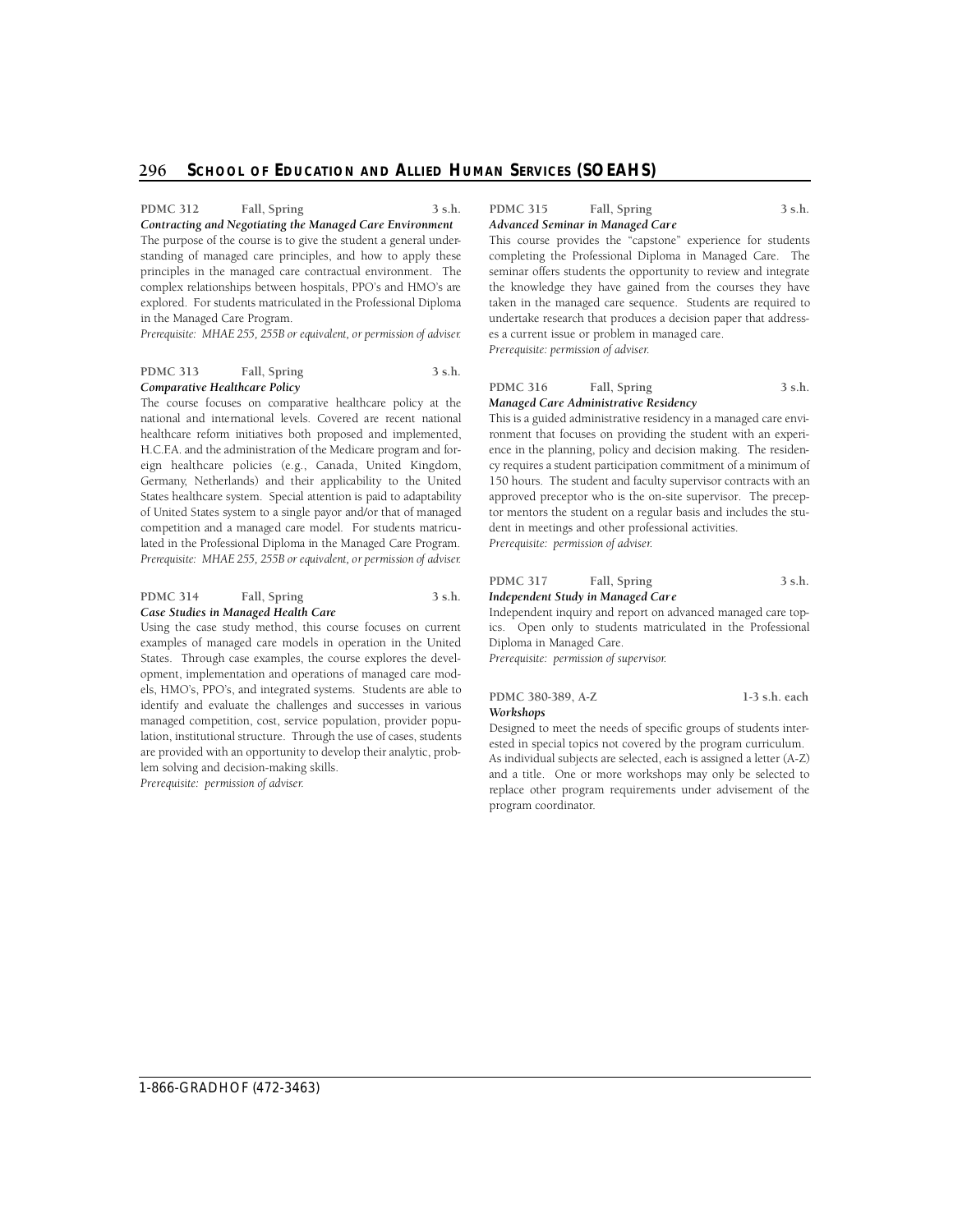**PDMC 312 Fall, Spring 3 s.h.**
***Contracting and Negotiating the Managed Care Environment***
The purpose of the course is to give the student a general understanding of managed care principles, and how to apply these principles in the managed care contractual environment. The complex relationships between hospitals, PPO's and HMO's are explored. For students matriculated in the Professional Diploma in the Managed Care Program.
*Prerequisite: MHAE 255, 255B or equivalent, or permission of adviser.*

**PDMC 313 Fall, Spring 3 s.h.**
***Comparative Healthcare Policy***
The course focuses on comparative healthcare policy at the national and international levels. Covered are recent national healthcare reform initiatives both proposed and implemented, H.C.F.A. and the administration of the Medicare program and foreign healthcare policies (e.g., Canada, United Kingdom, Germany, Netherlands) and their applicability to the United States healthcare system. Special attention is paid to adaptability of United States system to a single payor and/or that of managed competition and a managed care model. For students matriculated in the Professional Diploma in the Managed Care Program.
*Prerequisite: MHAE 255, 255B or equivalent, or permission of adviser.*

**PDMC 314 Fall, Spring 3 s.h.**
***Case Studies in Managed Health Care***
Using the case study method, this course focuses on current examples of managed care models in operation in the United States. Through case examples, the course explores the development, implementation and operations of managed care models, HMO's, PPO's, and integrated systems. Students are able to identify and evaluate the challenges and successes in various managed competition, cost, service population, provider population, institutional structure. Through the use of cases, students are provided with an opportunity to develop their analytic, problem solving and decision-making skills.
*Prerequisite: permission of adviser.*

**PDMC 315 Fall, Spring 3 s.h.**
***Advanced Seminar in Managed Care***
This course provides the "capstone" experience for students completing the Professional Diploma in Managed Care. The seminar offers students the opportunity to review and integrate the knowledge they have gained from the courses they have taken in the managed care sequence. Students are required to undertake research that produces a decision paper that addresses a current issue or problem in managed care.
*Prerequisite: permission of adviser.*

**PDMC 316 Fall, Spring 3 s.h.**
***Managed Care Administrative Residency***
This is a guided administrative residency in a managed care environment that focuses on providing the student with an experience in the planning, policy and decision making. The residency requires a student participation commitment of a minimum of 150 hours. The student and faculty supervisor contracts with an approved preceptor who is the on-site supervisor. The preceptor mentors the student on a regular basis and includes the student in meetings and other professional activities.
*Prerequisite: permission of adviser.*

**PDMC 317 Fall, Spring 3 s.h.**
***Independent Study in Managed Care***
Independent inquiry and report on advanced managed care topics. Open only to students matriculated in the Professional Diploma in Managed Care.
*Prerequisite: permission of supervisor.*

**PDMC 380-389, A-Z 1-3 s.h. each**
***Workshops***
Designed to meet the needs of specific groups of students interested in special topics not covered by the program curriculum. As individual subjects are selected, each is assigned a letter (A-Z) and a title. One or more workshops may only be selected to replace other program requirements under advisement of the program coordinator.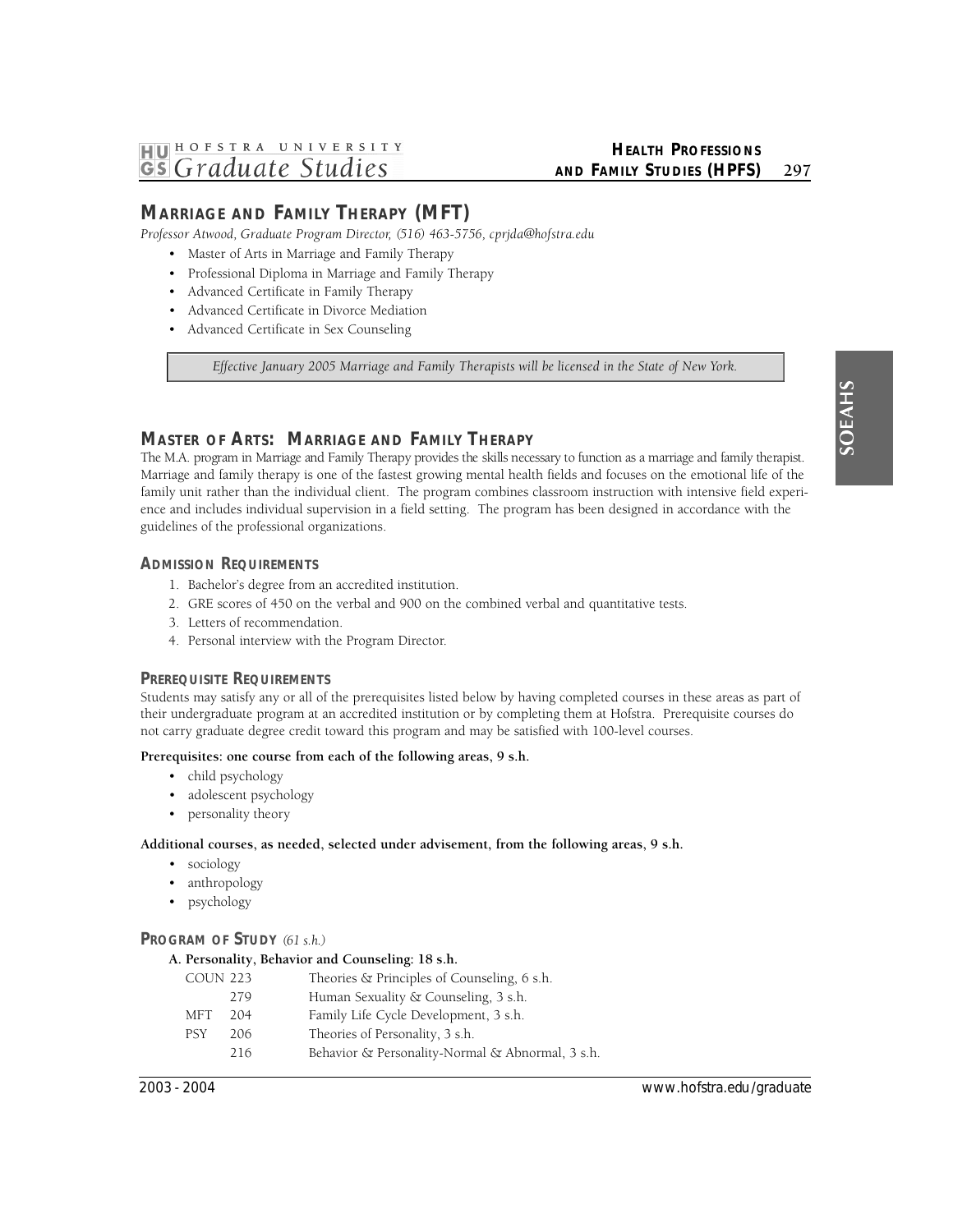## MARRIAGE AND FAMILY THERAPY (MFT)

*Professor Atwood, Graduate Program Director, (516) 463-5756, cprjda@hofstra.edu*

- Master of Arts in Marriage and Family Therapy
- Professional Diploma in Marriage and Family Therapy
- Advanced Certificate in Family Therapy
- Advanced Certificate in Divorce Mediation
- Advanced Certificate in Sex Counseling

*Effective January 2005 Marriage and Family Therapists will be licensed in the State of New York.*

## MASTER OF ARTS: MARRIAGE AND FAMILY THERAPY

The M.A. program in Marriage and Family Therapy provides the skills necessary to function as a marriage and family therapist. Marriage and family therapy is one of the fastest growing mental health fields and focuses on the emotional life of the family unit rather than the individual client. The program combines classroom instruction with intensive field experience and includes individual supervision in a field setting. The program has been designed in accordance with the guidelines of the professional organizations.

### ADMISSION REQUIREMENTS

1. Bachelor's degree from an accredited institution.
2. GRE scores of 450 on the verbal and 900 on the combined verbal and quantitative tests.
3. Letters of recommendation.
4. Personal interview with the Program Director.

### PREREQUISITE REQUIREMENTS

Students may satisfy any or all of the prerequisites listed below by having completed courses in these areas as part of their undergraduate program at an accredited institution or by completing them at Hofstra. Prerequisite courses do not carry graduate degree credit toward this program and may be satisfied with 100-level courses.

**Prerequisites: one course from each of the following areas, 9 s.h.**

- child psychology
- adolescent psychology
- personality theory

**Additional courses, as needed, selected under advisement, from the following areas, 9 s.h.**

- sociology
- anthropology
- psychology

### PROGRAM OF STUDY *(61 s.h.)*

**A. Personality, Behavior and Counseling: 18 s.h.**

| | | |
|---|---|---|
| COUN | 223 | Theories & Principles of Counseling, 6 s.h. |
| | 279 | Human Sexuality & Counseling, 3 s.h. |
| MFT | 204 | Family Life Cycle Development, 3 s.h. |
| PSY | 206 | Theories of Personality, 3 s.h. |
| | 216 | Behavior & Personality-Normal & Abnormal, 3 s.h. |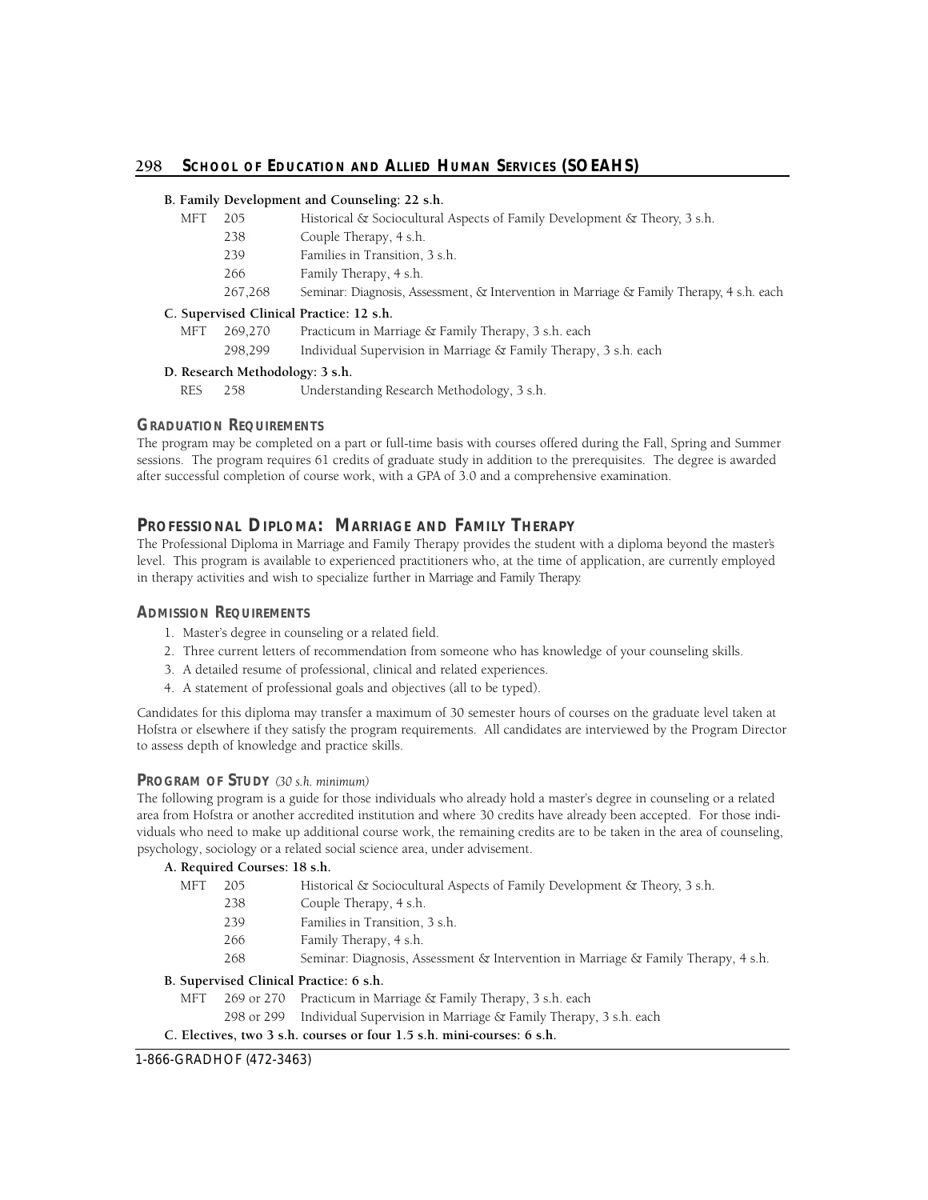**B. Family Development and Counseling: 22 s.h.**

| | | |
|---|---|---|
| MFT | 205 | Historical & Sociocultural Aspects of Family Development & Theory, 3 s.h. |
| | 238 | Couple Therapy, 4 s.h. |
| | 239 | Families in Transition, 3 s.h. |
| | 266 | Family Therapy, 4 s.h. |
| | 267,268 | Seminar: Diagnosis, Assessment, & Intervention in Marriage & Family Therapy, 4 s.h. each |

**C. Supervised Clinical Practice: 12 s.h.**

| | | |
|---|---|---|
| MFT | 269,270 | Practicum in Marriage & Family Therapy, 3 s.h. each |
| | 298,299 | Individual Supervision in Marriage & Family Therapy, 3 s.h. each |

**D. Research Methodology: 3 s.h.**

| | | |
|---|---|---|
| RES | 258 | Understanding Research Methodology, 3 s.h. |

### GRADUATION REQUIREMENTS

The program may be completed on a part or full-time basis with courses offered during the Fall, Spring and Summer sessions. The program requires 61 credits of graduate study in addition to the prerequisites. The degree is awarded after successful completion of course work, with a GPA of 3.0 and a comprehensive examination.

## PROFESSIONAL DIPLOMA: MARRIAGE AND FAMILY THERAPY

The Professional Diploma in Marriage and Family Therapy provides the student with a diploma beyond the master's level. This program is available to experienced practitioners who, at the time of application, are currently employed in therapy activities and wish to specialize further in Marriage and Family Therapy.

### ADMISSION REQUIREMENTS

1. Master's degree in counseling or a related field.
2. Three current letters of recommendation from someone who has knowledge of your counseling skills.
3. A detailed resume of professional, clinical and related experiences.
4. A statement of professional goals and objectives (all to be typed).

Candidates for this diploma may transfer a maximum of 30 semester hours of courses on the graduate level taken at Hofstra or elsewhere if they satisfy the program requirements. All candidates are interviewed by the Program Director to assess depth of knowledge and practice skills.

### PROGRAM OF STUDY *(30 s.h. minimum)*

The following program is a guide for those individuals who already hold a master's degree in counseling or a related area from Hofstra or another accredited institution and where 30 credits have already been accepted. For those individuals who need to make up additional course work, the remaining credits are to be taken in the area of counseling, psychology, sociology or a related social science area, under advisement.

**A. Required Courses: 18 s.h.**

| | | |
|---|---|---|
| MFT | 205 | Historical & Sociocultural Aspects of Family Development & Theory, 3 s.h. |
| | 238 | Couple Therapy, 4 s.h. |
| | 239 | Families in Transition, 3 s.h. |
| | 266 | Family Therapy, 4 s.h. |
| | 268 | Seminar: Diagnosis, Assessment & Intervention in Marriage & Family Therapy, 4 s.h. |

**B. Supervised Clinical Practice: 6 s.h.**

| | | |
|---|---|---|
| MFT | 269 or 270 | Practicum in Marriage & Family Therapy, 3 s.h. each |
| | 298 or 299 | Individual Supervision in Marriage & Family Therapy, 3 s.h. each |

**C. Electives, two 3 s.h. courses or four 1.5 s.h. mini-courses: 6 s.h.**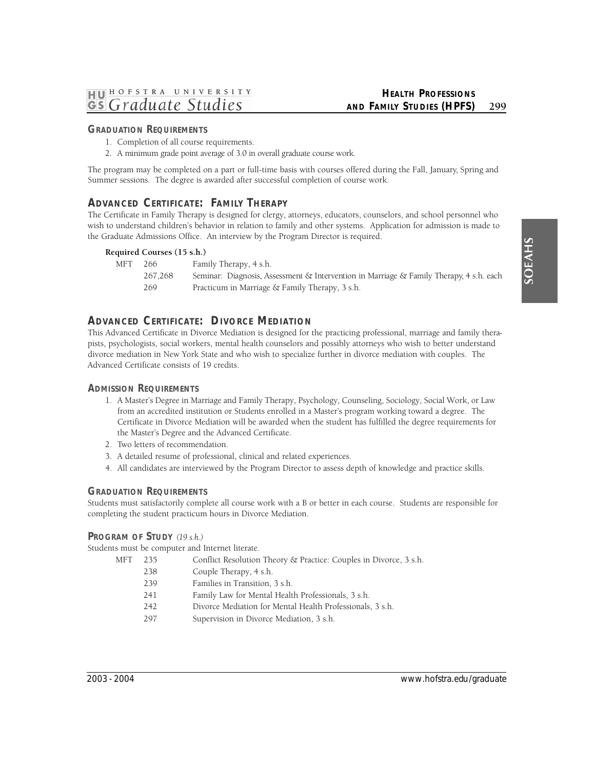### GRADUATION REQUIREMENTS

1. Completion of all course requirements.
2. A minimum grade point average of 3.0 in overall graduate course work.

The program may be completed on a part or full-time basis with courses offered during the Fall, January, Spring and Summer sessions. The degree is awarded after successful completion of course work.

## ADVANCED CERTIFICATE: FAMILY THERAPY

The Certificate in Family Therapy is designed for clergy, attorneys, educators, counselors, and school personnel who wish to understand children's behavior in relation to family and other systems. Application for admission is made to the Graduate Admissions Office. An interview by the Program Director is required.

**Required Courses (15 s.h.)**

| | | |
|---|---|---|
| MFT | 266 | Family Therapy, 4 s.h. |
| | 267,268 | Seminar: Diagnosis, Assessment & Intervention in Marriage & Family Therapy, 4 s.h. each |
| | 269 | Practicum in Marriage & Family Therapy, 3 s.h. |

## ADVANCED CERTIFICATE: DIVORCE MEDIATION

This Advanced Certificate in Divorce Mediation is designed for the practicing professional, marriage and family therapists, psychologists, social workers, mental health counselors and possibly attorneys who wish to better understand divorce mediation in New York State and who wish to specialize further in divorce mediation with couples. The Advanced Certificate consists of 19 credits.

### ADMISSION REQUIREMENTS

1. A Master's Degree in Marriage and Family Therapy, Psychology, Counseling, Sociology, Social Work, or Law from an accredited institution or Students enrolled in a Master's program working toward a degree. The Certificate in Divorce Mediation will be awarded when the student has fulfilled the degree requirements for the Master's Degree and the Advanced Certificate.
2. Two letters of recommendation.
3. A detailed resume of professional, clinical and related experiences.
4. All candidates are interviewed by the Program Director to assess depth of knowledge and practice skills.

### GRADUATION REQUIREMENTS

Students must satisfactorily complete all course work with a B or better in each course. Students are responsible for completing the student practicum hours in Divorce Mediation.

### PROGRAM OF STUDY *(19 s.h.)*

Students must be computer and Internet literate.

| | | |
|---|---|---|
| MFT | 235 | Conflict Resolution Theory & Practice: Couples in Divorce, 3 s.h. |
| | 238 | Couple Therapy, 4 s.h. |
| | 239 | Families in Transition, 3 s.h. |
| | 241 | Family Law for Mental Health Professionals, 3 s.h. |
| | 242 | Divorce Mediation for Mental Health Professionals, 3 s.h. |
| | 297 | Supervision in Divorce Mediation, 3 s.h. |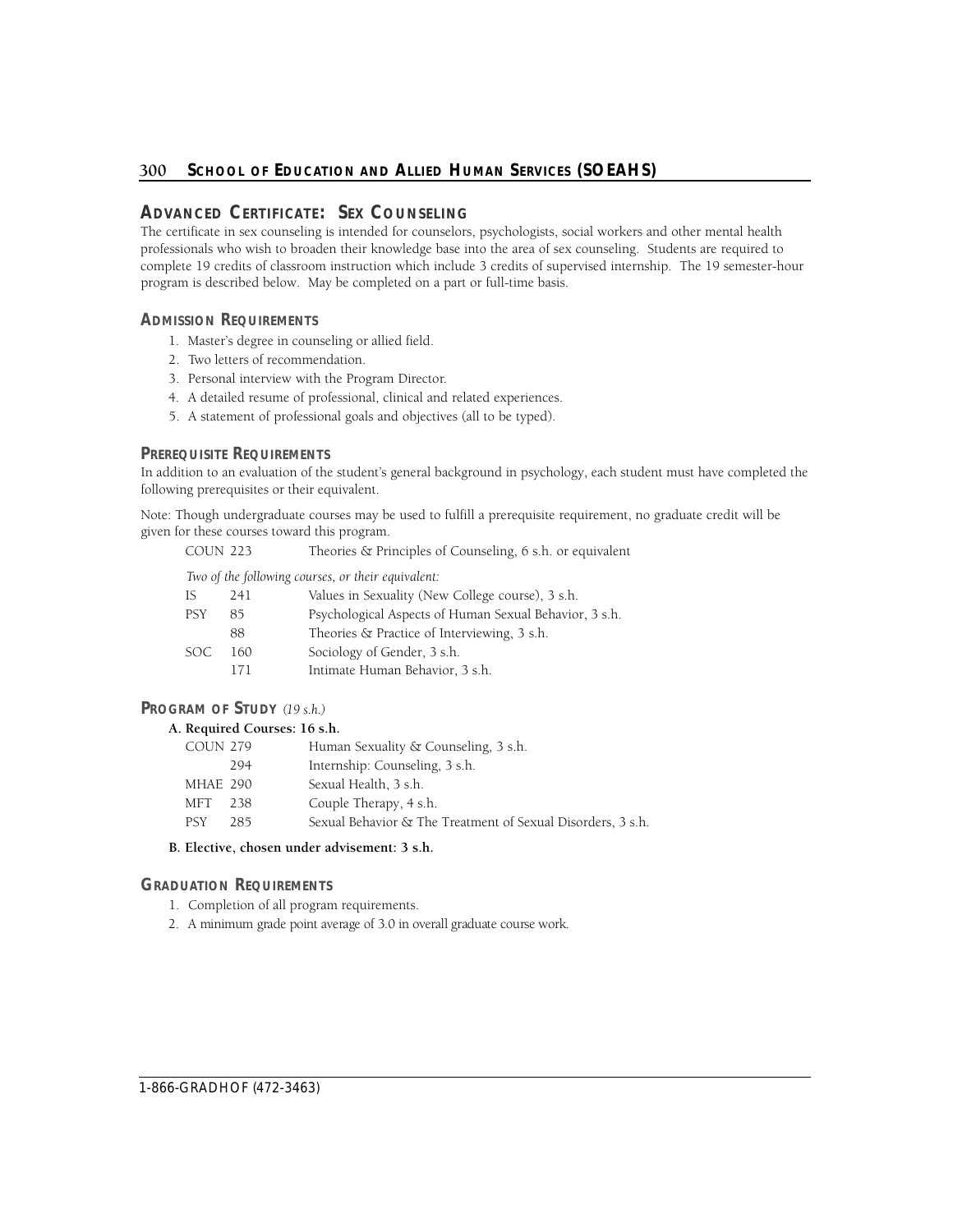## ADVANCED CERTIFICATE: SEX COUNSELING

The certificate in sex counseling is intended for counselors, psychologists, social workers and other mental health professionals who wish to broaden their knowledge base into the area of sex counseling. Students are required to complete 19 credits of classroom instruction which include 3 credits of supervised internship. The 19 semester-hour program is described below. May be completed on a part or full-time basis.

### ADMISSION REQUIREMENTS

1. Master's degree in counseling or allied field.
2. Two letters of recommendation.
3. Personal interview with the Program Director.
4. A detailed resume of professional, clinical and related experiences.
5. A statement of professional goals and objectives (all to be typed).

### PREREQUISITE REQUIREMENTS

In addition to an evaluation of the student's general background in psychology, each student must have completed the following prerequisites or their equivalent.

Note: Though undergraduate courses may be used to fulfill a prerequisite requirement, no graduate credit will be given for these courses toward this program.

COUN 223 Theories & Principles of Counseling, 6 s.h. or equivalent

*Two of the following courses, or their equivalent:*

| | | |
|---|---|---|
| IS | 241 | Values in Sexuality (New College course), 3 s.h. |
| PSY | 85 | Psychological Aspects of Human Sexual Behavior, 3 s.h. |
| | 88 | Theories & Practice of Interviewing, 3 s.h. |
| SOC | 160 | Sociology of Gender, 3 s.h. |
| | 171 | Intimate Human Behavior, 3 s.h. |

### PROGRAM OF STUDY *(19 s.h.)*

**A. Required Courses: 16 s.h.**

| | | |
|---|---|---|
| COUN | 279 | Human Sexuality & Counseling, 3 s.h. |
| | 294 | Internship: Counseling, 3 s.h. |
| MHAE | 290 | Sexual Health, 3 s.h. |
| MFT | 238 | Couple Therapy, 4 s.h. |
| PSY | 285 | Sexual Behavior & The Treatment of Sexual Disorders, 3 s.h. |

**B. Elective, chosen under advisement: 3 s.h.**

### GRADUATION REQUIREMENTS

1. Completion of all program requirements.
2. A minimum grade point average of 3.0 in overall graduate course work.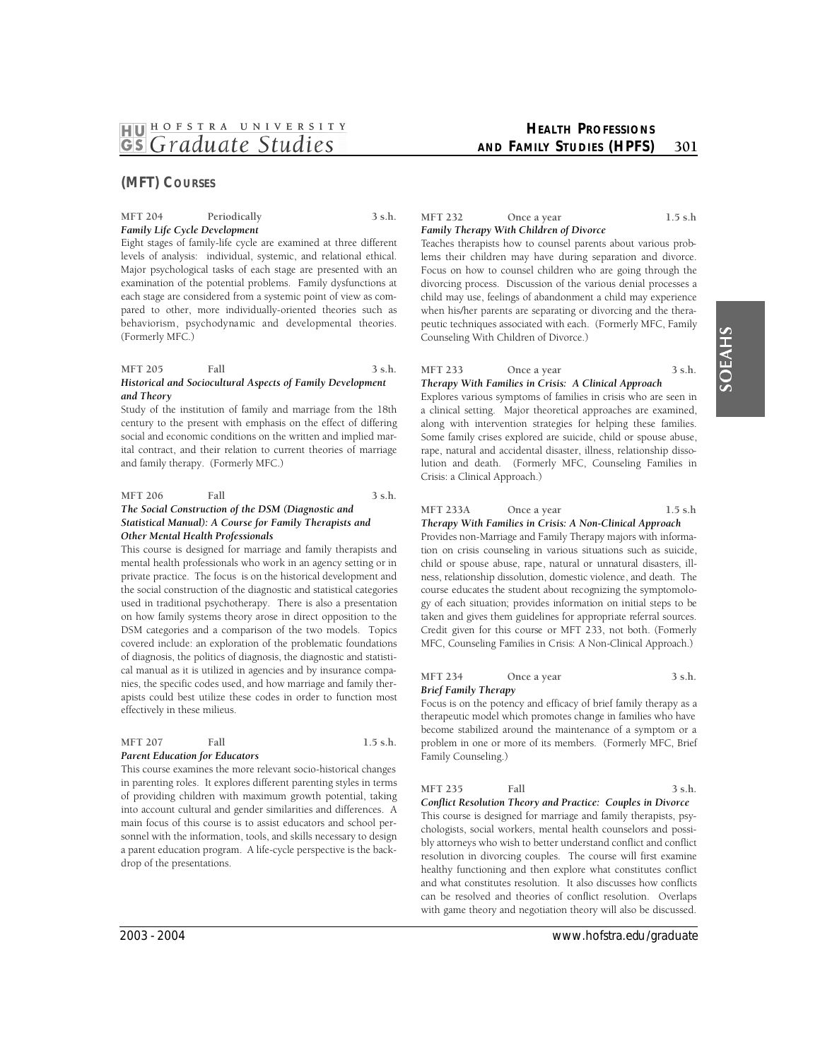## (MFT) Courses

**MFT 204 Periodically 3 s.h.**
***Family Life Cycle Development***

Eight stages of family-life cycle are examined at three different levels of analysis: individual, systemic, and relational ethical. Major psychological tasks of each stage are presented with an examination of the potential problems. Family dysfunctions at each stage are considered from a systemic point of view as compared to other, more individually-oriented theories such as behaviorism, psychodynamic and developmental theories. (Formerly MFC.)

**MFT 205 Fall 3 s.h.**
***Historical and Sociocultural Aspects of Family Development and Theory***

Study of the institution of family and marriage from the 18th century to the present with emphasis on the effect of differing social and economic conditions on the written and implied marital contract, and their relation to current theories of marriage and family therapy. (Formerly MFC.)

**MFT 206 Fall 3 s.h.**
***The Social Construction of the DSM (Diagnostic and Statistical Manual): A Course for Family Therapists and Other Mental Health Professionals***

This course is designed for marriage and family therapists and mental health professionals who work in an agency setting or in private practice. The focus is on the historical development and the social construction of the diagnostic and statistical categories used in traditional psychotherapy. There is also a presentation on how family systems theory arose in direct opposition to the DSM categories and a comparison of the two models. Topics covered include: an exploration of the problematic foundations of diagnosis, the politics of diagnosis, the diagnostic and statistical manual as it is utilized in agencies and by insurance companies, the specific codes used, and how marriage and family therapists could best utilize these codes in order to function most effectively in these milieus.

**MFT 207 Fall 1.5 s.h.**
***Parent Education for Educators***

This course examines the more relevant socio-historical changes in parenting roles. It explores different parenting styles in terms of providing children with maximum growth potential, taking into account cultural and gender similarities and differences. A main focus of this course is to assist educators and school personnel with the information, tools, and skills necessary to design a parent education program. A life-cycle perspective is the backdrop of the presentations.

**MFT 232 Once a year 1.5 s.h**
***Family Therapy With Children of Divorce***

Teaches therapists how to counsel parents about various problems their children may have during separation and divorce. Focus on how to counsel children who are going through the divorcing process. Discussion of the various denial processes a child may use, feelings of abandonment a child may experience when his/her parents are separating or divorcing and the therapeutic techniques associated with each. (Formerly MFC, Family Counseling With Children of Divorce.)

**MFT 233 Once a year 3 s.h.**
***Therapy With Families in Crisis: A Clinical Approach***

Explores various symptoms of families in crisis who are seen in a clinical setting. Major theoretical approaches are examined, along with intervention strategies for helping these families. Some family crises explored are suicide, child or spouse abuse, rape, natural and accidental disaster, illness, relationship dissolution and death. (Formerly MFC, Counseling Families in Crisis: a Clinical Approach.)

**MFT 233A Once a year 1.5 s.h**
***Therapy With Families in Crisis: A Non-Clinical Approach***

Provides non-Marriage and Family Therapy majors with information on crisis counseling in various situations such as suicide, child or spouse abuse, rape, natural or unnatural disasters, illness, relationship dissolution, domestic violence, and death. The course educates the student about recognizing the symptomology of each situation; provides information on initial steps to be taken and gives them guidelines for appropriate referral sources. Credit given for this course or MFT 233, not both. (Formerly MFC, Counseling Families in Crisis: A Non-Clinical Approach.)

**MFT 234 Once a year 3 s.h.**
***Brief Family Therapy***

Focus is on the potency and efficacy of brief family therapy as a therapeutic model which promotes change in families who have become stabilized around the maintenance of a symptom or a problem in one or more of its members. (Formerly MFC, Brief Family Counseling.)

**MFT 235 Fall 3 s.h.**
***Conflict Resolution Theory and Practice: Couples in Divorce***

This course is designed for marriage and family therapists, psychologists, social workers, mental health counselors and possibly attorneys who wish to better understand conflict and conflict resolution in divorcing couples. The course will first examine healthy functioning and then explore what constitutes conflict and what constitutes resolution. It also discusses how conflicts can be resolved and theories of conflict resolution. Overlaps with game theory and negotiation theory will also be discussed.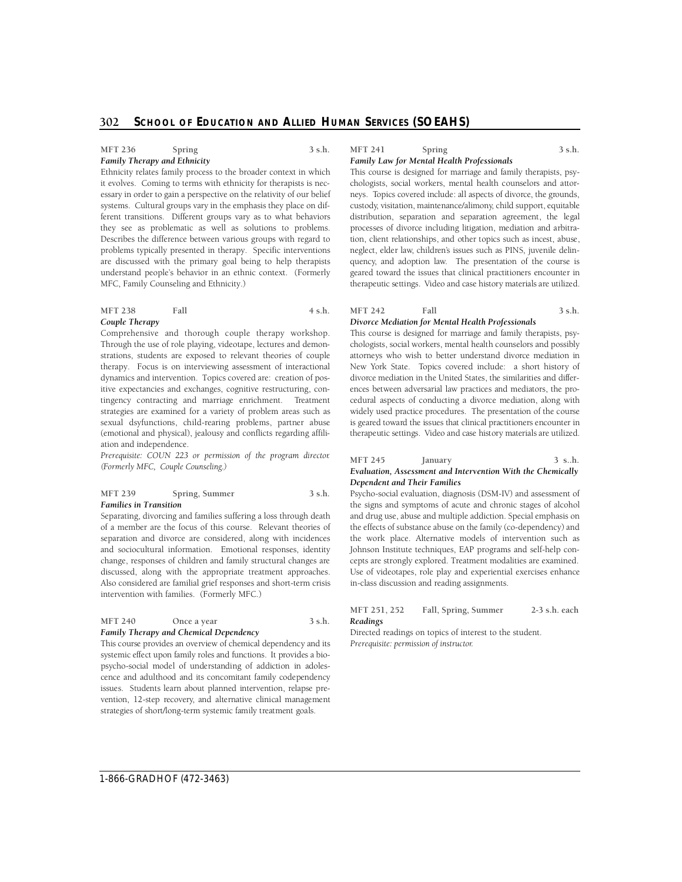**MFT 236 Spring 3 s.h.**
***Family Therapy and Ethnicity***

Ethnicity relates family process to the broader context in which it evolves. Coming to terms with ethnicity for therapists is necessary in order to gain a perspective on the relativity of our belief systems. Cultural groups vary in the emphasis they place on different transitions. Different groups vary as to what behaviors they see as problematic as well as solutions to problems. Describes the difference between various groups with regard to problems typically presented in therapy. Specific interventions are discussed with the primary goal being to help therapists understand people's behavior in an ethnic context. (Formerly MFC, Family Counseling and Ethnicity.)

**MFT 238 Fall 4 s.h.**
***Couple Therapy***

Comprehensive and thorough couple therapy workshop. Through the use of role playing, videotape, lectures and demonstrations, students are exposed to relevant theories of couple therapy. Focus is on interviewing assessment of interactional dynamics and intervention. Topics covered are: creation of positive expectancies and exchanges, cognitive restructuring, contingency contracting and marriage enrichment. Treatment strategies are examined for a variety of problem areas such as sexual dsyfunctions, child-rearing problems, partner abuse (emotional and physical), jealousy and conflicts regarding affiliation and independence.

*Prerequisite: COUN 223 or permission of the program director. (Formerly MFC, Couple Counseling.)*

**MFT 239 Spring, Summer 3 s.h.**
***Families in Transition***

Separating, divorcing and families suffering a loss through death of a member are the focus of this course. Relevant theories of separation and divorce are considered, along with incidences and sociocultural information. Emotional responses, identity change, responses of children and family structural changes are discussed, along with the appropriate treatment approaches. Also considered are familial grief responses and short-term crisis intervention with families. (Formerly MFC.)

**MFT 240 Once a year 3 s.h.**
***Family Therapy and Chemical Dependency***

This course provides an overview of chemical dependency and its systemic effect upon family roles and functions. It provides a bio-psycho-social model of understanding of addiction in adolescence and adulthood and its concomitant family codependency issues. Students learn about planned intervention, relapse prevention, 12-step recovery, and alternative clinical management strategies of short/long-term systemic family treatment goals.

**MFT 241 Spring 3 s.h.**
***Family Law for Mental Health Professionals***

This course is designed for marriage and family therapists, psychologists, social workers, mental health counselors and attorneys. Topics covered include: all aspects of divorce, the grounds, custody, visitation, maintenance/alimony, child support, equitable distribution, separation and separation agreement, the legal processes of divorce including litigation, mediation and arbitration, client relationships, and other topics such as incest, abuse, neglect, elder law, children's issues such as PINS, juvenile delinquency, and adoption law. The presentation of the course is geared toward the issues that clinical practitioners encounter in therapeutic settings. Video and case history materials are utilized.

**MFT 242 Fall 3 s.h.**
***Divorce Mediation for Mental Health Professionals***

This course is designed for marriage and family therapists, psychologists, social workers, mental health counselors and possibly attorneys who wish to better understand divorce mediation in New York State. Topics covered include: a short history of divorce mediation in the United States, the similarities and differences between adversarial law practices and mediators, the procedural aspects of conducting a divorce mediation, along with widely used practice procedures. The presentation of the course is geared toward the issues that clinical practitioners encounter in therapeutic settings. Video and case history materials are utilized.

**MFT 245 January 3 s..h.**
***Evaluation, Assessment and Intervention With the Chemically Dependent and Their Families***

Psycho-social evaluation, diagnosis (DSM-IV) and assessment of the signs and symptoms of acute and chronic stages of alcohol and drug use, abuse and multiple addiction. Special emphasis on the effects of substance abuse on the family (co-dependency) and the work place. Alternative models of intervention such as Johnson Institute techniques, EAP programs and self-help concepts are strongly explored. Treatment modalities are examined. Use of videotapes, role play and experiential exercises enhance in-class discussion and reading assignments.

**MFT 251, 252 Fall, Spring, Summer 2-3 s.h. each**
***Readings***

Directed readings on topics of interest to the student.

*Prerequisite: permission of instructor.*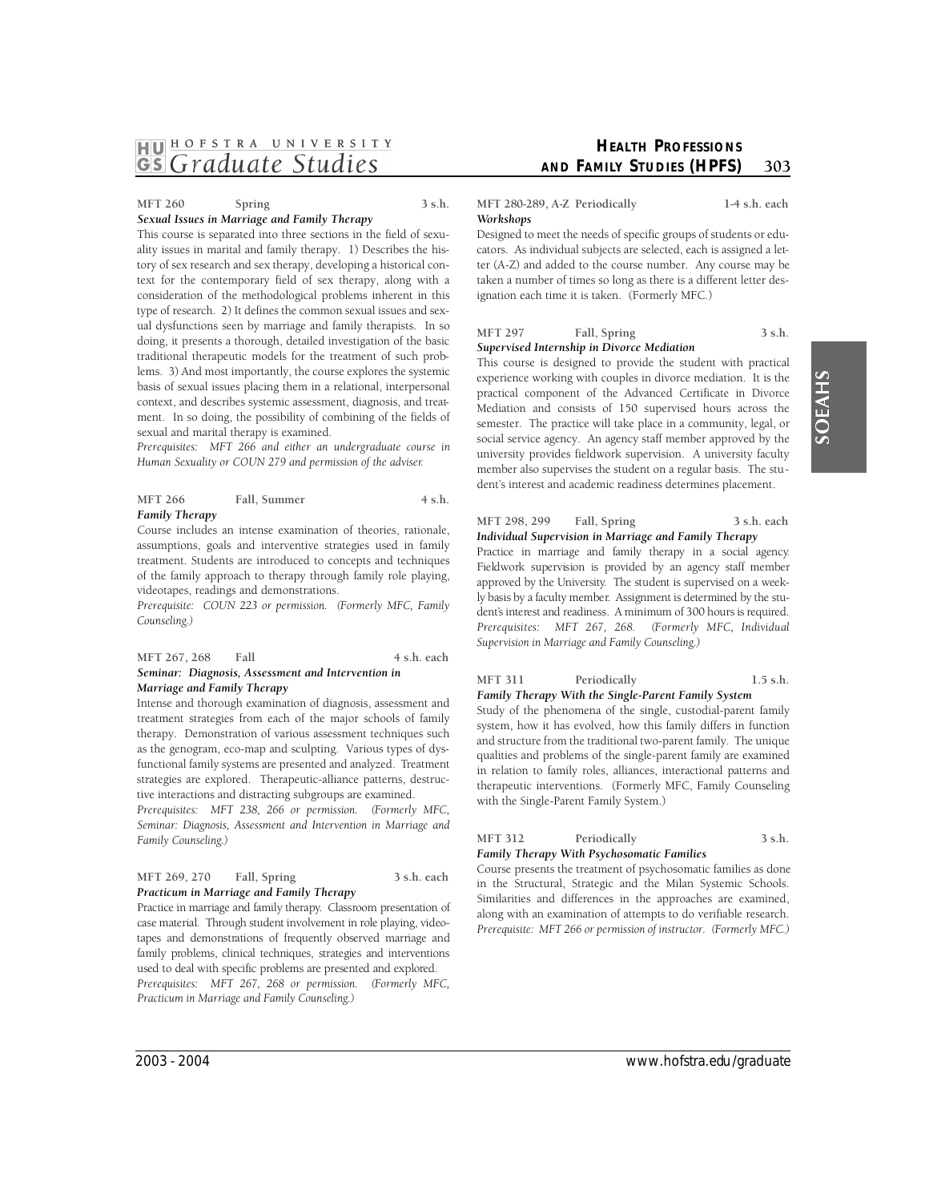**MFT 260** Spring 3 s.h.
***Sexual Issues in Marriage and Family Therapy***

This course is separated into three sections in the field of sexuality issues in marital and family therapy. 1) Describes the history of sex research and sex therapy, developing a historical context for the contemporary field of sex therapy, along with a consideration of the methodological problems inherent in this type of research. 2) It defines the common sexual issues and sexual dysfunctions seen by marriage and family therapists. In so doing, it presents a thorough, detailed investigation of the basic traditional therapeutic models for the treatment of such problems. 3) And most importantly, the course explores the systemic basis of sexual issues placing them in a relational, interpersonal context, and describes systemic assessment, diagnosis, and treatment. In so doing, the possibility of combining of the fields of sexual and marital therapy is examined.

*Prerequisites: MFT 266 and either an undergraduate course in Human Sexuality or COUN 279 and permission of the adviser.*

**MFT 266** Fall, Summer 4 s.h.
***Family Therapy***

Course includes an intense examination of theories, rationale, assumptions, goals and interventive strategies used in family treatment. Students are introduced to concepts and techniques of the family approach to therapy through family role playing, videotapes, readings and demonstrations.

*Prerequisite: COUN 223 or permission. (Formerly MFC, Family Counseling.)*

**MFT 267, 268** Fall 4 s.h. each
***Seminar: Diagnosis, Assessment and Intervention in Marriage and Family Therapy***

Intense and thorough examination of diagnosis, assessment and treatment strategies from each of the major schools of family therapy. Demonstration of various assessment techniques such as the genogram, eco-map and sculpting. Various types of dysfunctional family systems are presented and analyzed. Treatment strategies are explored. Therapeutic-alliance patterns, destructive interactions and distracting subgroups are examined.

*Prerequisites: MFT 238, 266 or permission. (Formerly MFC, Seminar: Diagnosis, Assessment and Intervention in Marriage and Family Counseling.)*

**MFT 269, 270** Fall, Spring 3 s.h. each
***Practicum in Marriage and Family Therapy***

Practice in marriage and family therapy. Classroom presentation of case material. Through student involvement in role playing, videotapes and demonstrations of frequently observed marriage and family problems, clinical techniques, strategies and interventions used to deal with specific problems are presented and explored.

*Prerequisites: MFT 267, 268 or permission. (Formerly MFC, Practicum in Marriage and Family Counseling.)*

**MFT 280-289, A-Z** Periodically 1-4 s.h. each
***Workshops***

Designed to meet the needs of specific groups of students or educators. As individual subjects are selected, each is assigned a letter (A-Z) and added to the course number. Any course may be taken a number of times so long as there is a different letter designation each time it is taken. (Formerly MFC.)

**MFT 297** Fall, Spring 3 s.h.
***Supervised Internship in Divorce Mediation***

This course is designed to provide the student with practical experience working with couples in divorce mediation. It is the practical component of the Advanced Certificate in Divorce Mediation and consists of 150 supervised hours across the semester. The practice will take place in a community, legal, or social service agency. An agency staff member approved by the university provides fieldwork supervision. A university faculty member also supervises the student on a regular basis. The student's interest and academic readiness determines placement.

**MFT 298, 299** Fall, Spring 3 s.h. each
***Individual Supervision in Marriage and Family Therapy***

Practice in marriage and family therapy in a social agency. Fieldwork supervision is provided by an agency staff member approved by the University. The student is supervised on a weekly basis by a faculty member. Assignment is determined by the student's interest and readiness. A minimum of 300 hours is required.

*Prerequisites: MFT 267, 268. (Formerly MFC, Individual Supervision in Marriage and Family Counseling.)*

**MFT 311** Periodically 1.5 s.h.
***Family Therapy With the Single-Parent Family System***

Study of the phenomena of the single, custodial-parent family system, how it has evolved, how this family differs in function and structure from the traditional two-parent family. The unique qualities and problems of the single-parent family are examined in relation to family roles, alliances, interactional patterns and therapeutic interventions. (Formerly MFC, Family Counseling with the Single-Parent Family System.)

**MFT 312** Periodically 3 s.h.
***Family Therapy With Psychosomatic Families***

Course presents the treatment of psychosomatic families as done in the Structural, Strategic and the Milan Systemic Schools. Similarities and differences in the approaches are examined, along with an examination of attempts to do verifiable research.

*Prerequisite: MFT 266 or permission of instructor. (Formerly MFC.)*